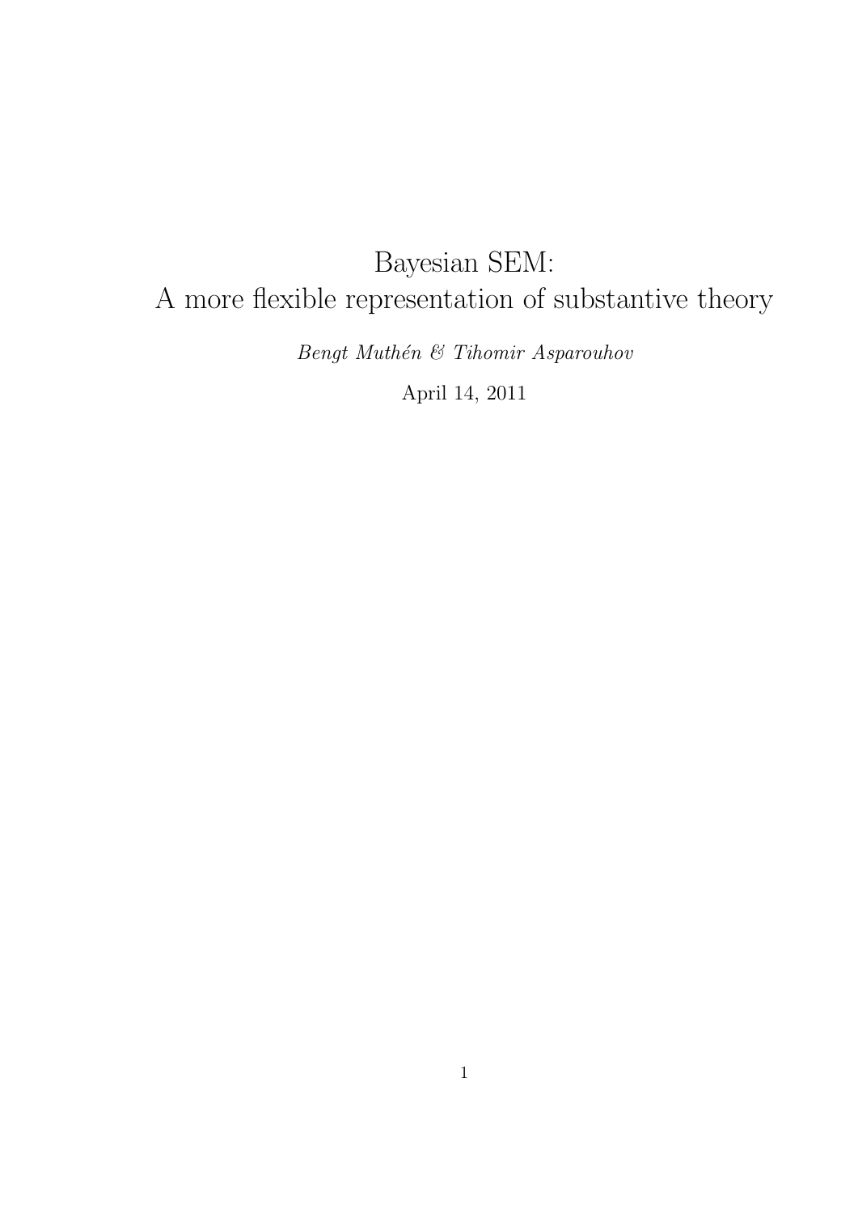# Bayesian SEM: A more flexible representation of substantive theory

*Bengt Muthén & Tihomir Asparouhov*

April 14, 2011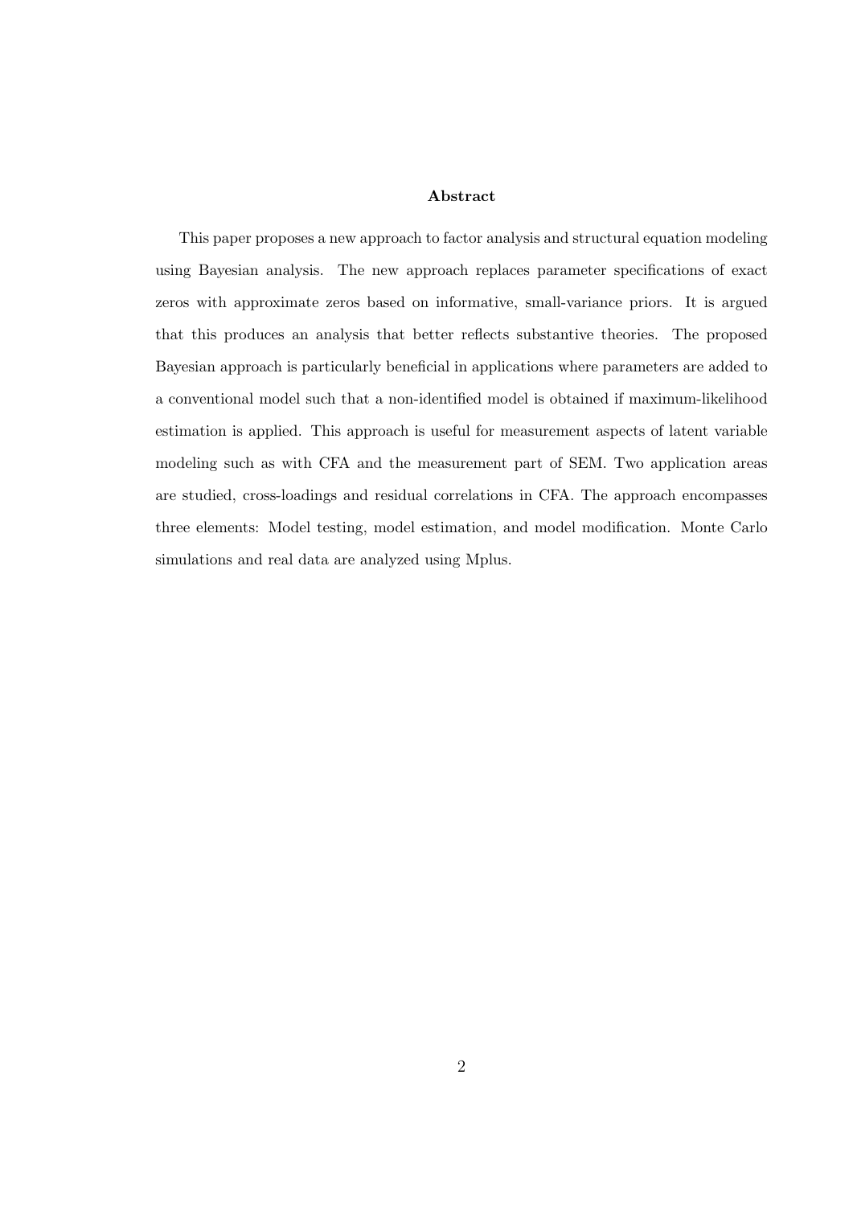## Abstract

This paper proposes a new approach to factor analysis and structural equation modeling using Bayesian analysis. The new approach replaces parameter specifications of exact zeros with approximate zeros based on informative, small-variance priors. It is argued that this produces an analysis that better reflects substantive theories. The proposed Bayesian approach is particularly beneficial in applications where parameters are added to a conventional model such that a non-identified model is obtained if maximum-likelihood estimation is applied. This approach is useful for measurement aspects of latent variable modeling such as with CFA and the measurement part of SEM. Two application areas are studied, cross-loadings and residual correlations in CFA. The approach encompasses three elements: Model testing, model estimation, and model modification. Monte Carlo simulations and real data are analyzed using Mplus.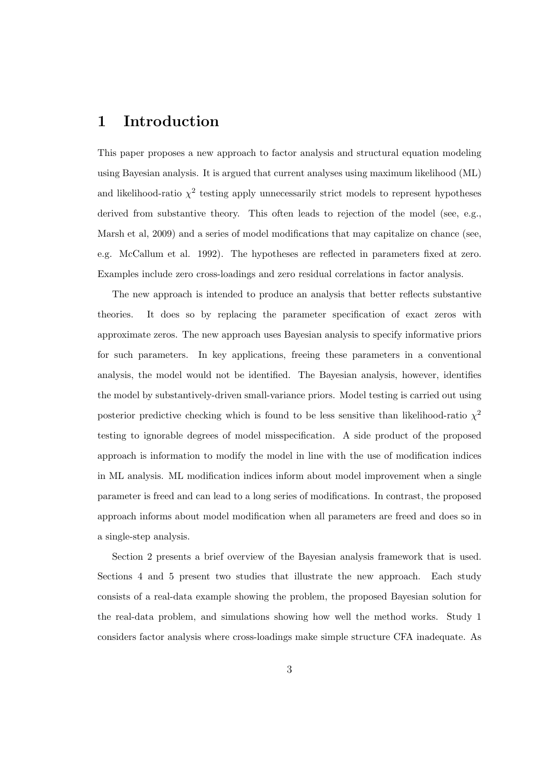# 1 Introduction

This paper proposes a new approach to factor analysis and structural equation modeling using Bayesian analysis. It is argued that current analyses using maximum likelihood (ML) and likelihood-ratio $\chi^2$ testing apply unnecessarily strict models to represent hypotheses derived from substantive theory. This often leads to rejection of the model (see, e.g., Marsh et al, 2009) and a series of model modifications that may capitalize on chance (see, e.g. McCallum et al. 1992). The hypotheses are reflected in parameters fixed at zero. Examples include zero cross-loadings and zero residual correlations in factor analysis.

The new approach is intended to produce an analysis that better reflects substantive theories. It does so by replacing the parameter specification of exact zeros with approximate zeros. The new approach uses Bayesian analysis to specify informative priors for such parameters. In key applications, freeing these parameters in a conventional analysis, the model would not be identified. The Bayesian analysis, however, identifies the model by substantively-driven small-variance priors. Model testing is carried out using posterior predictive checking which is found to be less sensitive than likelihood-ratio $\chi^2$ testing to ignorable degrees of model misspecification. A side product of the proposed approach is information to modify the model in line with the use of modification indices in ML analysis. ML modification indices inform about model improvement when a single parameter is freed and can lead to a long series of modifications. In contrast, the proposed approach informs about model modification when all parameters are freed and does so in a single-step analysis.

Section 2 presents a brief overview of the Bayesian analysis framework that is used. Sections 4 and 5 present two studies that illustrate the new approach. Each study consists of a real-data example showing the problem, the proposed Bayesian solution for the real-data problem, and simulations showing how well the method works. Study 1 considers factor analysis where cross-loadings make simple structure CFA inadequate. As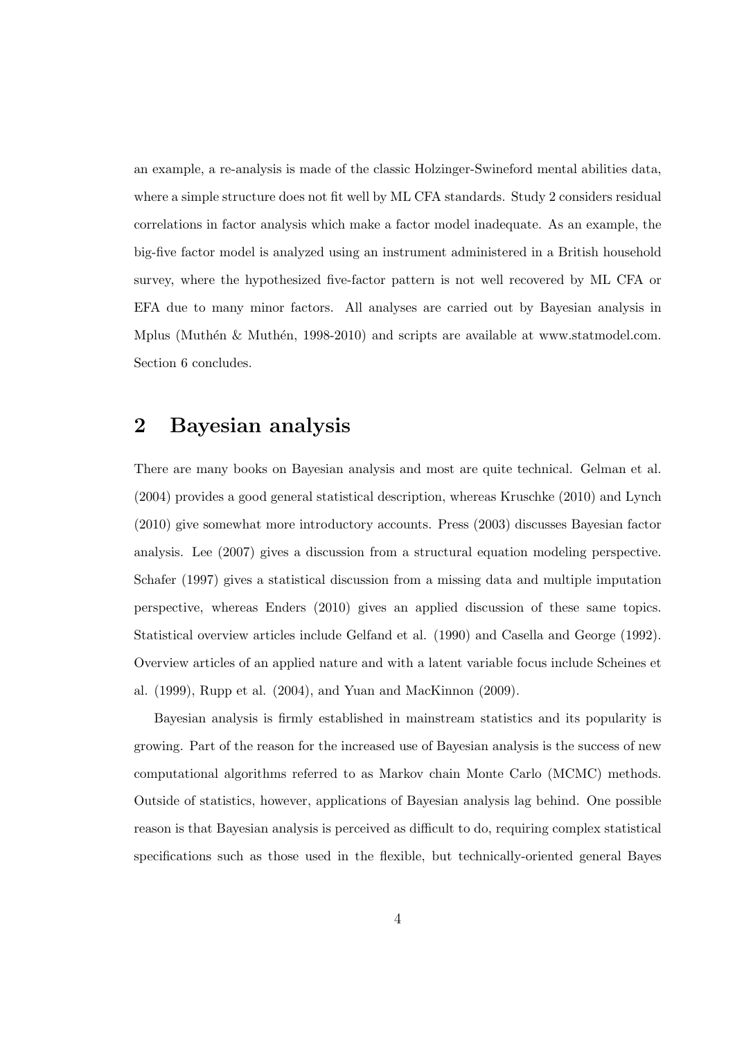an example, a re-analysis is made of the classic Holzinger-Swineford mental abilities data, where a simple structure does not fit well by ML CFA standards. Study 2 considers residual correlations in factor analysis which make a factor model inadequate. As an example, the big-five factor model is analyzed using an instrument administered in a British household survey, where the hypothesized five-factor pattern is not well recovered by ML CFA or EFA due to many minor factors. All analyses are carried out by Bayesian analysis in Mplus (Muthén & Muthén, 1998-2010) and scripts are available at www.statmodel.com. Section 6 concludes.

## 2 Bayesian analysis

There are many books on Bayesian analysis and most are quite technical. Gelman et al. (2004) provides a good general statistical description, whereas Kruschke (2010) and Lynch (2010) give somewhat more introductory accounts. Press (2003) discusses Bayesian factor analysis. Lee (2007) gives a discussion from a structural equation modeling perspective. Schafer (1997) gives a statistical discussion from a missing data and multiple imputation perspective, whereas Enders (2010) gives an applied discussion of these same topics. Statistical overview articles include Gelfand et al. (1990) and Casella and George (1992). Overview articles of an applied nature and with a latent variable focus include Scheines et al. (1999), Rupp et al. (2004), and Yuan and MacKinnon (2009).

Bayesian analysis is firmly established in mainstream statistics and its popularity is growing. Part of the reason for the increased use of Bayesian analysis is the success of new computational algorithms referred to as Markov chain Monte Carlo (MCMC) methods. Outside of statistics, however, applications of Bayesian analysis lag behind. One possible reason is that Bayesian analysis is perceived as difficult to do, requiring complex statistical specifications such as those used in the flexible, but technically-oriented general Bayes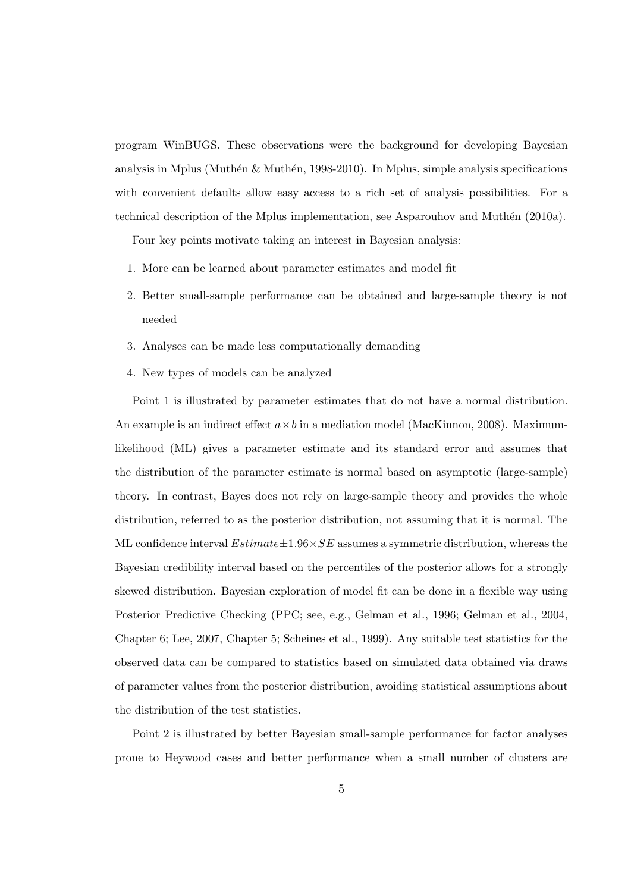program WinBUGS. These observations were the background for developing Bayesian analysis in Mplus (Muthén & Muthén, 1998-2010). In Mplus, simple analysis specifications with convenient defaults allow easy access to a rich set of analysis possibilities. For a technical description of the Mplus implementation, see Asparouhov and Muthén (2010a).

Four key points motivate taking an interest in Bayesian analysis:

1. More can be learned about parameter estimates and model fit
2. Better small-sample performance can be obtained and large-sample theory is not needed
3. Analyses can be made less computationally demanding
4. New types of models can be analyzed

Point 1 is illustrated by parameter estimates that do not have a normal distribution. An example is an indirect effect $a \times b$ in a mediation model (MacKinnon, 2008). Maximum-likelihood (ML) gives a parameter estimate and its standard error and assumes that the distribution of the parameter estimate is normal based on asymptotic (large-sample) theory. In contrast, Bayes does not rely on large-sample theory and provides the whole distribution, referred to as the posterior distribution, not assuming that it is normal. The ML confidence interval $Estimate \pm 1.96 \times SE$ assumes a symmetric distribution, whereas the Bayesian credibility interval based on the percentiles of the posterior allows for a strongly skewed distribution. Bayesian exploration of model fit can be done in a flexible way using Posterior Predictive Checking (PPC; see, e.g., Gelman et al., 1996; Gelman et al., 2004, Chapter 6; Lee, 2007, Chapter 5; Scheines et al., 1999). Any suitable test statistics for the observed data can be compared to statistics based on simulated data obtained via draws of parameter values from the posterior distribution, avoiding statistical assumptions about the distribution of the test statistics.

Point 2 is illustrated by better Bayesian small-sample performance for factor analyses prone to Heywood cases and better performance when a small number of clusters are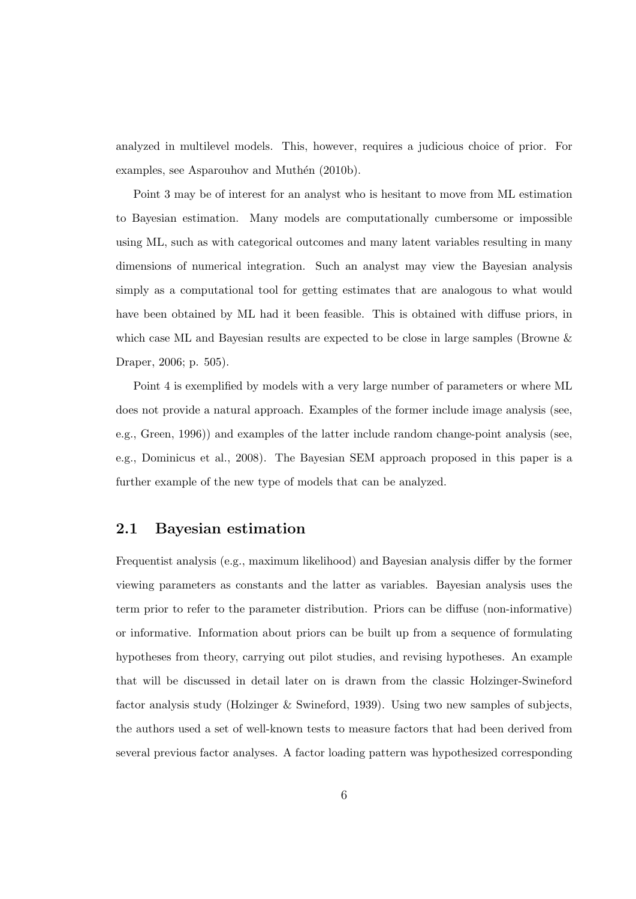analyzed in multilevel models. This, however, requires a judicious choice of prior. For examples, see Asparouhov and Muthén (2010b).

Point 3 may be of interest for an analyst who is hesitant to move from ML estimation to Bayesian estimation. Many models are computationally cumbersome or impossible using ML, such as with categorical outcomes and many latent variables resulting in many dimensions of numerical integration. Such an analyst may view the Bayesian analysis simply as a computational tool for getting estimates that are analogous to what would have been obtained by ML had it been feasible. This is obtained with diffuse priors, in which case ML and Bayesian results are expected to be close in large samples (Browne & Draper, 2006; p. 505).

Point 4 is exemplified by models with a very large number of parameters or where ML does not provide a natural approach. Examples of the former include image analysis (see, e.g., Green, 1996)) and examples of the latter include random change-point analysis (see, e.g., Dominicus et al., 2008). The Bayesian SEM approach proposed in this paper is a further example of the new type of models that can be analyzed.

## 2.1 Bayesian estimation

Frequentist analysis (e.g., maximum likelihood) and Bayesian analysis differ by the former viewing parameters as constants and the latter as variables. Bayesian analysis uses the term prior to refer to the parameter distribution. Priors can be diffuse (non-informative) or informative. Information about priors can be built up from a sequence of formulating hypotheses from theory, carrying out pilot studies, and revising hypotheses. An example that will be discussed in detail later on is drawn from the classic Holzinger-Swineford factor analysis study (Holzinger & Swineford, 1939). Using two new samples of subjects, the authors used a set of well-known tests to measure factors that had been derived from several previous factor analyses. A factor loading pattern was hypothesized corresponding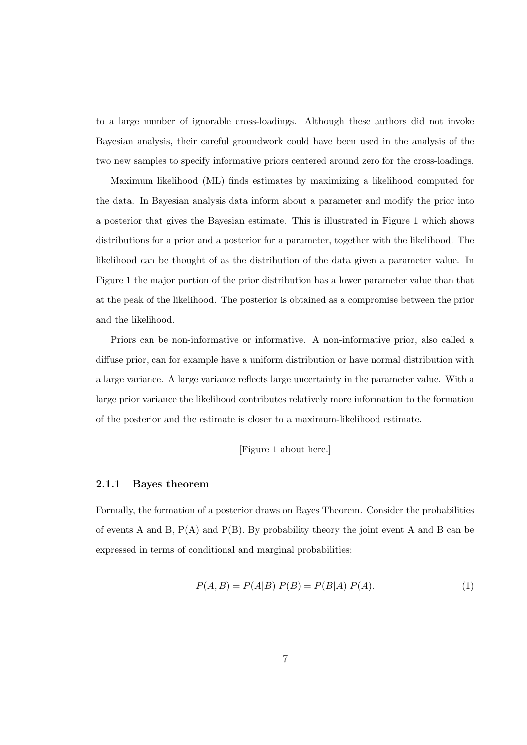to a large number of ignorable cross-loadings. Although these authors did not invoke Bayesian analysis, their careful groundwork could have been used in the analysis of the two new samples to specify informative priors centered around zero for the cross-loadings.

Maximum likelihood (ML) finds estimates by maximizing a likelihood computed for the data. In Bayesian analysis data inform about a parameter and modify the prior into a posterior that gives the Bayesian estimate. This is illustrated in Figure 1 which shows distributions for a prior and a posterior for a parameter, together with the likelihood. The likelihood can be thought of as the distribution of the data given a parameter value. In Figure 1 the major portion of the prior distribution has a lower parameter value than that at the peak of the likelihood. The posterior is obtained as a compromise between the prior and the likelihood.

Priors can be non-informative or informative. A non-informative prior, also called a diffuse prior, can for example have a uniform distribution or have normal distribution with a large variance. A large variance reflects large uncertainty in the parameter value. With a large prior variance the likelihood contributes relatively more information to the formation of the posterior and the estimate is closer to a maximum-likelihood estimate.

[Figure 1 about here.]

### 2.1.1 Bayes theorem

Formally, the formation of a posterior draws on Bayes Theorem. Consider the probabilities of events A and B, P(A) and P(B). By probability theory the joint event A and B can be expressed in terms of conditional and marginal probabilities:

$$P(A, B) = P(A|B)\ P(B) = P(B|A)\ P(A). \tag{1}$$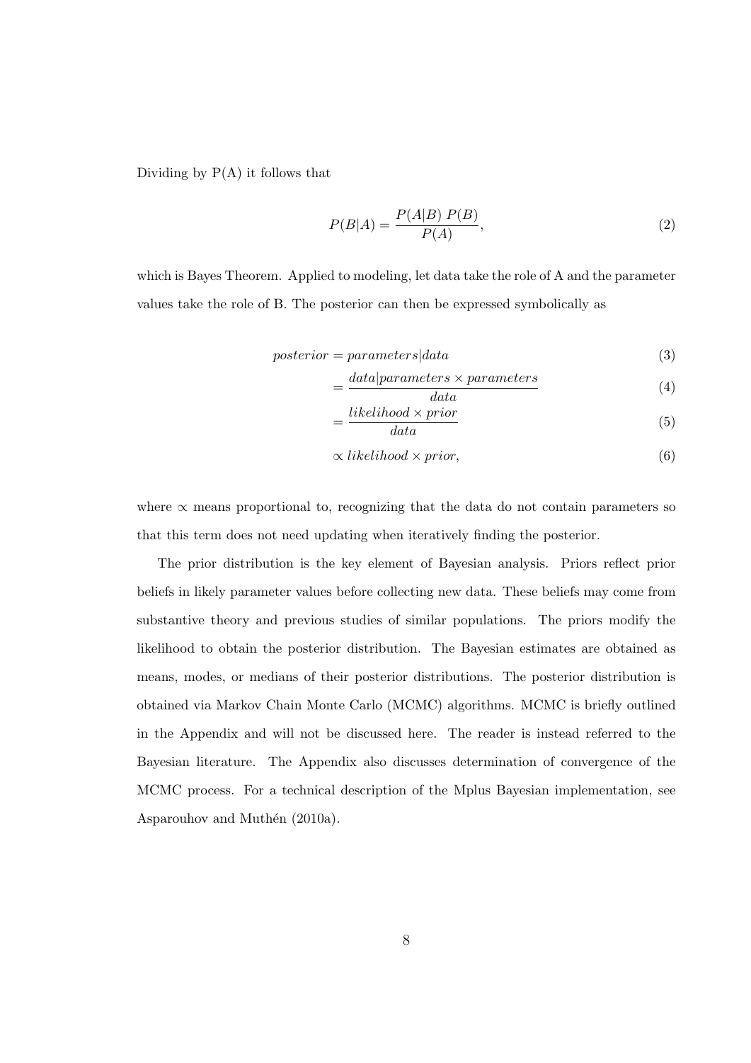Dividing by P(A) it follows that

$$P(B|A) = \frac{P(A|B)\ P(B)}{P(A)}, \tag{2}$$

which is Bayes Theorem. Applied to modeling, let data take the role of A and the parameter values take the role of B. The posterior can then be expressed symbolically as

$$
\begin{aligned}
posterior &= parameters|data && (3)\\
&= \frac{data|parameters \times parameters}{data} && (4)\\
&= \frac{likelihood \times prior}{data} && (5)\\
&\propto likelihood \times prior, && (6)
\end{aligned}
$$

where $\propto$ means proportional to, recognizing that the data do not contain parameters so that this term does not need updating when iteratively finding the posterior.

The prior distribution is the key element of Bayesian analysis. Priors reflect prior beliefs in likely parameter values before collecting new data. These beliefs may come from substantive theory and previous studies of similar populations. The priors modify the likelihood to obtain the posterior distribution. The Bayesian estimates are obtained as means, modes, or medians of their posterior distributions. The posterior distribution is obtained via Markov Chain Monte Carlo (MCMC) algorithms. MCMC is briefly outlined in the Appendix and will not be discussed here. The reader is instead referred to the Bayesian literature. The Appendix also discusses determination of convergence of the MCMC process. For a technical description of the Mplus Bayesian implementation, see Asparouhov and Muthén (2010a).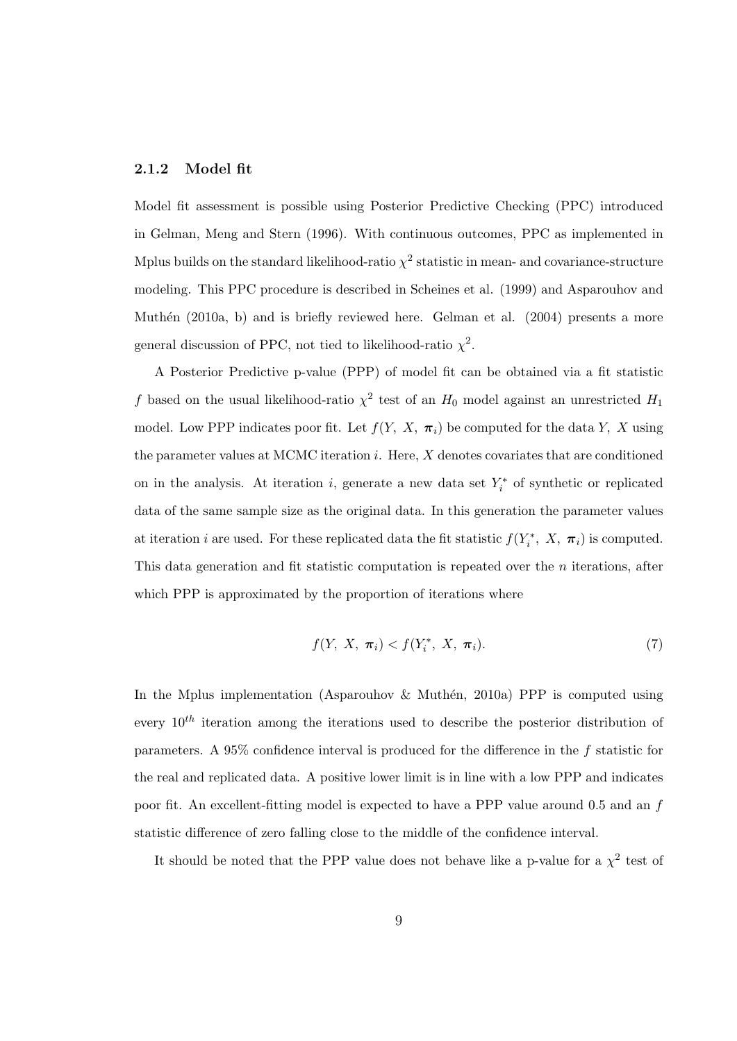### 2.1.2 Model fit

Model fit assessment is possible using Posterior Predictive Checking (PPC) introduced in Gelman, Meng and Stern (1996). With continuous outcomes, PPC as implemented in Mplus builds on the standard likelihood-ratio $\chi^2$ statistic in mean- and covariance-structure modeling. This PPC procedure is described in Scheines et al. (1999) and Asparouhov and Muthén (2010a, b) and is briefly reviewed here. Gelman et al. (2004) presents a more general discussion of PPC, not tied to likelihood-ratio $\chi^2$.

A Posterior Predictive p-value (PPP) of model fit can be obtained via a fit statistic $f$ based on the usual likelihood-ratio $\chi^2$ test of an $H_0$ model against an unrestricted $H_1$ model. Low PPP indicates poor fit. Let $f(Y,\ X,\ \boldsymbol{\pi}_i)$ be computed for the data $Y,\ X$ using the parameter values at MCMC iteration $i$. Here, $X$ denotes covariates that are conditioned on in the analysis. At iteration $i$, generate a new data set $Y_i^*$ of synthetic or replicated data of the same sample size as the original data. In this generation the parameter values at iteration $i$ are used. For these replicated data the fit statistic $f(Y_i^*,\ X,\ \boldsymbol{\pi}_i)$ is computed. This data generation and fit statistic computation is repeated over the $n$ iterations, after which PPP is approximated by the proportion of iterations where

$$f(Y,\ X,\ \boldsymbol{\pi}_i) < f(Y_i^*,\ X,\ \boldsymbol{\pi}_i). \tag{7}$$

In the Mplus implementation (Asparouhov & Muthén, 2010a) PPP is computed using every $10^{th}$ iteration among the iterations used to describe the posterior distribution of parameters. A 95% confidence interval is produced for the difference in the $f$ statistic for the real and replicated data. A positive lower limit is in line with a low PPP and indicates poor fit. An excellent-fitting model is expected to have a PPP value around 0.5 and an $f$ statistic difference of zero falling close to the middle of the confidence interval.

It should be noted that the PPP value does not behave like a p-value for a $\chi^2$ test of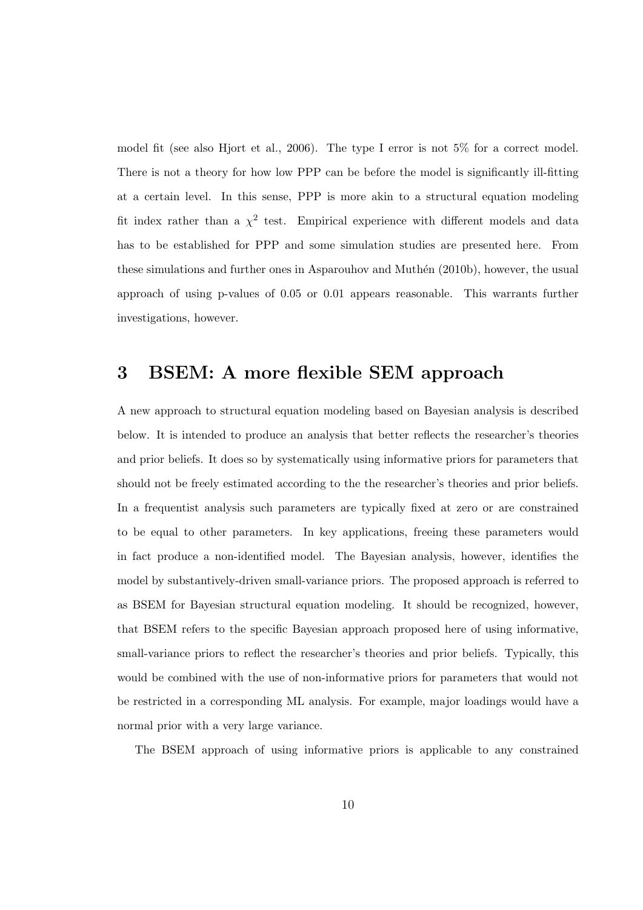model fit (see also Hjort et al., 2006). The type I error is not 5% for a correct model. There is not a theory for how low PPP can be before the model is significantly ill-fitting at a certain level. In this sense, PPP is more akin to a structural equation modeling fit index rather than a $\chi^2$ test. Empirical experience with different models and data has to be established for PPP and some simulation studies are presented here. From these simulations and further ones in Asparouhov and Muthén (2010b), however, the usual approach of using p-values of 0.05 or 0.01 appears reasonable. This warrants further investigations, however.

## 3 BSEM: A more flexible SEM approach

A new approach to structural equation modeling based on Bayesian analysis is described below. It is intended to produce an analysis that better reflects the researcher's theories and prior beliefs. It does so by systematically using informative priors for parameters that should not be freely estimated according to the the researcher's theories and prior beliefs. In a frequentist analysis such parameters are typically fixed at zero or are constrained to be equal to other parameters. In key applications, freeing these parameters would in fact produce a non-identified model. The Bayesian analysis, however, identifies the model by substantively-driven small-variance priors. The proposed approach is referred to as BSEM for Bayesian structural equation modeling. It should be recognized, however, that BSEM refers to the specific Bayesian approach proposed here of using informative, small-variance priors to reflect the researcher's theories and prior beliefs. Typically, this would be combined with the use of non-informative priors for parameters that would not be restricted in a corresponding ML analysis. For example, major loadings would have a normal prior with a very large variance.

The BSEM approach of using informative priors is applicable to any constrained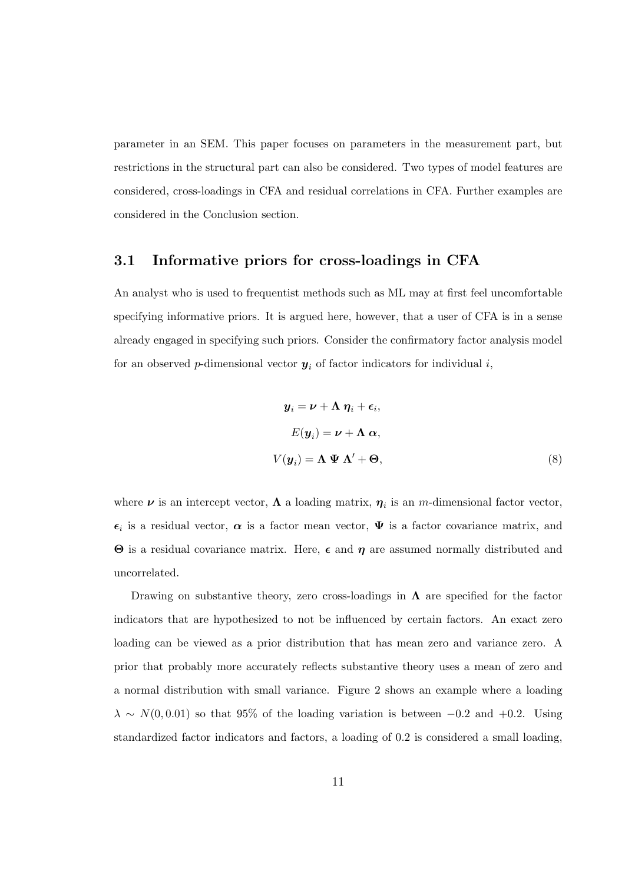parameter in an SEM. This paper focuses on parameters in the measurement part, but restrictions in the structural part can also be considered. Two types of model features are considered, cross-loadings in CFA and residual correlations in CFA. Further examples are considered in the Conclusion section.

### 3.1 Informative priors for cross-loadings in CFA

An analyst who is used to frequentist methods such as ML may at first feel uncomfortable specifying informative priors. It is argued here, however, that a user of CFA is in a sense already engaged in specifying such priors. Consider the confirmatory factor analysis model for an observed $p$-dimensional vector $\boldsymbol{y}_i$ of factor indicators for individual $i$,

$$
\begin{aligned}
\boldsymbol{y}_i &= \boldsymbol{\nu} + \boldsymbol{\Lambda}\, \boldsymbol{\eta}_i + \boldsymbol{\epsilon}_i, \\
E(\boldsymbol{y}_i) &= \boldsymbol{\nu} + \boldsymbol{\Lambda}\, \boldsymbol{\alpha}, \\
V(\boldsymbol{y}_i) &= \boldsymbol{\Lambda}\, \boldsymbol{\Psi}\, \boldsymbol{\Lambda}' + \boldsymbol{\Theta},
\end{aligned}
\tag{8}
$$

where $\boldsymbol{\nu}$ is an intercept vector, $\boldsymbol{\Lambda}$ a loading matrix, $\boldsymbol{\eta}_i$ is an $m$-dimensional factor vector, $\boldsymbol{\epsilon}_i$ is a residual vector, $\boldsymbol{\alpha}$ is a factor mean vector, $\boldsymbol{\Psi}$ is a factor covariance matrix, and $\boldsymbol{\Theta}$ is a residual covariance matrix. Here, $\boldsymbol{\epsilon}$ and $\boldsymbol{\eta}$ are assumed normally distributed and uncorrelated.

Drawing on substantive theory, zero cross-loadings in $\boldsymbol{\Lambda}$ are specified for the factor indicators that are hypothesized to not be influenced by certain factors. An exact zero loading can be viewed as a prior distribution that has mean zero and variance zero. A prior that probably more accurately reflects substantive theory uses a mean of zero and a normal distribution with small variance. Figure 2 shows an example where a loading $\lambda \sim N(0, 0.01)$ so that 95% of the loading variation is between $-0.2$ and $+0.2$. Using standardized factor indicators and factors, a loading of 0.2 is considered a small loading,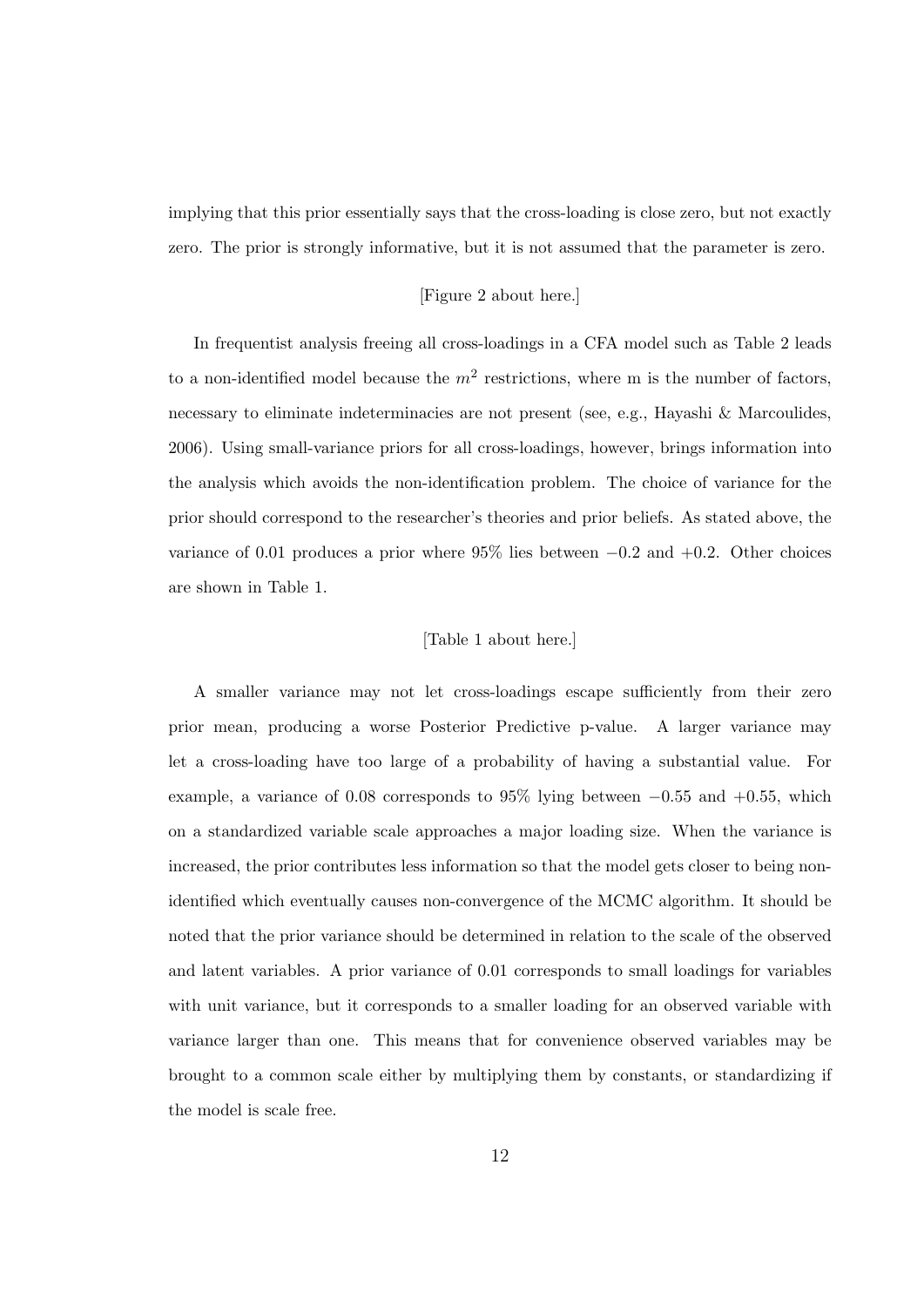implying that this prior essentially says that the cross-loading is close zero, but not exactly zero. The prior is strongly informative, but it is not assumed that the parameter is zero.

[Figure 2 about here.]

In frequentist analysis freeing all cross-loadings in a CFA model such as Table 2 leads to a non-identified model because the $m^2$ restrictions, where m is the number of factors, necessary to eliminate indeterminacies are not present (see, e.g., Hayashi & Marcoulides, 2006). Using small-variance priors for all cross-loadings, however, brings information into the analysis which avoids the non-identification problem. The choice of variance for the prior should correspond to the researcher's theories and prior beliefs. As stated above, the variance of 0.01 produces a prior where 95% lies between $-0.2$ and $+0.2$. Other choices are shown in Table 1.

[Table 1 about here.]

A smaller variance may not let cross-loadings escape sufficiently from their zero prior mean, producing a worse Posterior Predictive p-value. A larger variance may let a cross-loading have too large of a probability of having a substantial value. For example, a variance of 0.08 corresponds to 95% lying between $-0.55$ and $+0.55$, which on a standardized variable scale approaches a major loading size. When the variance is increased, the prior contributes less information so that the model gets closer to being non-identified which eventually causes non-convergence of the MCMC algorithm. It should be noted that the prior variance should be determined in relation to the scale of the observed and latent variables. A prior variance of 0.01 corresponds to small loadings for variables with unit variance, but it corresponds to a smaller loading for an observed variable with variance larger than one. This means that for convenience observed variables may be brought to a common scale either by multiplying them by constants, or standardizing if the model is scale free.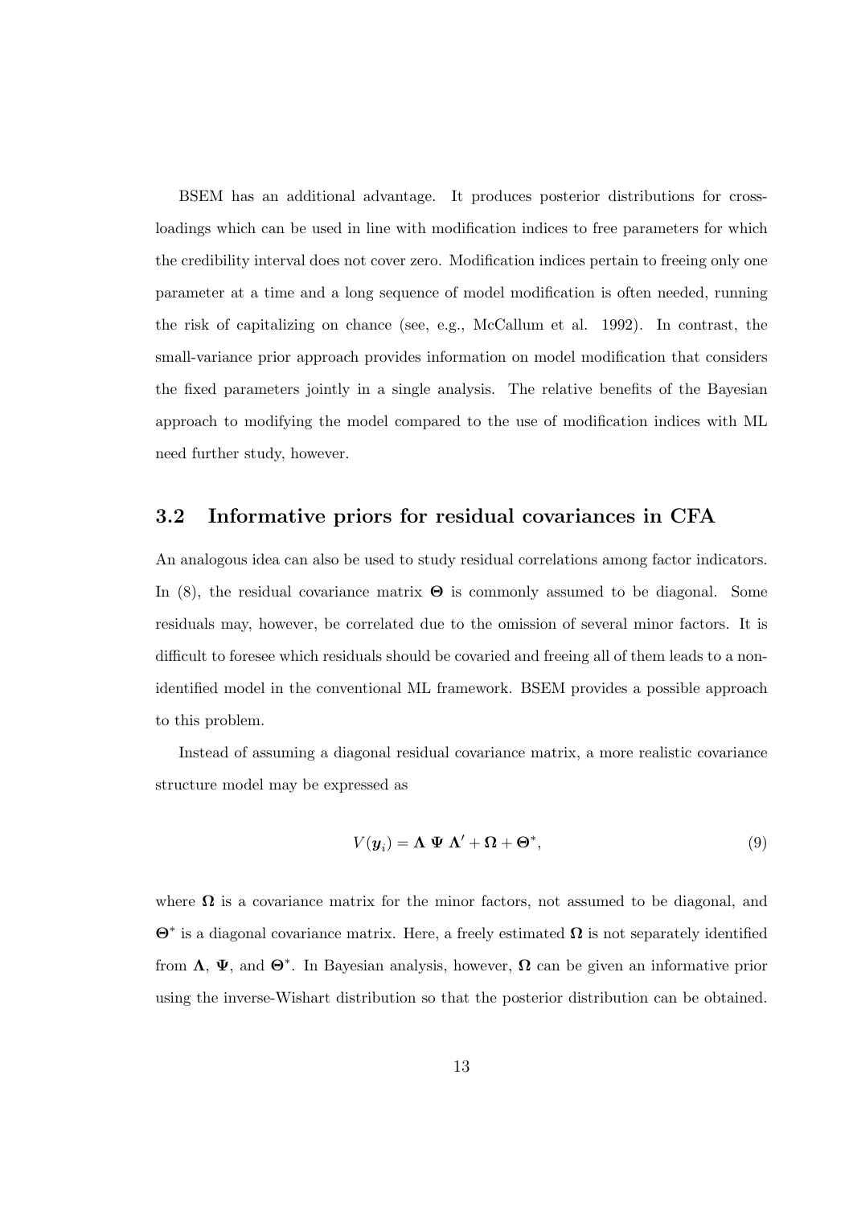BSEM has an additional advantage. It produces posterior distributions for cross-loadings which can be used in line with modification indices to free parameters for which the credibility interval does not cover zero. Modification indices pertain to freeing only one parameter at a time and a long sequence of model modification is often needed, running the risk of capitalizing on chance (see, e.g., McCallum et al. 1992). In contrast, the small-variance prior approach provides information on model modification that considers the fixed parameters jointly in a single analysis. The relative benefits of the Bayesian approach to modifying the model compared to the use of modification indices with ML need further study, however.

## 3.2 Informative priors for residual covariances in CFA

An analogous idea can also be used to study residual correlations among factor indicators. In (8), the residual covariance matrix $\boldsymbol{\Theta}$ is commonly assumed to be diagonal. Some residuals may, however, be correlated due to the omission of several minor factors. It is difficult to foresee which residuals should be covaried and freeing all of them leads to a non-identified model in the conventional ML framework. BSEM provides a possible approach to this problem.

Instead of assuming a diagonal residual covariance matrix, a more realistic covariance structure model may be expressed as

$$V(\boldsymbol{y}_i) = \boldsymbol{\Lambda}\ \boldsymbol{\Psi}\ \boldsymbol{\Lambda}' + \boldsymbol{\Omega} + \boldsymbol{\Theta}^*, \tag{9}$$

where $\boldsymbol{\Omega}$ is a covariance matrix for the minor factors, not assumed to be diagonal, and $\boldsymbol{\Theta}^*$ is a diagonal covariance matrix. Here, a freely estimated $\boldsymbol{\Omega}$ is not separately identified from $\boldsymbol{\Lambda}$, $\boldsymbol{\Psi}$, and $\boldsymbol{\Theta}^*$. In Bayesian analysis, however, $\boldsymbol{\Omega}$ can be given an informative prior using the inverse-Wishart distribution so that the posterior distribution can be obtained.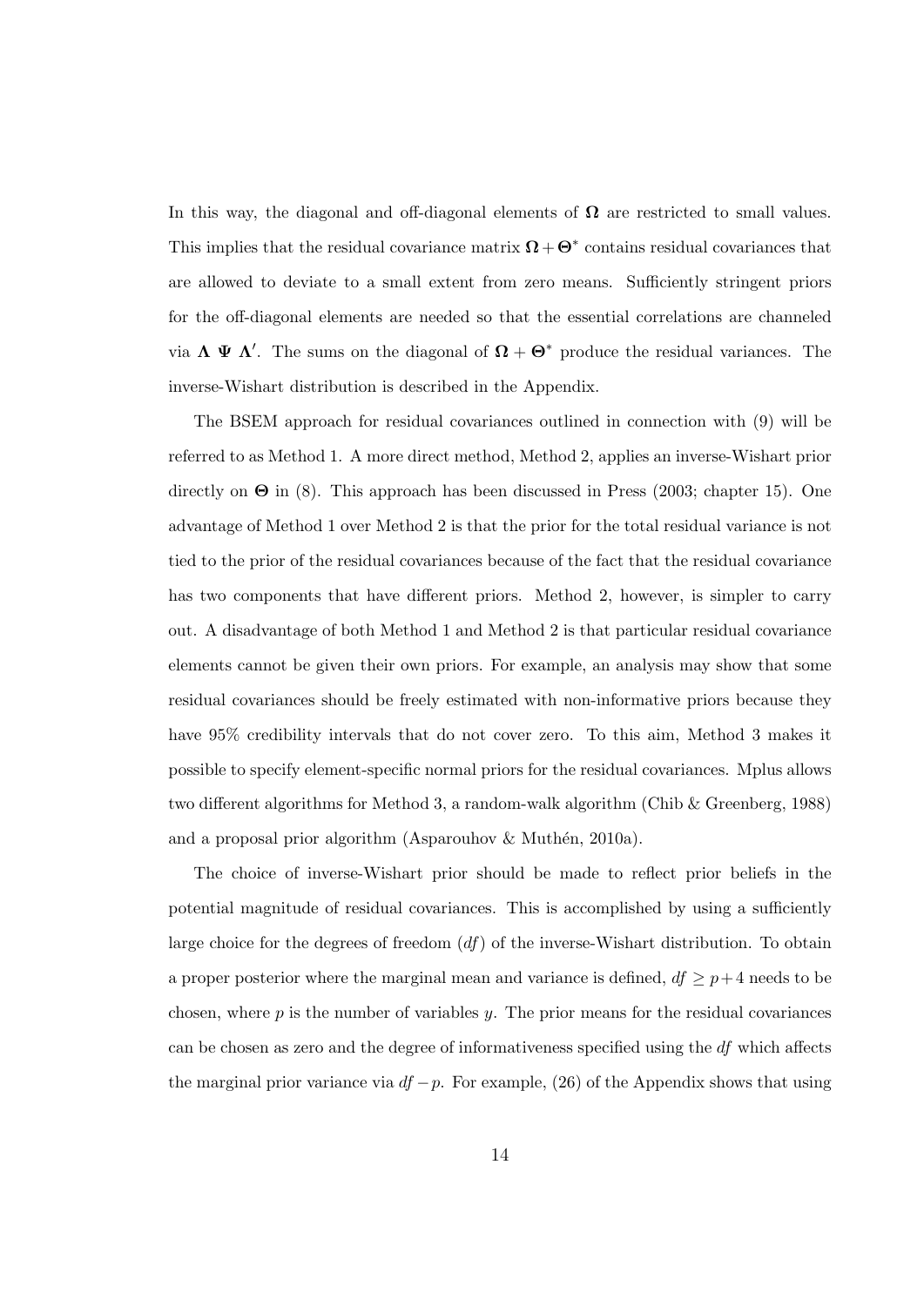In this way, the diagonal and off-diagonal elements of $\mathbf{\Omega}$ are restricted to small values. This implies that the residual covariance matrix $\mathbf{\Omega} + \mathbf{\Theta}^*$ contains residual covariances that are allowed to deviate to a small extent from zero means. Sufficiently stringent priors for the off-diagonal elements are needed so that the essential correlations are channeled via $\mathbf{\Lambda}\ \mathbf{\Psi}\ \mathbf{\Lambda}'$. The sums on the diagonal of $\mathbf{\Omega} + \mathbf{\Theta}^*$ produce the residual variances. The inverse-Wishart distribution is described in the Appendix.

The BSEM approach for residual covariances outlined in connection with (9) will be referred to as Method 1. A more direct method, Method 2, applies an inverse-Wishart prior directly on $\mathbf{\Theta}$ in (8). This approach has been discussed in Press (2003; chapter 15). One advantage of Method 1 over Method 2 is that the prior for the total residual variance is not tied to the prior of the residual covariances because of the fact that the residual covariance has two components that have different priors. Method 2, however, is simpler to carry out. A disadvantage of both Method 1 and Method 2 is that particular residual covariance elements cannot be given their own priors. For example, an analysis may show that some residual covariances should be freely estimated with non-informative priors because they have 95% credibility intervals that do not cover zero. To this aim, Method 3 makes it possible to specify element-specific normal priors for the residual covariances. Mplus allows two different algorithms for Method 3, a random-walk algorithm (Chib & Greenberg, 1988) and a proposal prior algorithm (Asparouhov & Muthén, 2010a).

The choice of inverse-Wishart prior should be made to reflect prior beliefs in the potential magnitude of residual covariances. This is accomplished by using a sufficiently large choice for the degrees of freedom (*df*) of the inverse-Wishart distribution. To obtain a proper posterior where the marginal mean and variance is defined, $df \geq p+4$ needs to be chosen, where $p$ is the number of variables $y$. The prior means for the residual covariances can be chosen as zero and the degree of informativeness specified using the *df* which affects the marginal prior variance via $df - p$. For example, (26) of the Appendix shows that using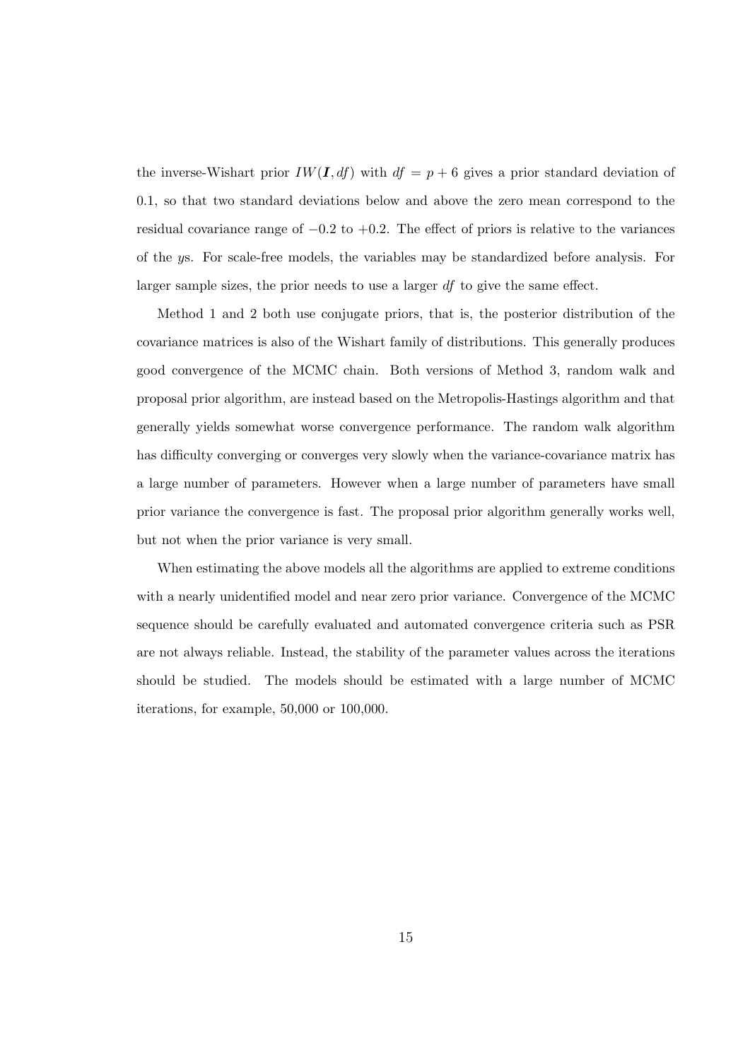the inverse-Wishart prior $IW(\boldsymbol{I}, df)$ with $df = p + 6$ gives a prior standard deviation of 0.1, so that two standard deviations below and above the zero mean correspond to the residual covariance range of $-0.2$ to $+0.2$. The effect of priors is relative to the variances of the *y*s. For scale-free models, the variables may be standardized before analysis. For larger sample sizes, the prior needs to use a larger *df* to give the same effect.

Method 1 and 2 both use conjugate priors, that is, the posterior distribution of the covariance matrices is also of the Wishart family of distributions. This generally produces good convergence of the MCMC chain. Both versions of Method 3, random walk and proposal prior algorithm, are instead based on the Metropolis-Hastings algorithm and that generally yields somewhat worse convergence performance. The random walk algorithm has difficulty converging or converges very slowly when the variance-covariance matrix has a large number of parameters. However when a large number of parameters have small prior variance the convergence is fast. The proposal prior algorithm generally works well, but not when the prior variance is very small.

When estimating the above models all the algorithms are applied to extreme conditions with a nearly unidentified model and near zero prior variance. Convergence of the MCMC sequence should be carefully evaluated and automated convergence criteria such as PSR are not always reliable. Instead, the stability of the parameter values across the iterations should be studied. The models should be estimated with a large number of MCMC iterations, for example, 50,000 or 100,000.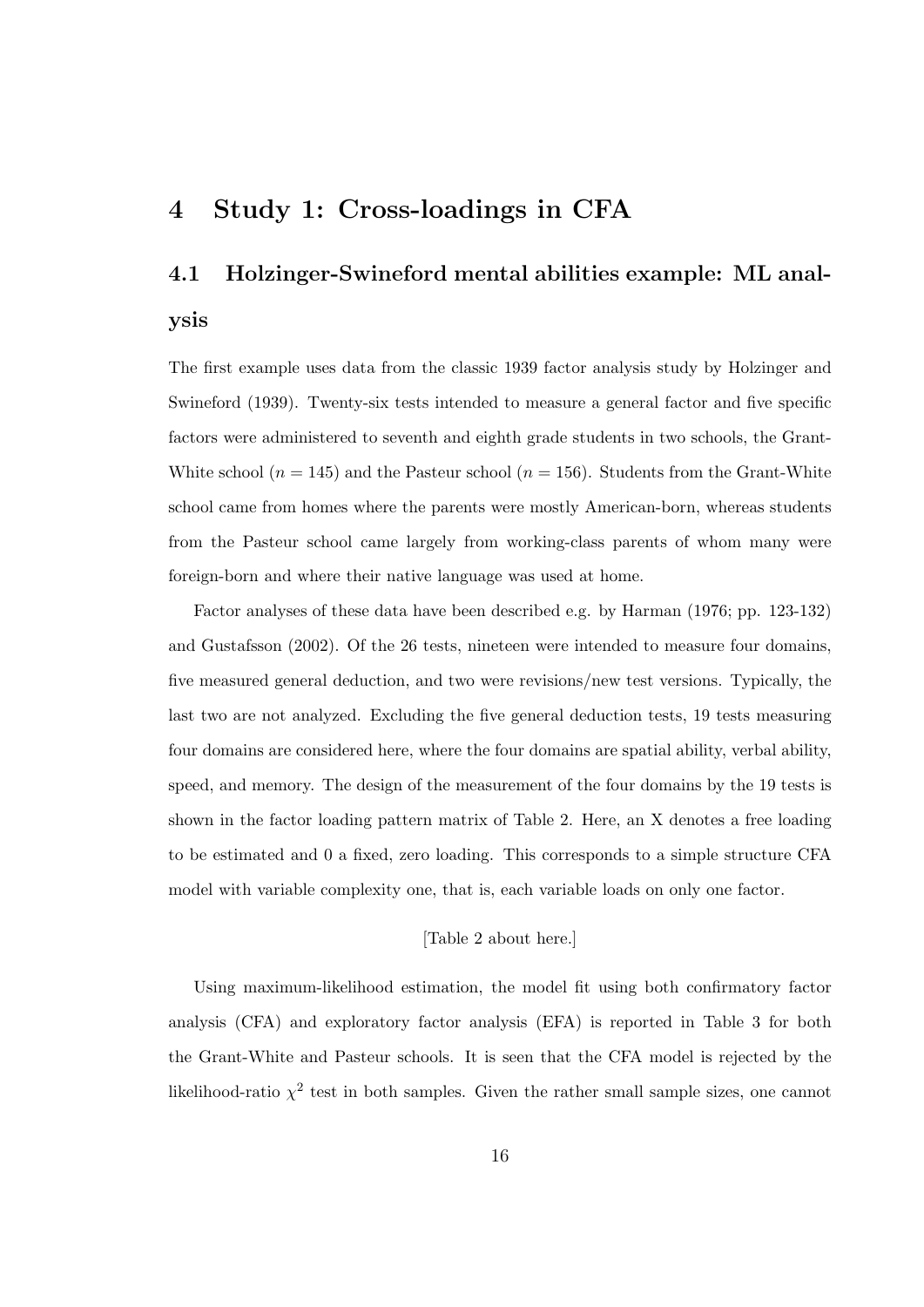# 4 Study 1: Cross-loadings in CFA

## 4.1 Holzinger-Swineford mental abilities example: ML analysis

The first example uses data from the classic 1939 factor analysis study by Holzinger and Swineford (1939). Twenty-six tests intended to measure a general factor and five specific factors were administered to seventh and eighth grade students in two schools, the Grant-White school ($n = 145$) and the Pasteur school ($n = 156$). Students from the Grant-White school came from homes where the parents were mostly American-born, whereas students from the Pasteur school came largely from working-class parents of whom many were foreign-born and where their native language was used at home.

Factor analyses of these data have been described e.g. by Harman (1976; pp. 123-132) and Gustafsson (2002). Of the 26 tests, nineteen were intended to measure four domains, five measured general deduction, and two were revisions/new test versions. Typically, the last two are not analyzed. Excluding the five general deduction tests, 19 tests measuring four domains are considered here, where the four domains are spatial ability, verbal ability, speed, and memory. The design of the measurement of the four domains by the 19 tests is shown in the factor loading pattern matrix of Table 2. Here, an X denotes a free loading to be estimated and 0 a fixed, zero loading. This corresponds to a simple structure CFA model with variable complexity one, that is, each variable loads on only one factor.

[Table 2 about here.]

Using maximum-likelihood estimation, the model fit using both confirmatory factor analysis (CFA) and exploratory factor analysis (EFA) is reported in Table 3 for both the Grant-White and Pasteur schools. It is seen that the CFA model is rejected by the likelihood-ratio $\chi^2$ test in both samples. Given the rather small sample sizes, one cannot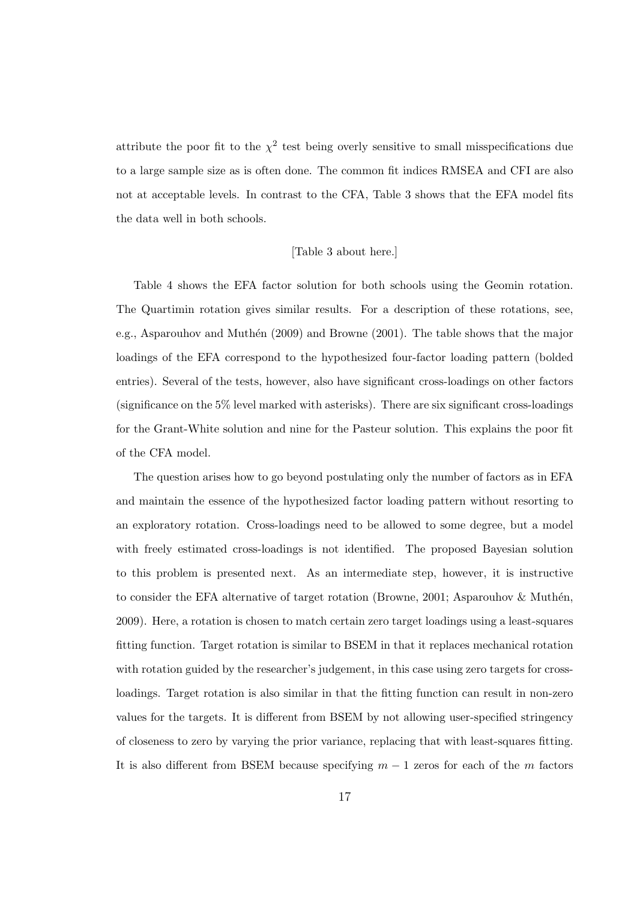attribute the poor fit to the $\chi^2$ test being overly sensitive to small misspecifications due to a large sample size as is often done. The common fit indices RMSEA and CFI are also not at acceptable levels. In contrast to the CFA, Table 3 shows that the EFA model fits the data well in both schools.

[Table 3 about here.]

Table 4 shows the EFA factor solution for both schools using the Geomin rotation. The Quartimin rotation gives similar results. For a description of these rotations, see, e.g., Asparouhov and Muthén (2009) and Browne (2001). The table shows that the major loadings of the EFA correspond to the hypothesized four-factor loading pattern (bolded entries). Several of the tests, however, also have significant cross-loadings on other factors (significance on the 5% level marked with asterisks). There are six significant cross-loadings for the Grant-White solution and nine for the Pasteur solution. This explains the poor fit of the CFA model.

The question arises how to go beyond postulating only the number of factors as in EFA and maintain the essence of the hypothesized factor loading pattern without resorting to an exploratory rotation. Cross-loadings need to be allowed to some degree, but a model with freely estimated cross-loadings is not identified. The proposed Bayesian solution to this problem is presented next. As an intermediate step, however, it is instructive to consider the EFA alternative of target rotation (Browne, 2001; Asparouhov & Muthén, 2009). Here, a rotation is chosen to match certain zero target loadings using a least-squares fitting function. Target rotation is similar to BSEM in that it replaces mechanical rotation with rotation guided by the researcher's judgement, in this case using zero targets for cross-loadings. Target rotation is also similar in that the fitting function can result in non-zero values for the targets. It is different from BSEM by not allowing user-specified stringency of closeness to zero by varying the prior variance, replacing that with least-squares fitting. It is also different from BSEM because specifying $m - 1$ zeros for each of the $m$ factors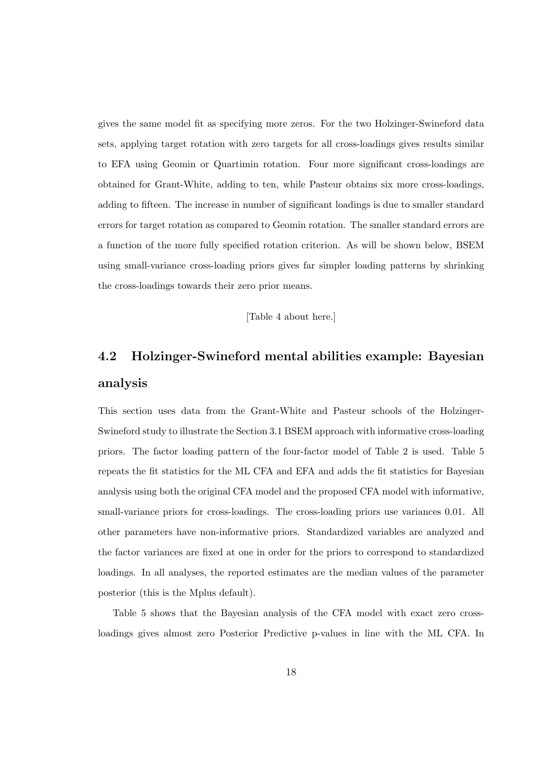gives the same model fit as specifying more zeros. For the two Holzinger-Swineford data sets, applying target rotation with zero targets for all cross-loadings gives results similar to EFA using Geomin or Quartimin rotation. Four more significant cross-loadings are obtained for Grant-White, adding to ten, while Pasteur obtains six more cross-loadings, adding to fifteen. The increase in number of significant loadings is due to smaller standard errors for target rotation as compared to Geomin rotation. The smaller standard errors are a function of the more fully specified rotation criterion. As will be shown below, BSEM using small-variance cross-loading priors gives far simpler loading patterns by shrinking the cross-loadings towards their zero prior means.

[Table 4 about here.]

## 4.2 Holzinger-Swineford mental abilities example: Bayesian analysis

This section uses data from the Grant-White and Pasteur schools of the Holzinger-Swineford study to illustrate the Section 3.1 BSEM approach with informative cross-loading priors. The factor loading pattern of the four-factor model of Table 2 is used. Table 5 repeats the fit statistics for the ML CFA and EFA and adds the fit statistics for Bayesian analysis using both the original CFA model and the proposed CFA model with informative, small-variance priors for cross-loadings. The cross-loading priors use variances 0.01. All other parameters have non-informative priors. Standardized variables are analyzed and the factor variances are fixed at one in order for the priors to correspond to standardized loadings. In all analyses, the reported estimates are the median values of the parameter posterior (this is the Mplus default).

Table 5 shows that the Bayesian analysis of the CFA model with exact zero cross-loadings gives almost zero Posterior Predictive p-values in line with the ML CFA. In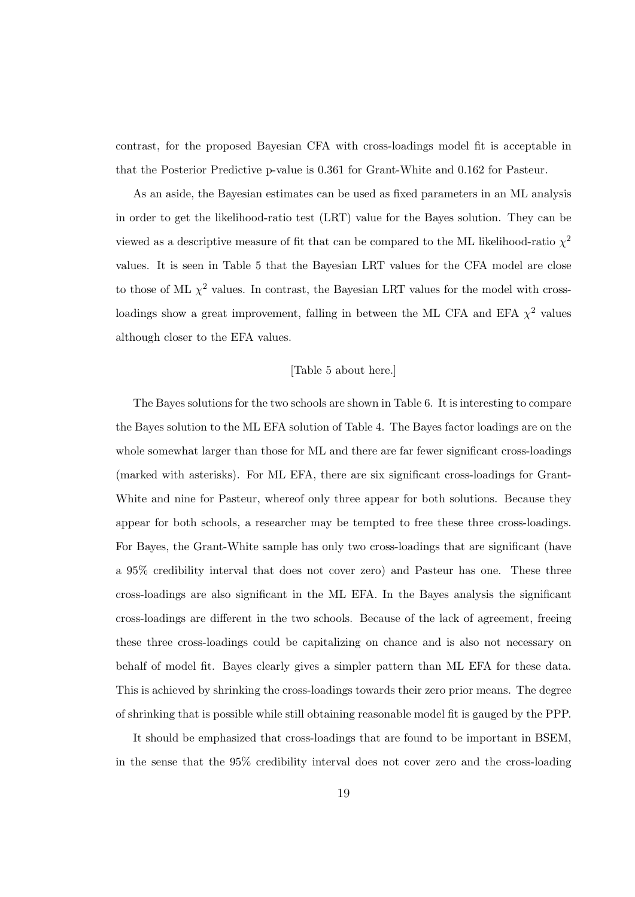contrast, for the proposed Bayesian CFA with cross-loadings model fit is acceptable in that the Posterior Predictive p-value is 0.361 for Grant-White and 0.162 for Pasteur.

As an aside, the Bayesian estimates can be used as fixed parameters in an ML analysis in order to get the likelihood-ratio test (LRT) value for the Bayes solution. They can be viewed as a descriptive measure of fit that can be compared to the ML likelihood-ratio $\chi^2$ values. It is seen in Table 5 that the Bayesian LRT values for the CFA model are close to those of ML $\chi^2$ values. In contrast, the Bayesian LRT values for the model with cross-loadings show a great improvement, falling in between the ML CFA and EFA $\chi^2$ values although closer to the EFA values.

[Table 5 about here.]

The Bayes solutions for the two schools are shown in Table 6. It is interesting to compare the Bayes solution to the ML EFA solution of Table 4. The Bayes factor loadings are on the whole somewhat larger than those for ML and there are far fewer significant cross-loadings (marked with asterisks). For ML EFA, there are six significant cross-loadings for Grant-White and nine for Pasteur, whereof only three appear for both solutions. Because they appear for both schools, a researcher may be tempted to free these three cross-loadings. For Bayes, the Grant-White sample has only two cross-loadings that are significant (have a 95% credibility interval that does not cover zero) and Pasteur has one. These three cross-loadings are also significant in the ML EFA. In the Bayes analysis the significant cross-loadings are different in the two schools. Because of the lack of agreement, freeing these three cross-loadings could be capitalizing on chance and is also not necessary on behalf of model fit. Bayes clearly gives a simpler pattern than ML EFA for these data. This is achieved by shrinking the cross-loadings towards their zero prior means. The degree of shrinking that is possible while still obtaining reasonable model fit is gauged by the PPP.

It should be emphasized that cross-loadings that are found to be important in BSEM, in the sense that the 95% credibility interval does not cover zero and the cross-loading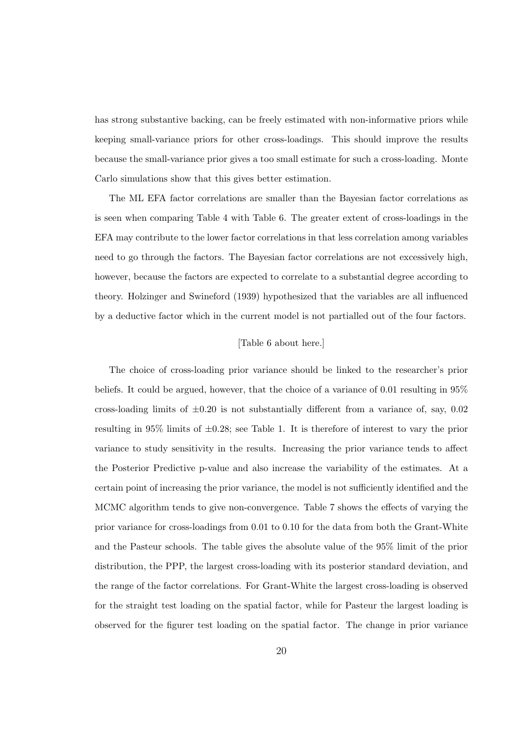has strong substantive backing, can be freely estimated with non-informative priors while keeping small-variance priors for other cross-loadings. This should improve the results because the small-variance prior gives a too small estimate for such a cross-loading. Monte Carlo simulations show that this gives better estimation.

The ML EFA factor correlations are smaller than the Bayesian factor correlations as is seen when comparing Table 4 with Table 6. The greater extent of cross-loadings in the EFA may contribute to the lower factor correlations in that less correlation among variables need to go through the factors. The Bayesian factor correlations are not excessively high, however, because the factors are expected to correlate to a substantial degree according to theory. Holzinger and Swineford (1939) hypothesized that the variables are all influenced by a deductive factor which in the current model is not partialled out of the four factors.

[Table 6 about here.]

The choice of cross-loading prior variance should be linked to the researcher's prior beliefs. It could be argued, however, that the choice of a variance of 0.01 resulting in 95% cross-loading limits of $\pm 0.20$ is not substantially different from a variance of, say, 0.02 resulting in 95% limits of $\pm 0.28$; see Table 1. It is therefore of interest to vary the prior variance to study sensitivity in the results. Increasing the prior variance tends to affect the Posterior Predictive p-value and also increase the variability of the estimates. At a certain point of increasing the prior variance, the model is not sufficiently identified and the MCMC algorithm tends to give non-convergence. Table 7 shows the effects of varying the prior variance for cross-loadings from 0.01 to 0.10 for the data from both the Grant-White and the Pasteur schools. The table gives the absolute value of the 95% limit of the prior distribution, the PPP, the largest cross-loading with its posterior standard deviation, and the range of the factor correlations. For Grant-White the largest cross-loading is observed for the straight test loading on the spatial factor, while for Pasteur the largest loading is observed for the figurer test loading on the spatial factor. The change in prior variance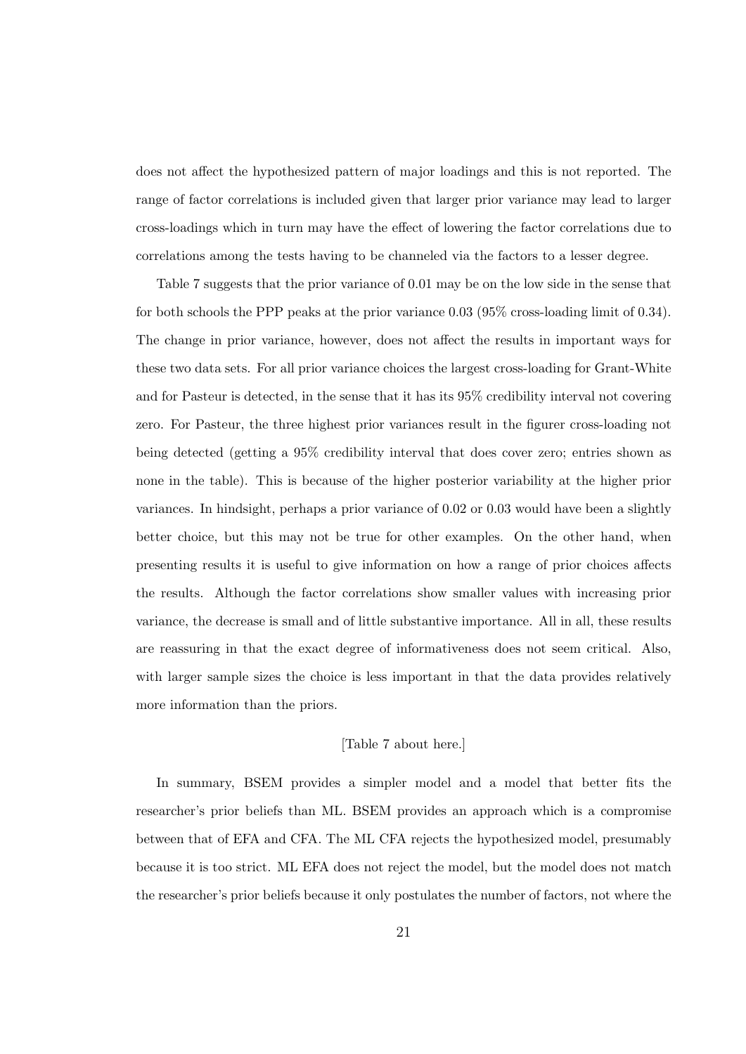does not affect the hypothesized pattern of major loadings and this is not reported. The range of factor correlations is included given that larger prior variance may lead to larger cross-loadings which in turn may have the effect of lowering the factor correlations due to correlations among the tests having to be channeled via the factors to a lesser degree.

Table 7 suggests that the prior variance of 0.01 may be on the low side in the sense that for both schools the PPP peaks at the prior variance 0.03 (95% cross-loading limit of 0.34). The change in prior variance, however, does not affect the results in important ways for these two data sets. For all prior variance choices the largest cross-loading for Grant-White and for Pasteur is detected, in the sense that it has its 95% credibility interval not covering zero. For Pasteur, the three highest prior variances result in the figurer cross-loading not being detected (getting a 95% credibility interval that does cover zero; entries shown as none in the table). This is because of the higher posterior variability at the higher prior variances. In hindsight, perhaps a prior variance of 0.02 or 0.03 would have been a slightly better choice, but this may not be true for other examples. On the other hand, when presenting results it is useful to give information on how a range of prior choices affects the results. Although the factor correlations show smaller values with increasing prior variance, the decrease is small and of little substantive importance. All in all, these results are reassuring in that the exact degree of informativeness does not seem critical. Also, with larger sample sizes the choice is less important in that the data provides relatively more information than the priors.

[Table 7 about here.]

In summary, BSEM provides a simpler model and a model that better fits the researcher's prior beliefs than ML. BSEM provides an approach which is a compromise between that of EFA and CFA. The ML CFA rejects the hypothesized model, presumably because it is too strict. ML EFA does not reject the model, but the model does not match the researcher's prior beliefs because it only postulates the number of factors, not where the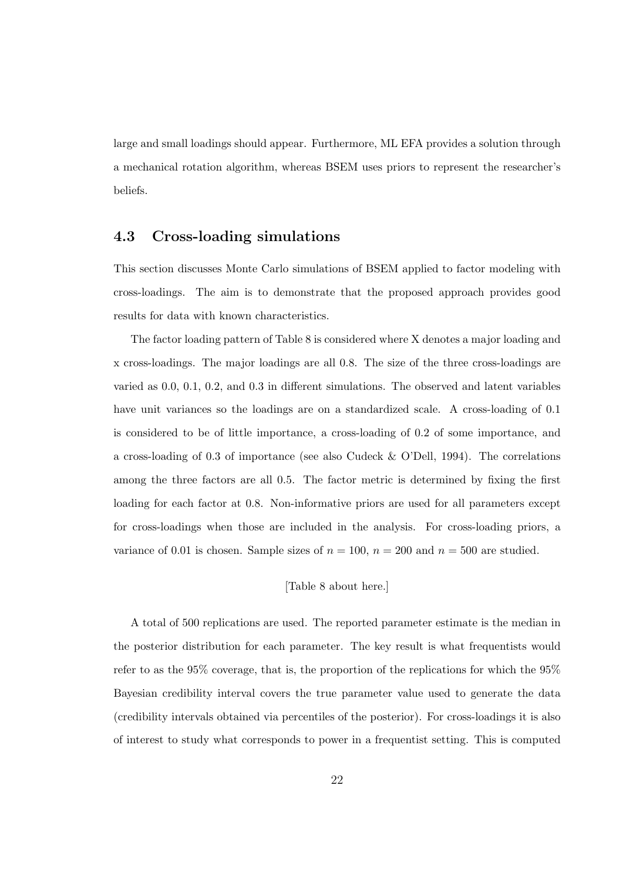large and small loadings should appear. Furthermore, ML EFA provides a solution through a mechanical rotation algorithm, whereas BSEM uses priors to represent the researcher's beliefs.

## 4.3 Cross-loading simulations

This section discusses Monte Carlo simulations of BSEM applied to factor modeling with cross-loadings. The aim is to demonstrate that the proposed approach provides good results for data with known characteristics.

The factor loading pattern of Table 8 is considered where X denotes a major loading and x cross-loadings. The major loadings are all 0.8. The size of the three cross-loadings are varied as 0.0, 0.1, 0.2, and 0.3 in different simulations. The observed and latent variables have unit variances so the loadings are on a standardized scale. A cross-loading of 0.1 is considered to be of little importance, a cross-loading of 0.2 of some importance, and a cross-loading of 0.3 of importance (see also Cudeck & O'Dell, 1994). The correlations among the three factors are all 0.5. The factor metric is determined by fixing the first loading for each factor at 0.8. Non-informative priors are used for all parameters except for cross-loadings when those are included in the analysis. For cross-loading priors, a variance of 0.01 is chosen. Sample sizes of $n = 100$, $n = 200$ and $n = 500$ are studied.

[Table 8 about here.]

A total of 500 replications are used. The reported parameter estimate is the median in the posterior distribution for each parameter. The key result is what frequentists would refer to as the 95% coverage, that is, the proportion of the replications for which the 95% Bayesian credibility interval covers the true parameter value used to generate the data (credibility intervals obtained via percentiles of the posterior). For cross-loadings it is also of interest to study what corresponds to power in a frequentist setting. This is computed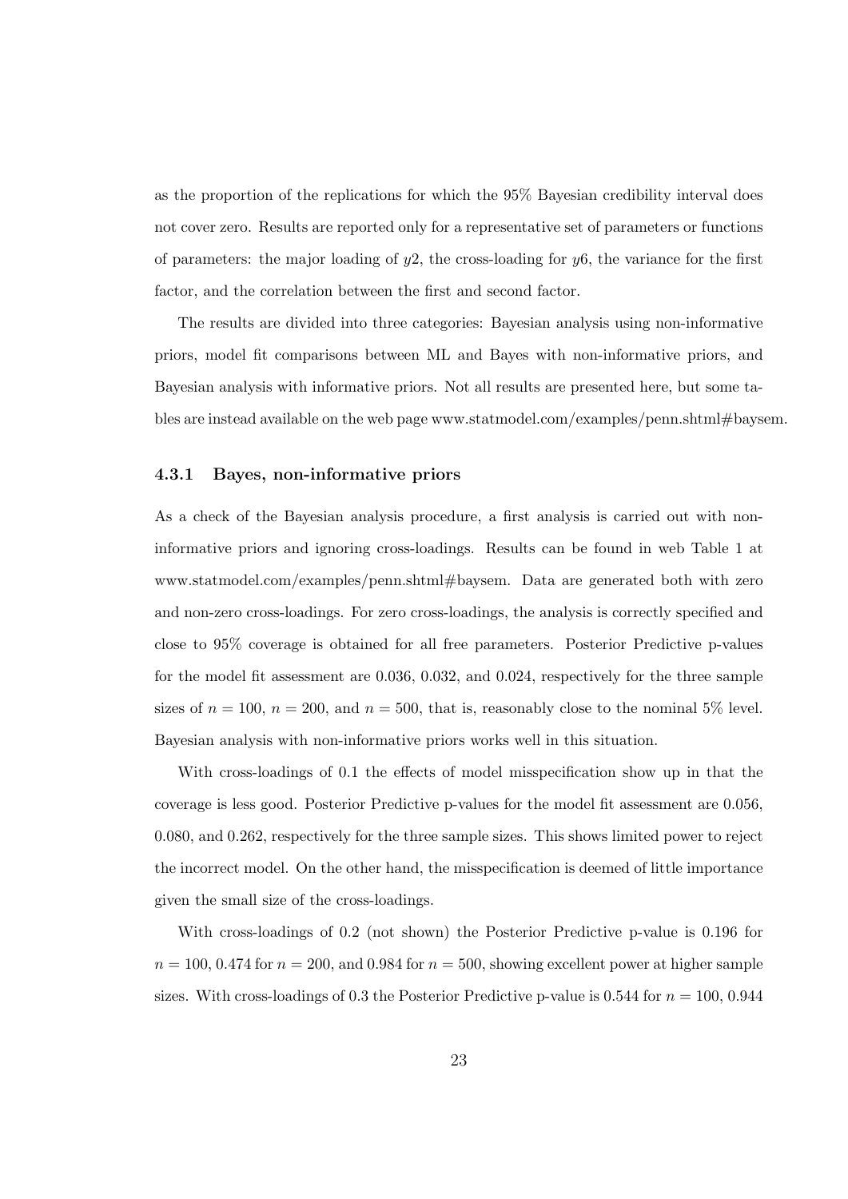as the proportion of the replications for which the 95% Bayesian credibility interval does not cover zero. Results are reported only for a representative set of parameters or functions of parameters: the major loading of $y2$, the cross-loading for $y6$, the variance for the first factor, and the correlation between the first and second factor.

The results are divided into three categories: Bayesian analysis using non-informative priors, model fit comparisons between ML and Bayes with non-informative priors, and Bayesian analysis with informative priors. Not all results are presented here, but some tables are instead available on the web page www.statmodel.com/examples/penn.shtml#baysem.

### 4.3.1 Bayes, non-informative priors

As a check of the Bayesian analysis procedure, a first analysis is carried out with non-informative priors and ignoring cross-loadings. Results can be found in web Table 1 at www.statmodel.com/examples/penn.shtml#baysem. Data are generated both with zero and non-zero cross-loadings. For zero cross-loadings, the analysis is correctly specified and close to 95% coverage is obtained for all free parameters. Posterior Predictive p-values for the model fit assessment are 0.036, 0.032, and 0.024, respectively for the three sample sizes of $n = 100$, $n = 200$, and $n = 500$, that is, reasonably close to the nominal 5% level. Bayesian analysis with non-informative priors works well in this situation.

With cross-loadings of 0.1 the effects of model misspecification show up in that the coverage is less good. Posterior Predictive p-values for the model fit assessment are 0.056, 0.080, and 0.262, respectively for the three sample sizes. This shows limited power to reject the incorrect model. On the other hand, the misspecification is deemed of little importance given the small size of the cross-loadings.

With cross-loadings of 0.2 (not shown) the Posterior Predictive p-value is 0.196 for $n = 100$, 0.474 for $n = 200$, and 0.984 for $n = 500$, showing excellent power at higher sample sizes. With cross-loadings of 0.3 the Posterior Predictive p-value is 0.544 for $n = 100$, 0.944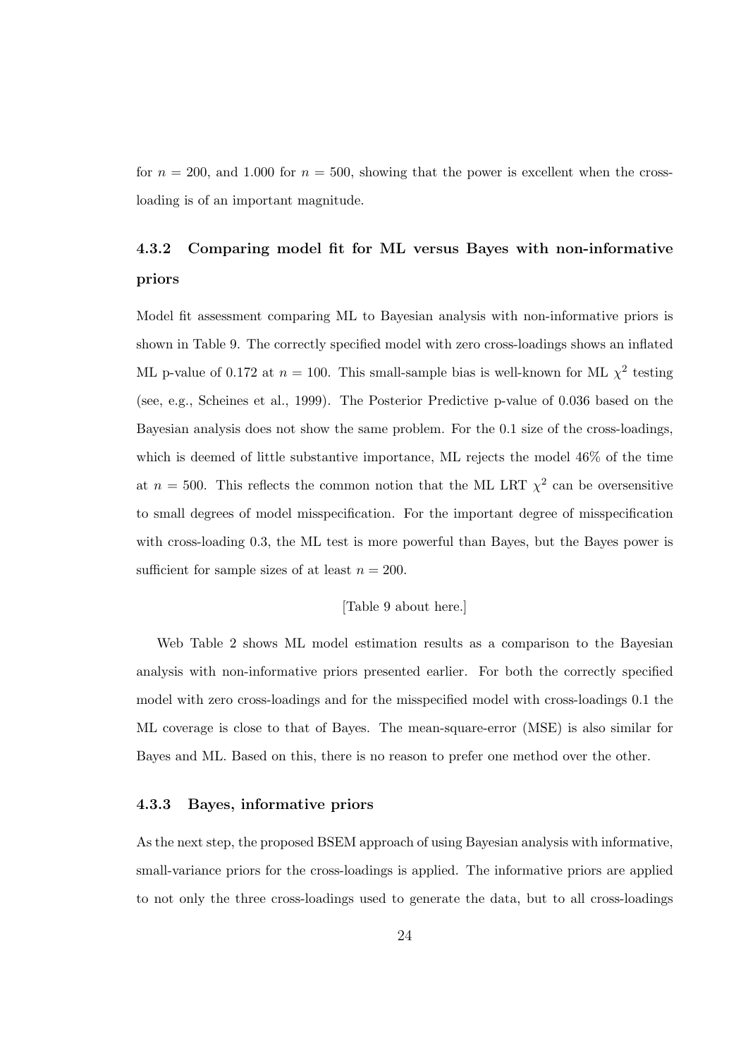for $n = 200$, and 1.000 for $n = 500$, showing that the power is excellent when the cross-loading is of an important magnitude.

### 4.3.2 Comparing model fit for ML versus Bayes with non-informative priors

Model fit assessment comparing ML to Bayesian analysis with non-informative priors is shown in Table 9. The correctly specified model with zero cross-loadings shows an inflated ML p-value of 0.172 at $n = 100$. This small-sample bias is well-known for ML $\chi^2$ testing (see, e.g., Scheines et al., 1999). The Posterior Predictive p-value of 0.036 based on the Bayesian analysis does not show the same problem. For the 0.1 size of the cross-loadings, which is deemed of little substantive importance, ML rejects the model 46% of the time at $n = 500$. This reflects the common notion that the ML LRT $\chi^2$ can be oversensitive to small degrees of model misspecification. For the important degree of misspecification with cross-loading 0.3, the ML test is more powerful than Bayes, but the Bayes power is sufficient for sample sizes of at least $n = 200$.

[Table 9 about here.]

Web Table 2 shows ML model estimation results as a comparison to the Bayesian analysis with non-informative priors presented earlier. For both the correctly specified model with zero cross-loadings and for the misspecified model with cross-loadings 0.1 the ML coverage is close to that of Bayes. The mean-square-error (MSE) is also similar for Bayes and ML. Based on this, there is no reason to prefer one method over the other.

### 4.3.3 Bayes, informative priors

As the next step, the proposed BSEM approach of using Bayesian analysis with informative, small-variance priors for the cross-loadings is applied. The informative priors are applied to not only the three cross-loadings used to generate the data, but to all cross-loadings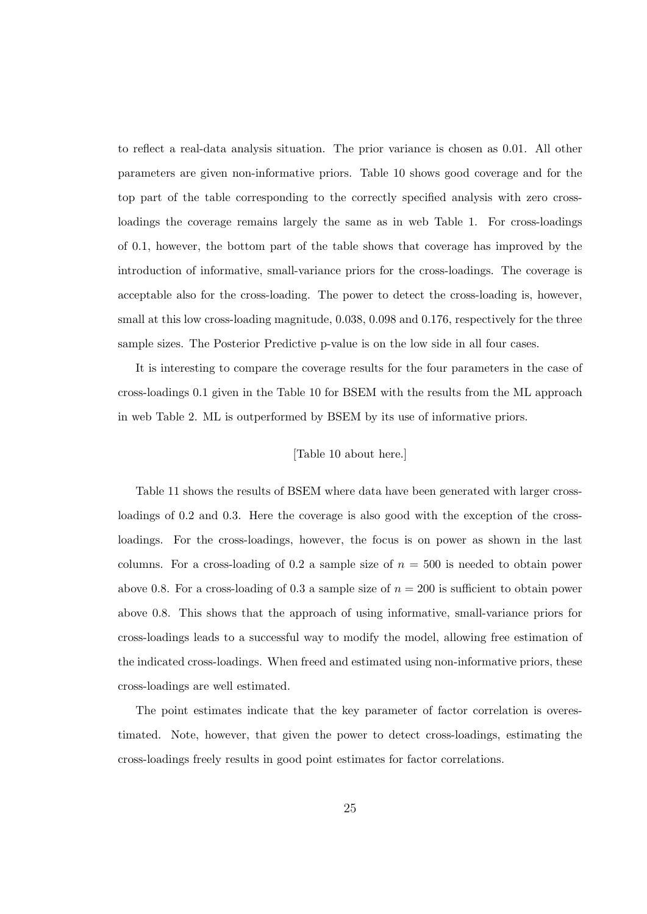to reflect a real-data analysis situation. The prior variance is chosen as 0.01. All other parameters are given non-informative priors. Table 10 shows good coverage and for the top part of the table corresponding to the correctly specified analysis with zero cross-loadings the coverage remains largely the same as in web Table 1. For cross-loadings of 0.1, however, the bottom part of the table shows that coverage has improved by the introduction of informative, small-variance priors for the cross-loadings. The coverage is acceptable also for the cross-loading. The power to detect the cross-loading is, however, small at this low cross-loading magnitude, 0.038, 0.098 and 0.176, respectively for the three sample sizes. The Posterior Predictive p-value is on the low side in all four cases.

It is interesting to compare the coverage results for the four parameters in the case of cross-loadings 0.1 given in the Table 10 for BSEM with the results from the ML approach in web Table 2. ML is outperformed by BSEM by its use of informative priors.

[Table 10 about here.]

Table 11 shows the results of BSEM where data have been generated with larger cross-loadings of 0.2 and 0.3. Here the coverage is also good with the exception of the cross-loadings. For the cross-loadings, however, the focus is on power as shown in the last columns. For a cross-loading of 0.2 a sample size of $n = 500$ is needed to obtain power above 0.8. For a cross-loading of 0.3 a sample size of $n = 200$ is sufficient to obtain power above 0.8. This shows that the approach of using informative, small-variance priors for cross-loadings leads to a successful way to modify the model, allowing free estimation of the indicated cross-loadings. When freed and estimated using non-informative priors, these cross-loadings are well estimated.

The point estimates indicate that the key parameter of factor correlation is overestimated. Note, however, that given the power to detect cross-loadings, estimating the cross-loadings freely results in good point estimates for factor correlations.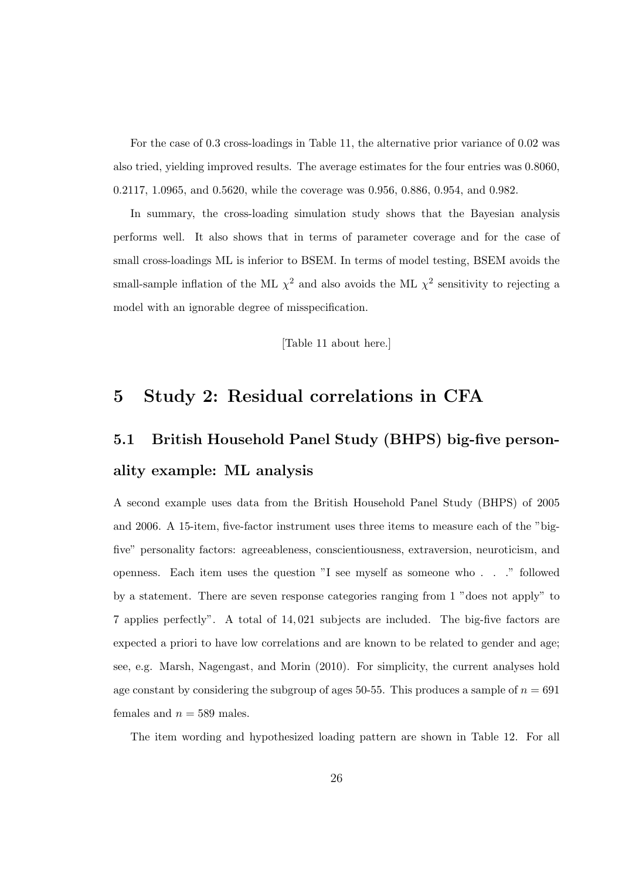For the case of 0.3 cross-loadings in Table 11, the alternative prior variance of 0.02 was also tried, yielding improved results. The average estimates for the four entries was 0.8060, 0.2117, 1.0965, and 0.5620, while the coverage was 0.956, 0.886, 0.954, and 0.982.

In summary, the cross-loading simulation study shows that the Bayesian analysis performs well. It also shows that in terms of parameter coverage and for the case of small cross-loadings ML is inferior to BSEM. In terms of model testing, BSEM avoids the small-sample inflation of the ML $\chi^2$ and also avoids the ML $\chi^2$ sensitivity to rejecting a model with an ignorable degree of misspecification.

[Table 11 about here.]

# 5 Study 2: Residual correlations in CFA

## 5.1 British Household Panel Study (BHPS) big-five personality example: ML analysis

A second example uses data from the British Household Panel Study (BHPS) of 2005 and 2006. A 15-item, five-factor instrument uses three items to measure each of the "big-five" personality factors: agreeableness, conscientiousness, extraversion, neuroticism, and openness. Each item uses the question "I see myself as someone who . . ." followed by a statement. There are seven response categories ranging from 1 "does not apply" to 7 applies perfectly". A total of 14,021 subjects are included. The big-five factors are expected a priori to have low correlations and are known to be related to gender and age; see, e.g. Marsh, Nagengast, and Morin (2010). For simplicity, the current analyses hold age constant by considering the subgroup of ages 50-55. This produces a sample of $n = 691$ females and $n = 589$ males.

The item wording and hypothesized loading pattern are shown in Table 12. For all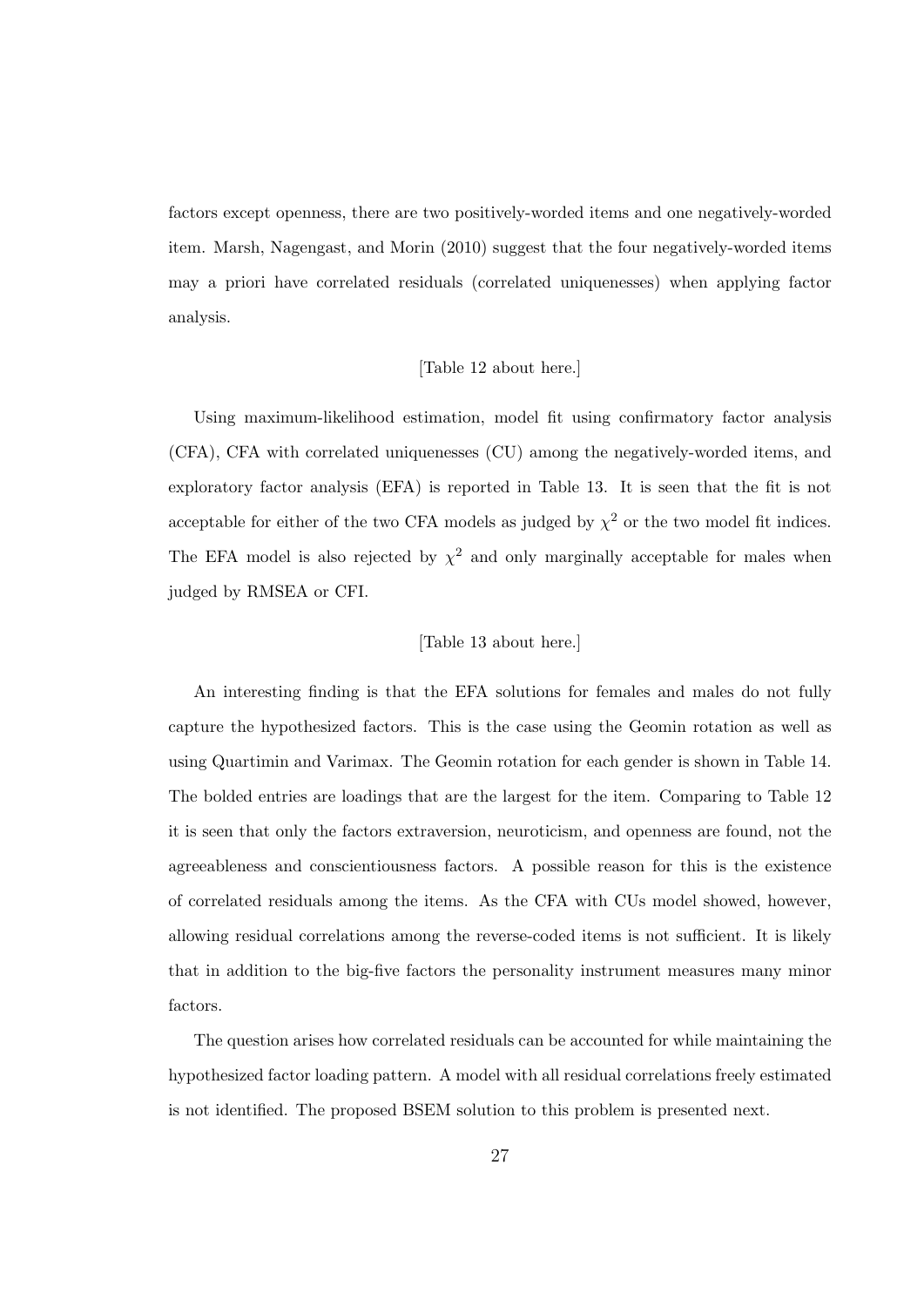factors except openness, there are two positively-worded items and one negatively-worded item. Marsh, Nagengast, and Morin (2010) suggest that the four negatively-worded items may a priori have correlated residuals (correlated uniquenesses) when applying factor analysis.

[Table 12 about here.]

Using maximum-likelihood estimation, model fit using confirmatory factor analysis (CFA), CFA with correlated uniquenesses (CU) among the negatively-worded items, and exploratory factor analysis (EFA) is reported in Table 13. It is seen that the fit is not acceptable for either of the two CFA models as judged by $\chi^2$ or the two model fit indices. The EFA model is also rejected by $\chi^2$ and only marginally acceptable for males when judged by RMSEA or CFI.

[Table 13 about here.]

An interesting finding is that the EFA solutions for females and males do not fully capture the hypothesized factors. This is the case using the Geomin rotation as well as using Quartimin and Varimax. The Geomin rotation for each gender is shown in Table 14. The bolded entries are loadings that are the largest for the item. Comparing to Table 12 it is seen that only the factors extraversion, neuroticism, and openness are found, not the agreeableness and conscientiousness factors. A possible reason for this is the existence of correlated residuals among the items. As the CFA with CUs model showed, however, allowing residual correlations among the reverse-coded items is not sufficient. It is likely that in addition to the big-five factors the personality instrument measures many minor factors.

The question arises how correlated residuals can be accounted for while maintaining the hypothesized factor loading pattern. A model with all residual correlations freely estimated is not identified. The proposed BSEM solution to this problem is presented next.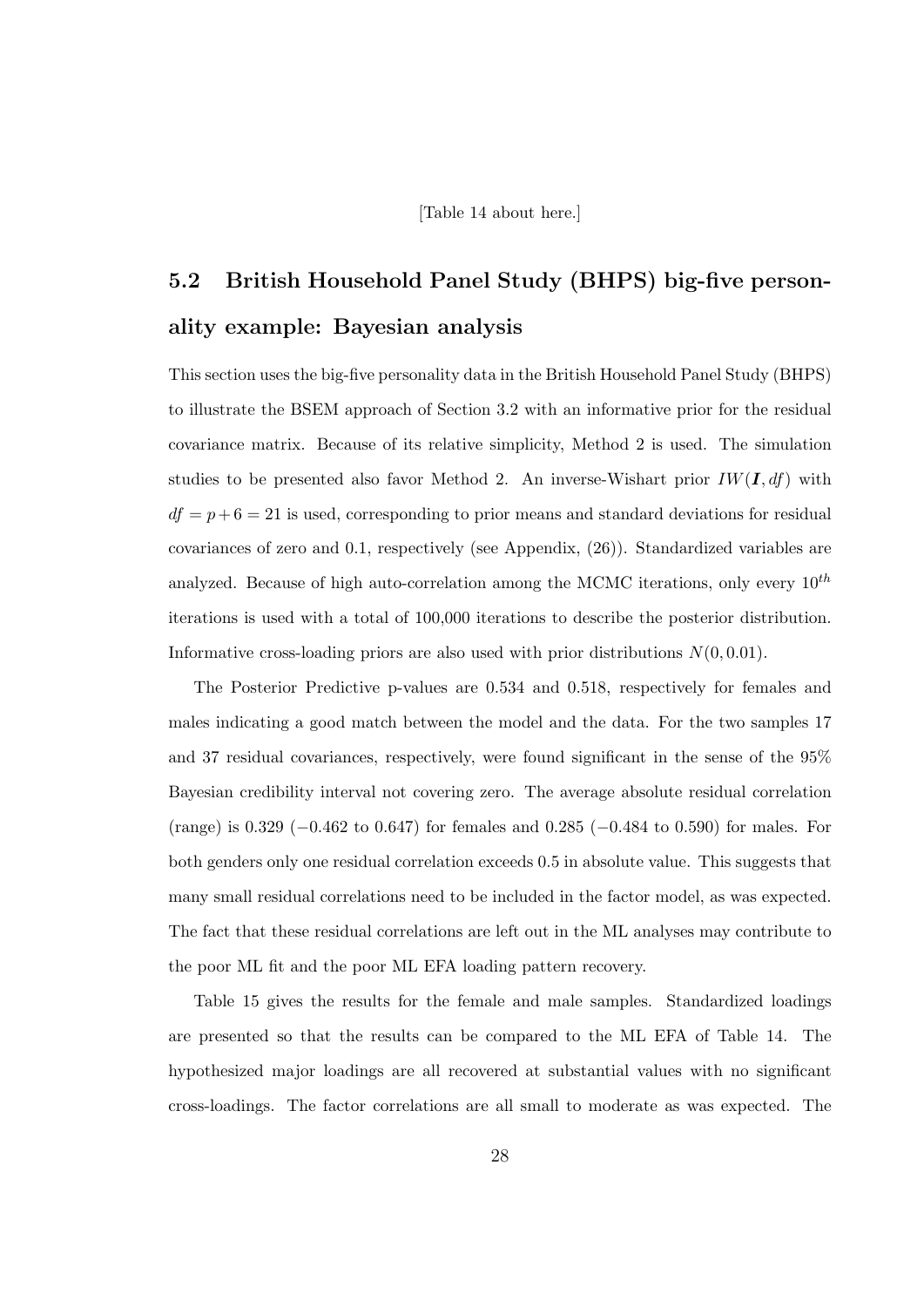[Table 14 about here.]

## 5.2 British Household Panel Study (BHPS) big-five personality example: Bayesian analysis

This section uses the big-five personality data in the British Household Panel Study (BHPS) to illustrate the BSEM approach of Section 3.2 with an informative prior for the residual covariance matrix. Because of its relative simplicity, Method 2 is used. The simulation studies to be presented also favor Method 2. An inverse-Wishart prior $IW(\boldsymbol{I}, df)$ with $df = p + 6 = 21$ is used, corresponding to prior means and standard deviations for residual covariances of zero and 0.1, respectively (see Appendix, (26)). Standardized variables are analyzed. Because of high auto-correlation among the MCMC iterations, only every $10^{th}$ iterations is used with a total of 100,000 iterations to describe the posterior distribution. Informative cross-loading priors are also used with prior distributions $N(0, 0.01)$.

The Posterior Predictive p-values are 0.534 and 0.518, respectively for females and males indicating a good match between the model and the data. For the two samples 17 and 37 residual covariances, respectively, were found significant in the sense of the 95% Bayesian credibility interval not covering zero. The average absolute residual correlation (range) is 0.329 ($-0.462$ to 0.647) for females and 0.285 ($-0.484$ to 0.590) for males. For both genders only one residual correlation exceeds 0.5 in absolute value. This suggests that many small residual correlations need to be included in the factor model, as was expected. The fact that these residual correlations are left out in the ML analyses may contribute to the poor ML fit and the poor ML EFA loading pattern recovery.

Table 15 gives the results for the female and male samples. Standardized loadings are presented so that the results can be compared to the ML EFA of Table 14. The hypothesized major loadings are all recovered at substantial values with no significant cross-loadings. The factor correlations are all small to moderate as was expected. The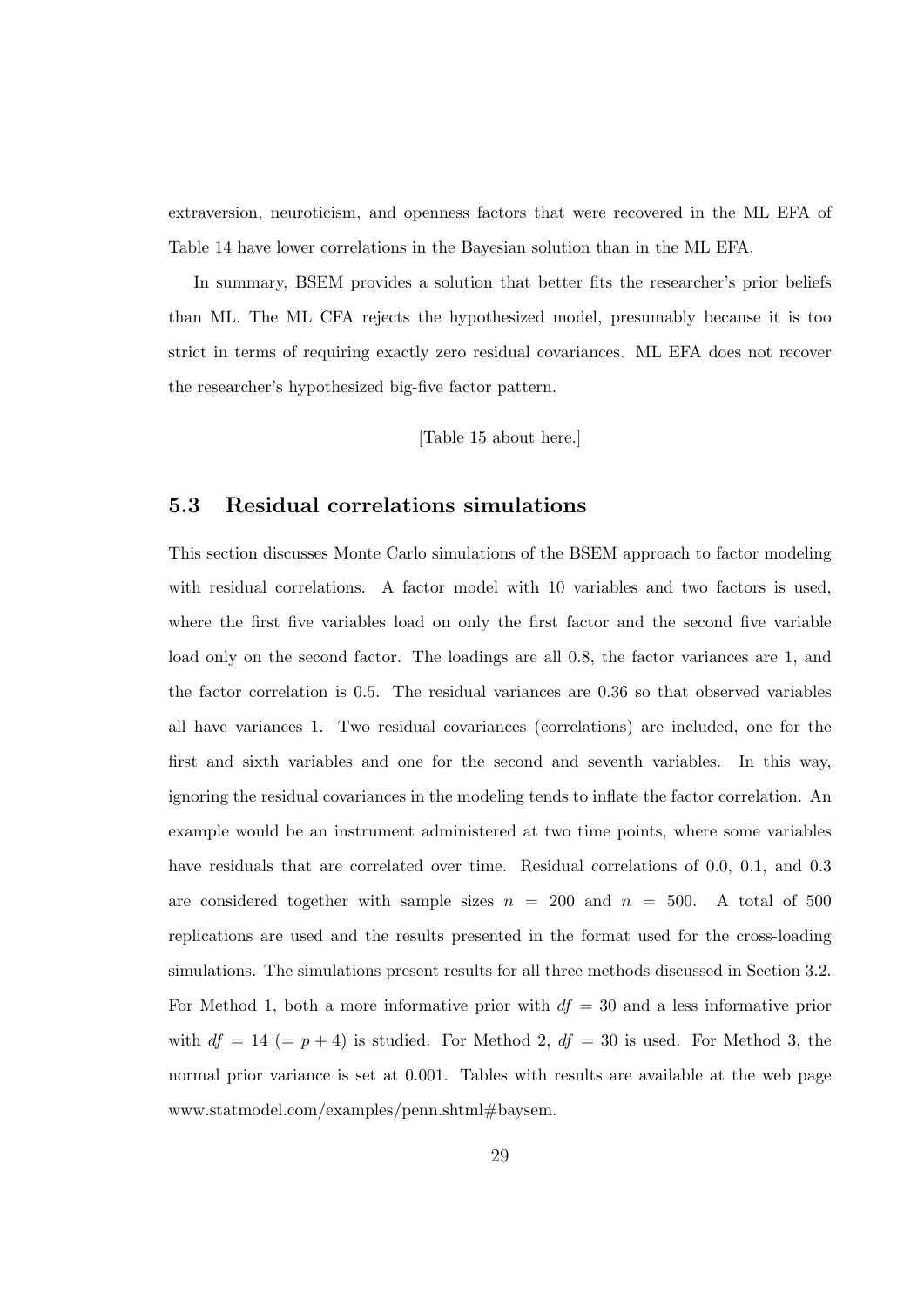extraversion, neuroticism, and openness factors that were recovered in the ML EFA of Table 14 have lower correlations in the Bayesian solution than in the ML EFA.

In summary, BSEM provides a solution that better fits the researcher's prior beliefs than ML. The ML CFA rejects the hypothesized model, presumably because it is too strict in terms of requiring exactly zero residual covariances. ML EFA does not recover the researcher's hypothesized big-five factor pattern.

[Table 15 about here.]

## 5.3 Residual correlations simulations

This section discusses Monte Carlo simulations of the BSEM approach to factor modeling with residual correlations. A factor model with 10 variables and two factors is used, where the first five variables load on only the first factor and the second five variable load only on the second factor. The loadings are all 0.8, the factor variances are 1, and the factor correlation is 0.5. The residual variances are 0.36 so that observed variables all have variances 1. Two residual covariances (correlations) are included, one for the first and sixth variables and one for the second and seventh variables. In this way, ignoring the residual covariances in the modeling tends to inflate the factor correlation. An example would be an instrument administered at two time points, where some variables have residuals that are correlated over time. Residual correlations of 0.0, 0.1, and 0.3 are considered together with sample sizes $n = 200$ and $n = 500$. A total of 500 replications are used and the results presented in the format used for the cross-loading simulations. The simulations present results for all three methods discussed in Section 3.2. For Method 1, both a more informative prior with $df = 30$ and a less informative prior with $df = 14$ $(= p + 4)$ is studied. For Method 2, $df = 30$ is used. For Method 3, the normal prior variance is set at 0.001. Tables with results are available at the web page www.statmodel.com/examples/penn.shtml#baysem.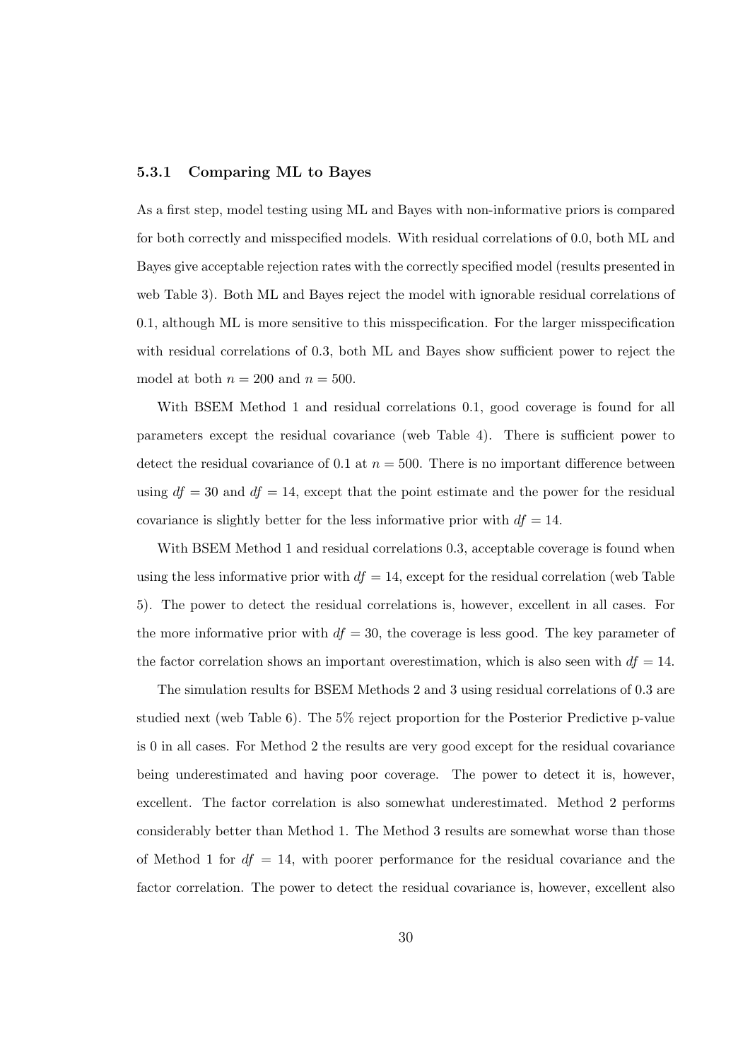#### 5.3.1 Comparing ML to Bayes

As a first step, model testing using ML and Bayes with non-informative priors is compared for both correctly and misspecified models. With residual correlations of 0.0, both ML and Bayes give acceptable rejection rates with the correctly specified model (results presented in web Table 3). Both ML and Bayes reject the model with ignorable residual correlations of 0.1, although ML is more sensitive to this misspecification. For the larger misspecification with residual correlations of 0.3, both ML and Bayes show sufficient power to reject the model at both $n = 200$ and $n = 500$.

With BSEM Method 1 and residual correlations 0.1, good coverage is found for all parameters except the residual covariance (web Table 4). There is sufficient power to detect the residual covariance of 0.1 at $n = 500$. There is no important difference between using $df = 30$ and $df = 14$, except that the point estimate and the power for the residual covariance is slightly better for the less informative prior with $df = 14$.

With BSEM Method 1 and residual correlations 0.3, acceptable coverage is found when using the less informative prior with $df = 14$, except for the residual correlation (web Table 5). The power to detect the residual correlations is, however, excellent in all cases. For the more informative prior with $df = 30$, the coverage is less good. The key parameter of the factor correlation shows an important overestimation, which is also seen with $df = 14$.

The simulation results for BSEM Methods 2 and 3 using residual correlations of 0.3 are studied next (web Table 6). The 5% reject proportion for the Posterior Predictive p-value is 0 in all cases. For Method 2 the results are very good except for the residual covariance being underestimated and having poor coverage. The power to detect it is, however, excellent. The factor correlation is also somewhat underestimated. Method 2 performs considerably better than Method 1. The Method 3 results are somewhat worse than those of Method 1 for $df = 14$, with poorer performance for the residual covariance and the factor correlation. The power to detect the residual covariance is, however, excellent also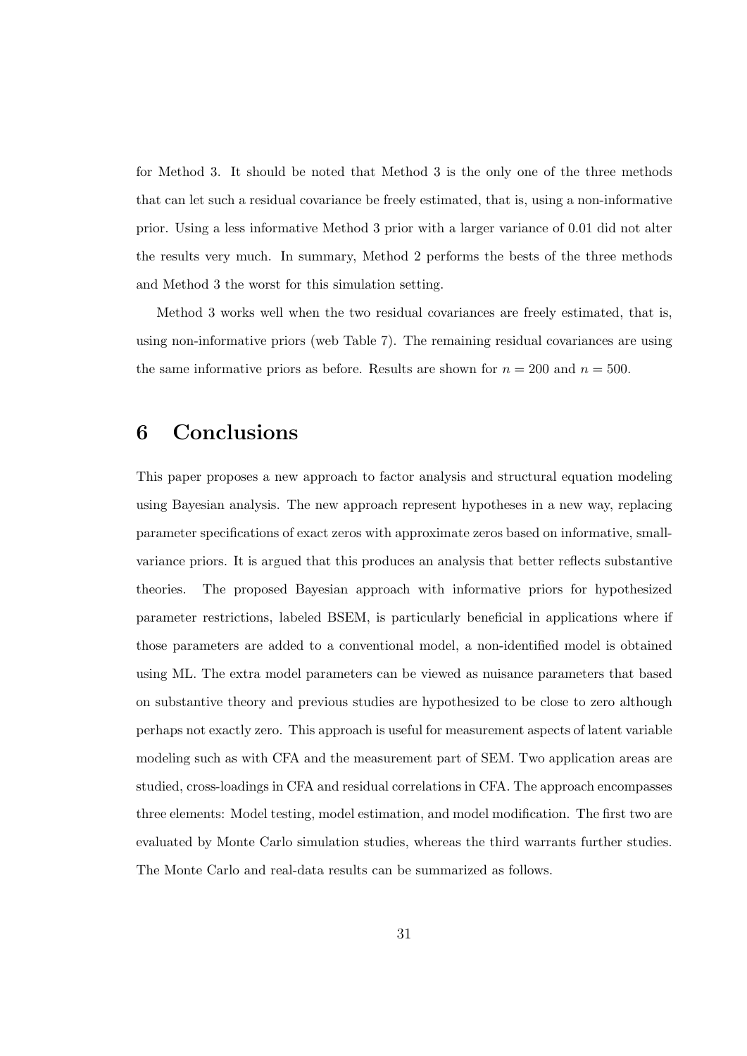for Method 3. It should be noted that Method 3 is the only one of the three methods that can let such a residual covariance be freely estimated, that is, using a non-informative prior. Using a less informative Method 3 prior with a larger variance of 0.01 did not alter the results very much. In summary, Method 2 performs the bests of the three methods and Method 3 the worst for this simulation setting.

Method 3 works well when the two residual covariances are freely estimated, that is, using non-informative priors (web Table 7). The remaining residual covariances are using the same informative priors as before. Results are shown for $n = 200$ and $n = 500$.

# 6 Conclusions

This paper proposes a new approach to factor analysis and structural equation modeling using Bayesian analysis. The new approach represent hypotheses in a new way, replacing parameter specifications of exact zeros with approximate zeros based on informative, small-variance priors. It is argued that this produces an analysis that better reflects substantive theories. The proposed Bayesian approach with informative priors for hypothesized parameter restrictions, labeled BSEM, is particularly beneficial in applications where if those parameters are added to a conventional model, a non-identified model is obtained using ML. The extra model parameters can be viewed as nuisance parameters that based on substantive theory and previous studies are hypothesized to be close to zero although perhaps not exactly zero. This approach is useful for measurement aspects of latent variable modeling such as with CFA and the measurement part of SEM. Two application areas are studied, cross-loadings in CFA and residual correlations in CFA. The approach encompasses three elements: Model testing, model estimation, and model modification. The first two are evaluated by Monte Carlo simulation studies, whereas the third warrants further studies. The Monte Carlo and real-data results can be summarized as follows.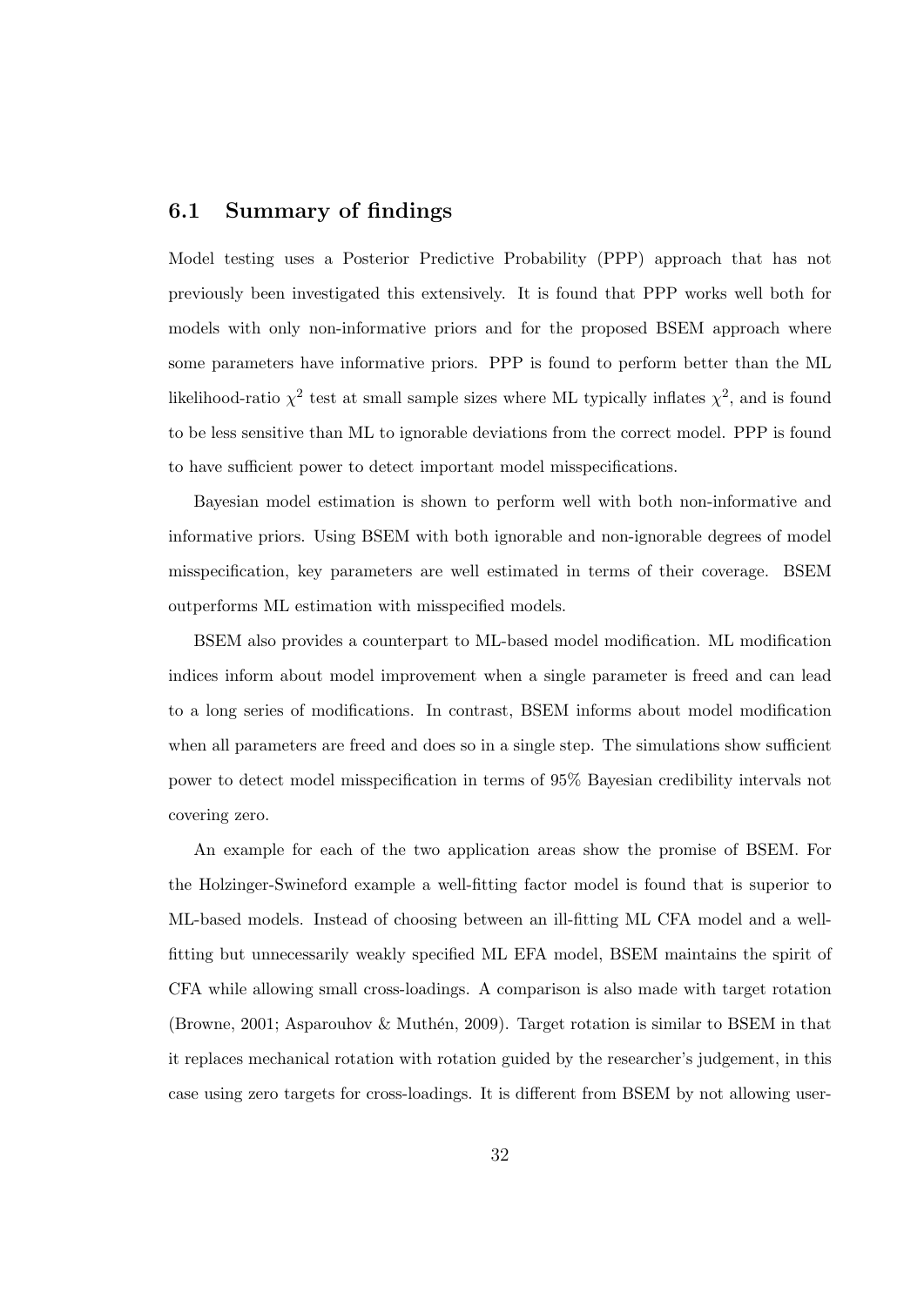## 6.1 Summary of findings

Model testing uses a Posterior Predictive Probability (PPP) approach that has not previously been investigated this extensively. It is found that PPP works well both for models with only non-informative priors and for the proposed BSEM approach where some parameters have informative priors. PPP is found to perform better than the ML likelihood-ratio $\chi^2$ test at small sample sizes where ML typically inflates $\chi^2$, and is found to be less sensitive than ML to ignorable deviations from the correct model. PPP is found to have sufficient power to detect important model misspecifications.

Bayesian model estimation is shown to perform well with both non-informative and informative priors. Using BSEM with both ignorable and non-ignorable degrees of model misspecification, key parameters are well estimated in terms of their coverage. BSEM outperforms ML estimation with misspecified models.

BSEM also provides a counterpart to ML-based model modification. ML modification indices inform about model improvement when a single parameter is freed and can lead to a long series of modifications. In contrast, BSEM informs about model modification when all parameters are freed and does so in a single step. The simulations show sufficient power to detect model misspecification in terms of 95% Bayesian credibility intervals not covering zero.

An example for each of the two application areas show the promise of BSEM. For the Holzinger-Swineford example a well-fitting factor model is found that is superior to ML-based models. Instead of choosing between an ill-fitting ML CFA model and a well-fitting but unnecessarily weakly specified ML EFA model, BSEM maintains the spirit of CFA while allowing small cross-loadings. A comparison is also made with target rotation (Browne, 2001; Asparouhov & Muthén, 2009). Target rotation is similar to BSEM in that it replaces mechanical rotation with rotation guided by the researcher's judgement, in this case using zero targets for cross-loadings. It is different from BSEM by not allowing user-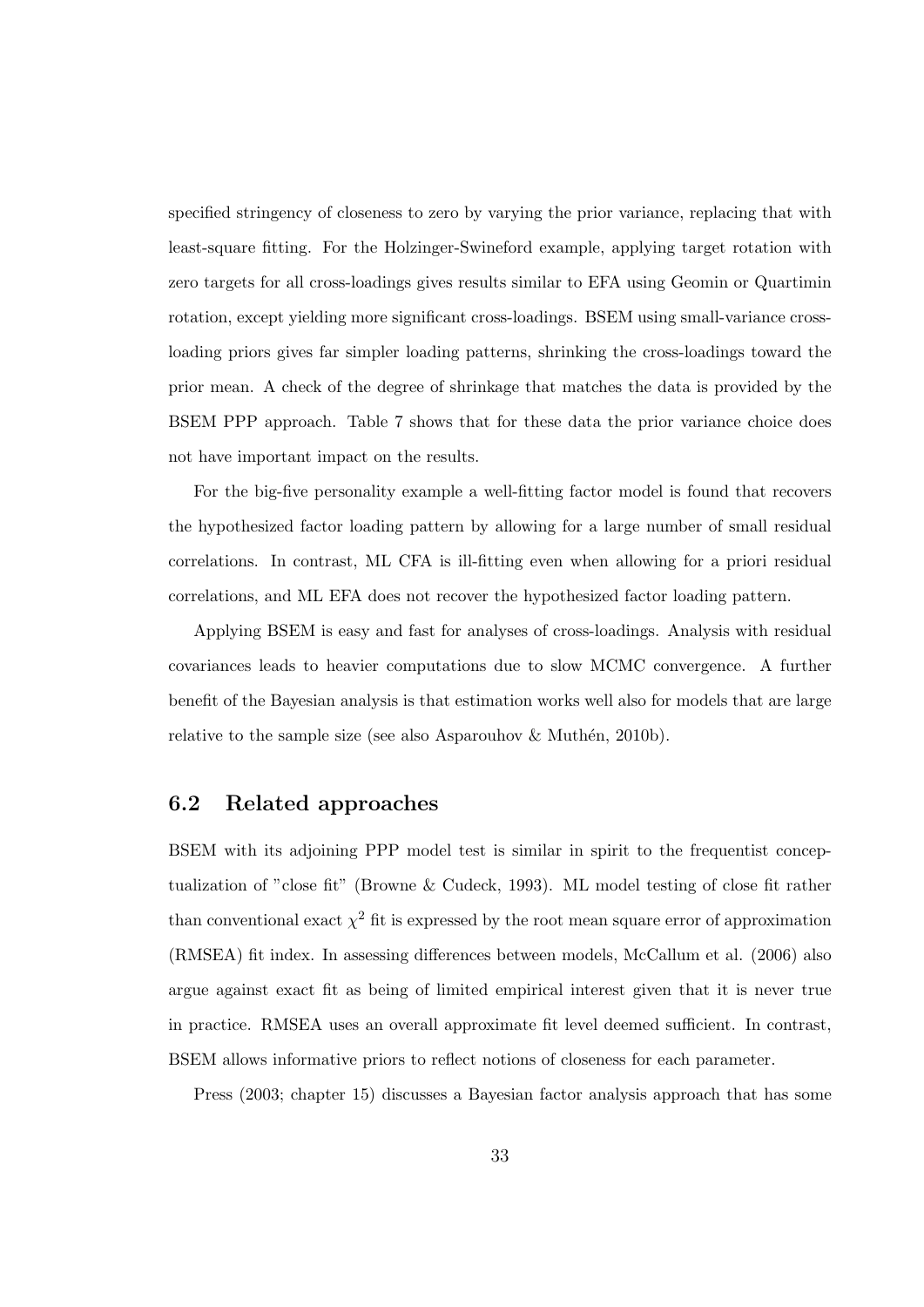specified stringency of closeness to zero by varying the prior variance, replacing that with least-square fitting. For the Holzinger-Swineford example, applying target rotation with zero targets for all cross-loadings gives results similar to EFA using Geomin or Quartimin rotation, except yielding more significant cross-loadings. BSEM using small-variance cross-loading priors gives far simpler loading patterns, shrinking the cross-loadings toward the prior mean. A check of the degree of shrinkage that matches the data is provided by the BSEM PPP approach. Table 7 shows that for these data the prior variance choice does not have important impact on the results.

For the big-five personality example a well-fitting factor model is found that recovers the hypothesized factor loading pattern by allowing for a large number of small residual correlations. In contrast, ML CFA is ill-fitting even when allowing for a priori residual correlations, and ML EFA does not recover the hypothesized factor loading pattern.

Applying BSEM is easy and fast for analyses of cross-loadings. Analysis with residual covariances leads to heavier computations due to slow MCMC convergence. A further benefit of the Bayesian analysis is that estimation works well also for models that are large relative to the sample size (see also Asparouhov & Muthén, 2010b).

## 6.2 Related approaches

BSEM with its adjoining PPP model test is similar in spirit to the frequentist conceptualization of "close fit" (Browne & Cudeck, 1993). ML model testing of close fit rather than conventional exact $\chi^2$ fit is expressed by the root mean square error of approximation (RMSEA) fit index. In assessing differences between models, McCallum et al. (2006) also argue against exact fit as being of limited empirical interest given that it is never true in practice. RMSEA uses an overall approximate fit level deemed sufficient. In contrast, BSEM allows informative priors to reflect notions of closeness for each parameter.

Press (2003; chapter 15) discusses a Bayesian factor analysis approach that has some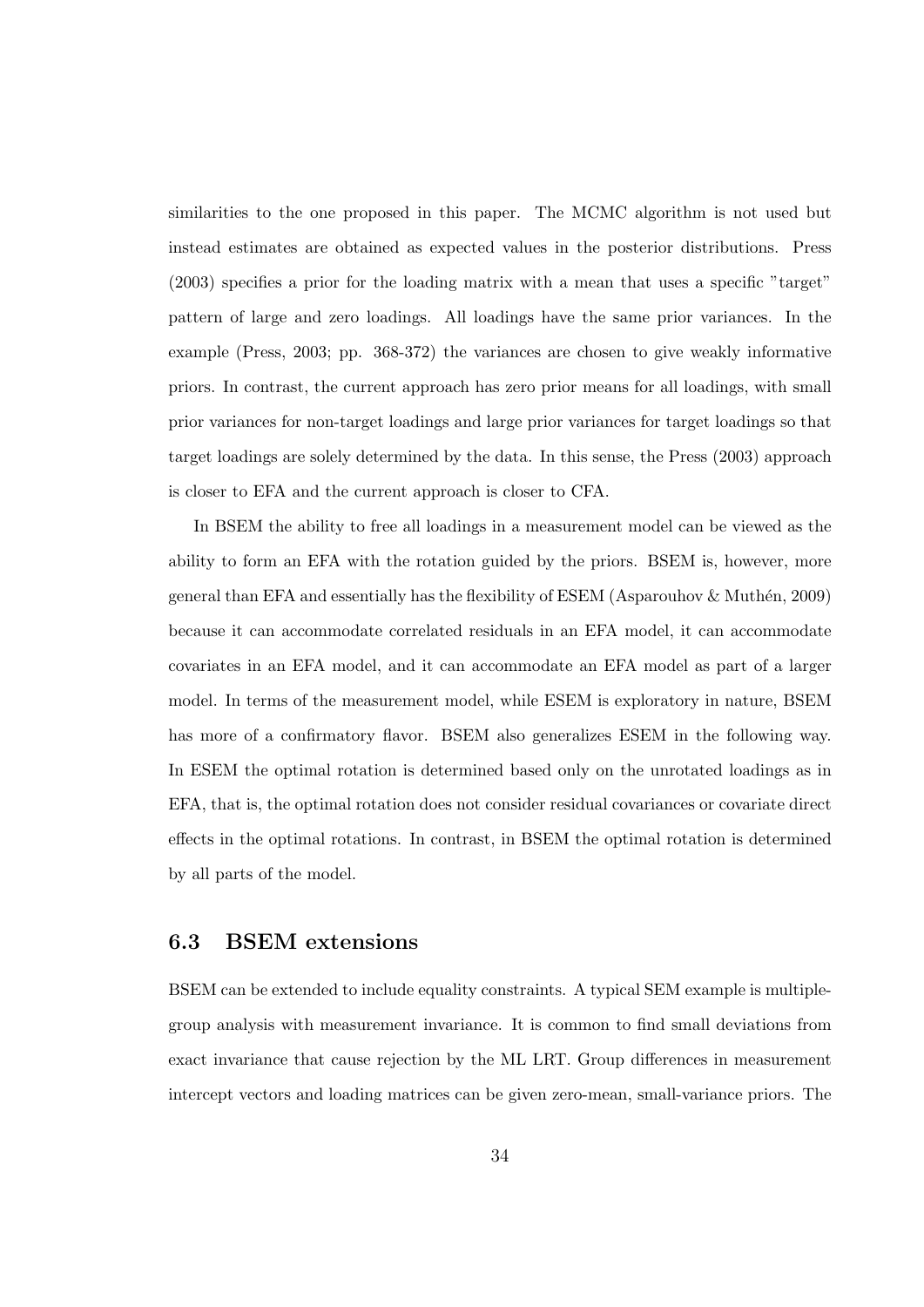similarities to the one proposed in this paper. The MCMC algorithm is not used but instead estimates are obtained as expected values in the posterior distributions. Press (2003) specifies a prior for the loading matrix with a mean that uses a specific "target" pattern of large and zero loadings. All loadings have the same prior variances. In the example (Press, 2003; pp. 368-372) the variances are chosen to give weakly informative priors. In contrast, the current approach has zero prior means for all loadings, with small prior variances for non-target loadings and large prior variances for target loadings so that target loadings are solely determined by the data. In this sense, the Press (2003) approach is closer to EFA and the current approach is closer to CFA.

In BSEM the ability to free all loadings in a measurement model can be viewed as the ability to form an EFA with the rotation guided by the priors. BSEM is, however, more general than EFA and essentially has the flexibility of ESEM (Asparouhov & Muthén, 2009) because it can accommodate correlated residuals in an EFA model, it can accommodate covariates in an EFA model, and it can accommodate an EFA model as part of a larger model. In terms of the measurement model, while ESEM is exploratory in nature, BSEM has more of a confirmatory flavor. BSEM also generalizes ESEM in the following way. In ESEM the optimal rotation is determined based only on the unrotated loadings as in EFA, that is, the optimal rotation does not consider residual covariances or covariate direct effects in the optimal rotations. In contrast, in BSEM the optimal rotation is determined by all parts of the model.

### 6.3 BSEM extensions

BSEM can be extended to include equality constraints. A typical SEM example is multiple-group analysis with measurement invariance. It is common to find small deviations from exact invariance that cause rejection by the ML LRT. Group differences in measurement intercept vectors and loading matrices can be given zero-mean, small-variance priors. The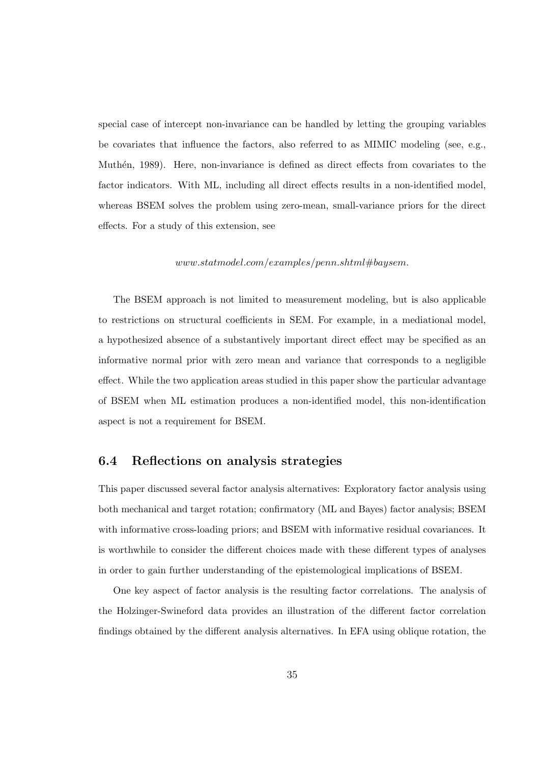special case of intercept non-invariance can be handled by letting the grouping variables be covariates that influence the factors, also referred to as MIMIC modeling (see, e.g., Muthén, 1989). Here, non-invariance is defined as direct effects from covariates to the factor indicators. With ML, including all direct effects results in a non-identified model, whereas BSEM solves the problem using zero-mean, small-variance priors for the direct effects. For a study of this extension, see

*www.statmodel.com/examples/penn.shtml#baysem.*

The BSEM approach is not limited to measurement modeling, but is also applicable to restrictions on structural coefficients in SEM. For example, in a mediational model, a hypothesized absence of a substantively important direct effect may be specified as an informative normal prior with zero mean and variance that corresponds to a negligible effect. While the two application areas studied in this paper show the particular advantage of BSEM when ML estimation produces a non-identified model, this non-identification aspect is not a requirement for BSEM.

### 6.4 Reflections on analysis strategies

This paper discussed several factor analysis alternatives: Exploratory factor analysis using both mechanical and target rotation; confirmatory (ML and Bayes) factor analysis; BSEM with informative cross-loading priors; and BSEM with informative residual covariances. It is worthwhile to consider the different choices made with these different types of analyses in order to gain further understanding of the epistemological implications of BSEM.

One key aspect of factor analysis is the resulting factor correlations. The analysis of the Holzinger-Swineford data provides an illustration of the different factor correlation findings obtained by the different analysis alternatives. In EFA using oblique rotation, the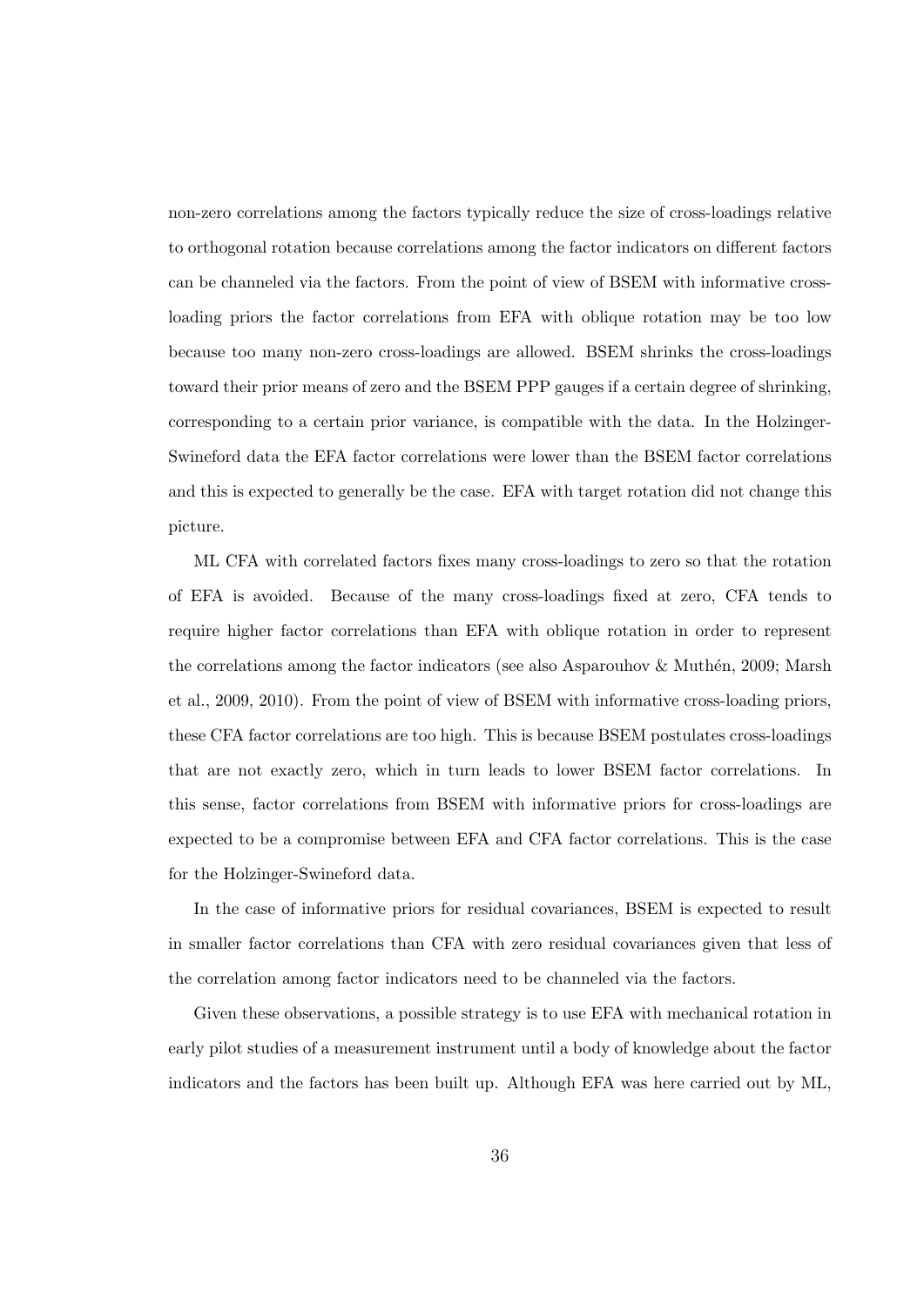non-zero correlations among the factors typically reduce the size of cross-loadings relative to orthogonal rotation because correlations among the factor indicators on different factors can be channeled via the factors. From the point of view of BSEM with informative cross-loading priors the factor correlations from EFA with oblique rotation may be too low because too many non-zero cross-loadings are allowed. BSEM shrinks the cross-loadings toward their prior means of zero and the BSEM PPP gauges if a certain degree of shrinking, corresponding to a certain prior variance, is compatible with the data. In the Holzinger-Swineford data the EFA factor correlations were lower than the BSEM factor correlations and this is expected to generally be the case. EFA with target rotation did not change this picture.

ML CFA with correlated factors fixes many cross-loadings to zero so that the rotation of EFA is avoided. Because of the many cross-loadings fixed at zero, CFA tends to require higher factor correlations than EFA with oblique rotation in order to represent the correlations among the factor indicators (see also Asparouhov & Muthén, 2009; Marsh et al., 2009, 2010). From the point of view of BSEM with informative cross-loading priors, these CFA factor correlations are too high. This is because BSEM postulates cross-loadings that are not exactly zero, which in turn leads to lower BSEM factor correlations. In this sense, factor correlations from BSEM with informative priors for cross-loadings are expected to be a compromise between EFA and CFA factor correlations. This is the case for the Holzinger-Swineford data.

In the case of informative priors for residual covariances, BSEM is expected to result in smaller factor correlations than CFA with zero residual covariances given that less of the correlation among factor indicators need to be channeled via the factors.

Given these observations, a possible strategy is to use EFA with mechanical rotation in early pilot studies of a measurement instrument until a body of knowledge about the factor indicators and the factors has been built up. Although EFA was here carried out by ML,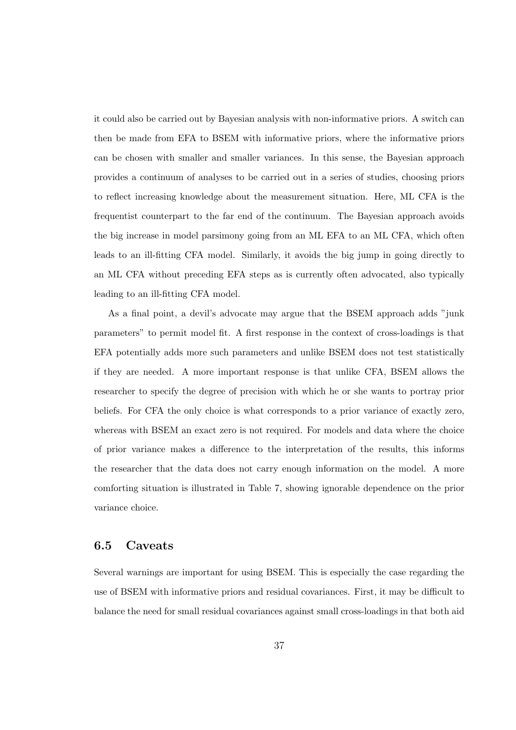it could also be carried out by Bayesian analysis with non-informative priors. A switch can then be made from EFA to BSEM with informative priors, where the informative priors can be chosen with smaller and smaller variances. In this sense, the Bayesian approach provides a continuum of analyses to be carried out in a series of studies, choosing priors to reflect increasing knowledge about the measurement situation. Here, ML CFA is the frequentist counterpart to the far end of the continuum. The Bayesian approach avoids the big increase in model parsimony going from an ML EFA to an ML CFA, which often leads to an ill-fitting CFA model. Similarly, it avoids the big jump in going directly to an ML CFA without preceding EFA steps as is currently often advocated, also typically leading to an ill-fitting CFA model.

As a final point, a devil's advocate may argue that the BSEM approach adds "junk parameters" to permit model fit. A first response in the context of cross-loadings is that EFA potentially adds more such parameters and unlike BSEM does not test statistically if they are needed. A more important response is that unlike CFA, BSEM allows the researcher to specify the degree of precision with which he or she wants to portray prior beliefs. For CFA the only choice is what corresponds to a prior variance of exactly zero, whereas with BSEM an exact zero is not required. For models and data where the choice of prior variance makes a difference to the interpretation of the results, this informs the researcher that the data does not carry enough information on the model. A more comforting situation is illustrated in Table 7, showing ignorable dependence on the prior variance choice.

## 6.5 Caveats

Several warnings are important for using BSEM. This is especially the case regarding the use of BSEM with informative priors and residual covariances. First, it may be difficult to balance the need for small residual covariances against small cross-loadings in that both aid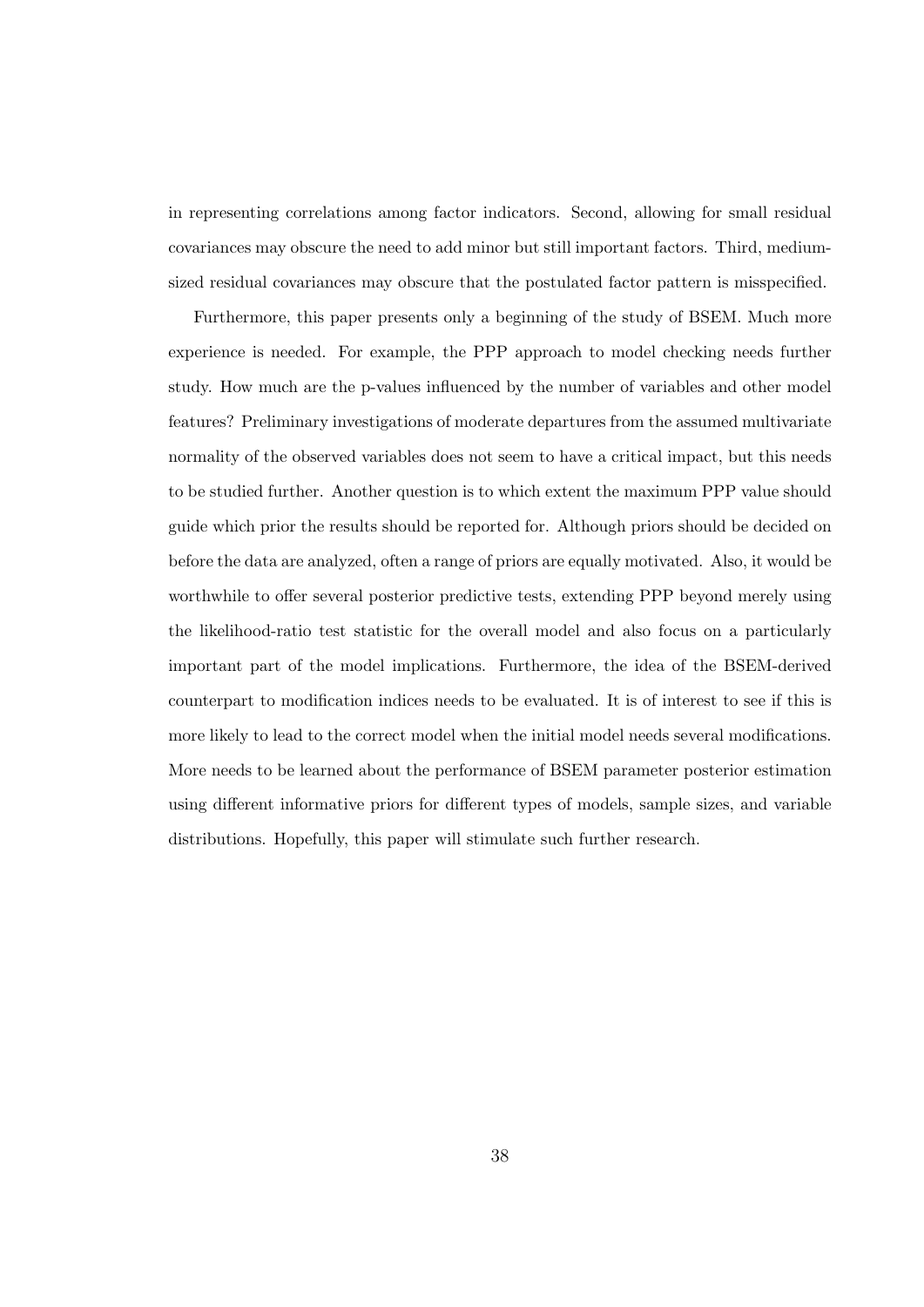in representing correlations among factor indicators. Second, allowing for small residual covariances may obscure the need to add minor but still important factors. Third, medium-sized residual covariances may obscure that the postulated factor pattern is misspecified.

Furthermore, this paper presents only a beginning of the study of BSEM. Much more experience is needed. For example, the PPP approach to model checking needs further study. How much are the p-values influenced by the number of variables and other model features? Preliminary investigations of moderate departures from the assumed multivariate normality of the observed variables does not seem to have a critical impact, but this needs to be studied further. Another question is to which extent the maximum PPP value should guide which prior the results should be reported for. Although priors should be decided on before the data are analyzed, often a range of priors are equally motivated. Also, it would be worthwhile to offer several posterior predictive tests, extending PPP beyond merely using the likelihood-ratio test statistic for the overall model and also focus on a particularly important part of the model implications. Furthermore, the idea of the BSEM-derived counterpart to modification indices needs to be evaluated. It is of interest to see if this is more likely to lead to the correct model when the initial model needs several modifications. More needs to be learned about the performance of BSEM parameter posterior estimation using different informative priors for different types of models, sample sizes, and variable distributions. Hopefully, this paper will stimulate such further research.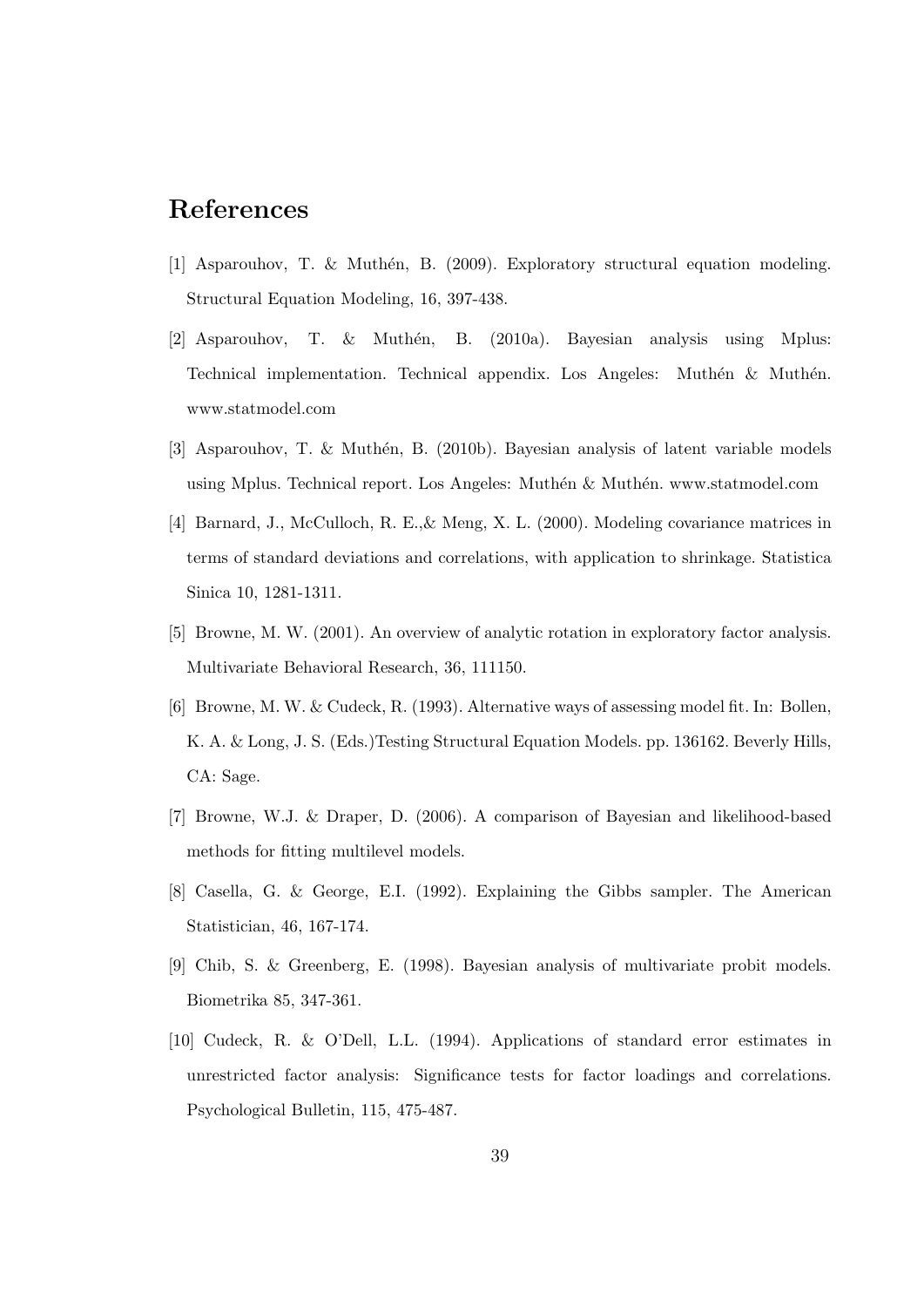# References

[1] Asparouhov, T. & Muthén, B. (2009). Exploratory structural equation modeling. Structural Equation Modeling, 16, 397-438.

[2] Asparouhov, T. & Muthén, B. (2010a). Bayesian analysis using Mplus: Technical implementation. Technical appendix. Los Angeles: Muthén & Muthén. www.statmodel.com

[3] Asparouhov, T. & Muthén, B. (2010b). Bayesian analysis of latent variable models using Mplus. Technical report. Los Angeles: Muthén & Muthén. www.statmodel.com

[4] Barnard, J., McCulloch, R. E.,& Meng, X. L. (2000). Modeling covariance matrices in terms of standard deviations and correlations, with application to shrinkage. Statistica Sinica 10, 1281-1311.

[5] Browne, M. W. (2001). An overview of analytic rotation in exploratory factor analysis. Multivariate Behavioral Research, 36, 111150.

[6] Browne, M. W. & Cudeck, R. (1993). Alternative ways of assessing model fit. In: Bollen, K. A. & Long, J. S. (Eds.)Testing Structural Equation Models. pp. 136162. Beverly Hills, CA: Sage.

[7] Browne, W.J. & Draper, D. (2006). A comparison of Bayesian and likelihood-based methods for fitting multilevel models.

[8] Casella, G. & George, E.I. (1992). Explaining the Gibbs sampler. The American Statistician, 46, 167-174.

[9] Chib, S. & Greenberg, E. (1998). Bayesian analysis of multivariate probit models. Biometrika 85, 347-361.

[10] Cudeck, R. & O'Dell, L.L. (1994). Applications of standard error estimates in unrestricted factor analysis: Significance tests for factor loadings and correlations. Psychological Bulletin, 115, 475-487.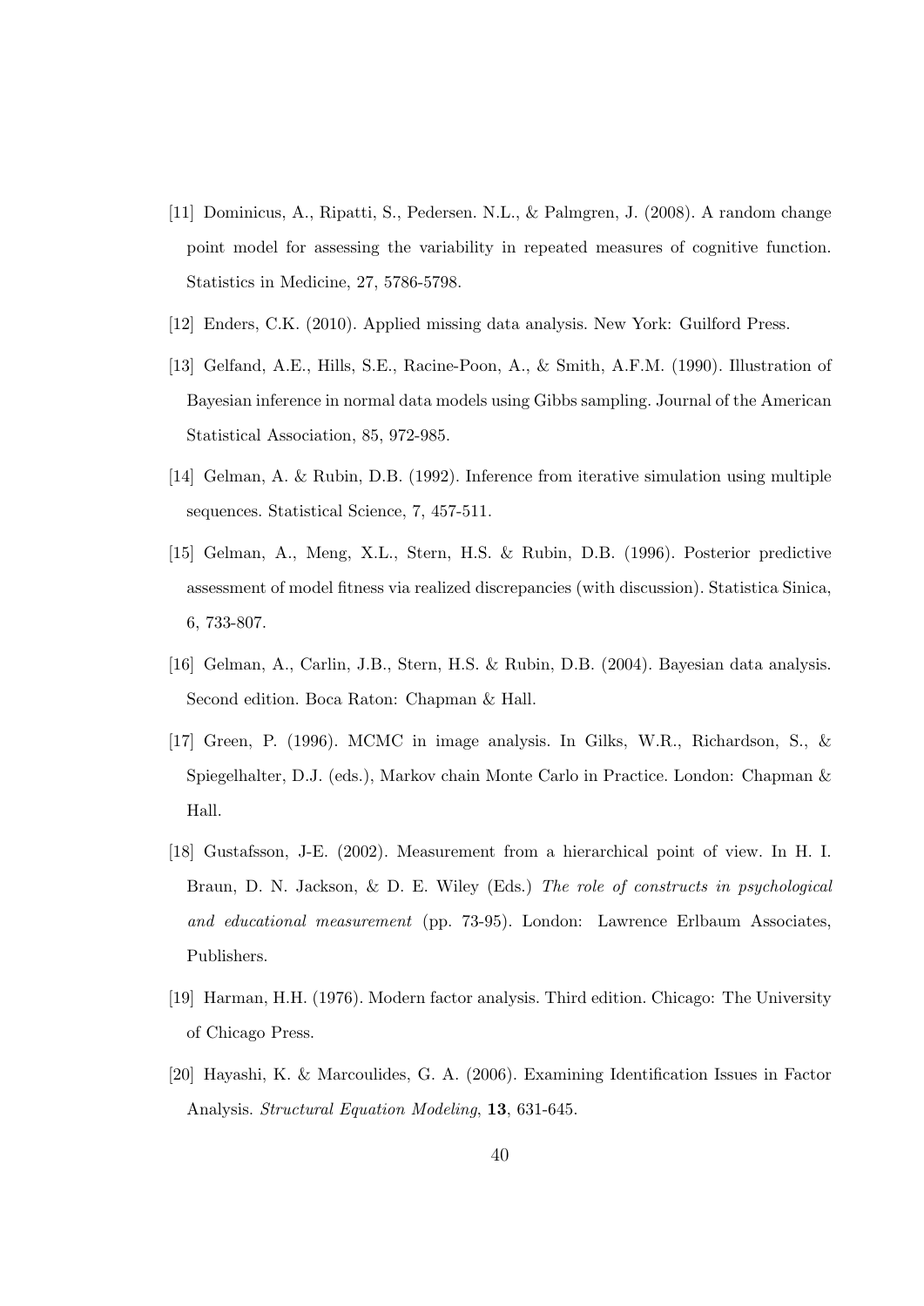[11] Dominicus, A., Ripatti, S., Pedersen. N.L., & Palmgren, J. (2008). A random change point model for assessing the variability in repeated measures of cognitive function. Statistics in Medicine, 27, 5786-5798.

[12] Enders, C.K. (2010). Applied missing data analysis. New York: Guilford Press.

[13] Gelfand, A.E., Hills, S.E., Racine-Poon, A., & Smith, A.F.M. (1990). Illustration of Bayesian inference in normal data models using Gibbs sampling. Journal of the American Statistical Association, 85, 972-985.

[14] Gelman, A. & Rubin, D.B. (1992). Inference from iterative simulation using multiple sequences. Statistical Science, 7, 457-511.

[15] Gelman, A., Meng, X.L., Stern, H.S. & Rubin, D.B. (1996). Posterior predictive assessment of model fitness via realized discrepancies (with discussion). Statistica Sinica, 6, 733-807.

[16] Gelman, A., Carlin, J.B., Stern, H.S. & Rubin, D.B. (2004). Bayesian data analysis. Second edition. Boca Raton: Chapman & Hall.

[17] Green, P. (1996). MCMC in image analysis. In Gilks, W.R., Richardson, S., & Spiegelhalter, D.J. (eds.), Markov chain Monte Carlo in Practice. London: Chapman & Hall.

[18] Gustafsson, J-E. (2002). Measurement from a hierarchical point of view. In H. I. Braun, D. N. Jackson, & D. E. Wiley (Eds.) *The role of constructs in psychological and educational measurement* (pp. 73-95). London: Lawrence Erlbaum Associates, Publishers.

[19] Harman, H.H. (1976). Modern factor analysis. Third edition. Chicago: The University of Chicago Press.

[20] Hayashi, K. & Marcoulides, G. A. (2006). Examining Identification Issues in Factor Analysis. *Structural Equation Modeling*, **13**, 631-645.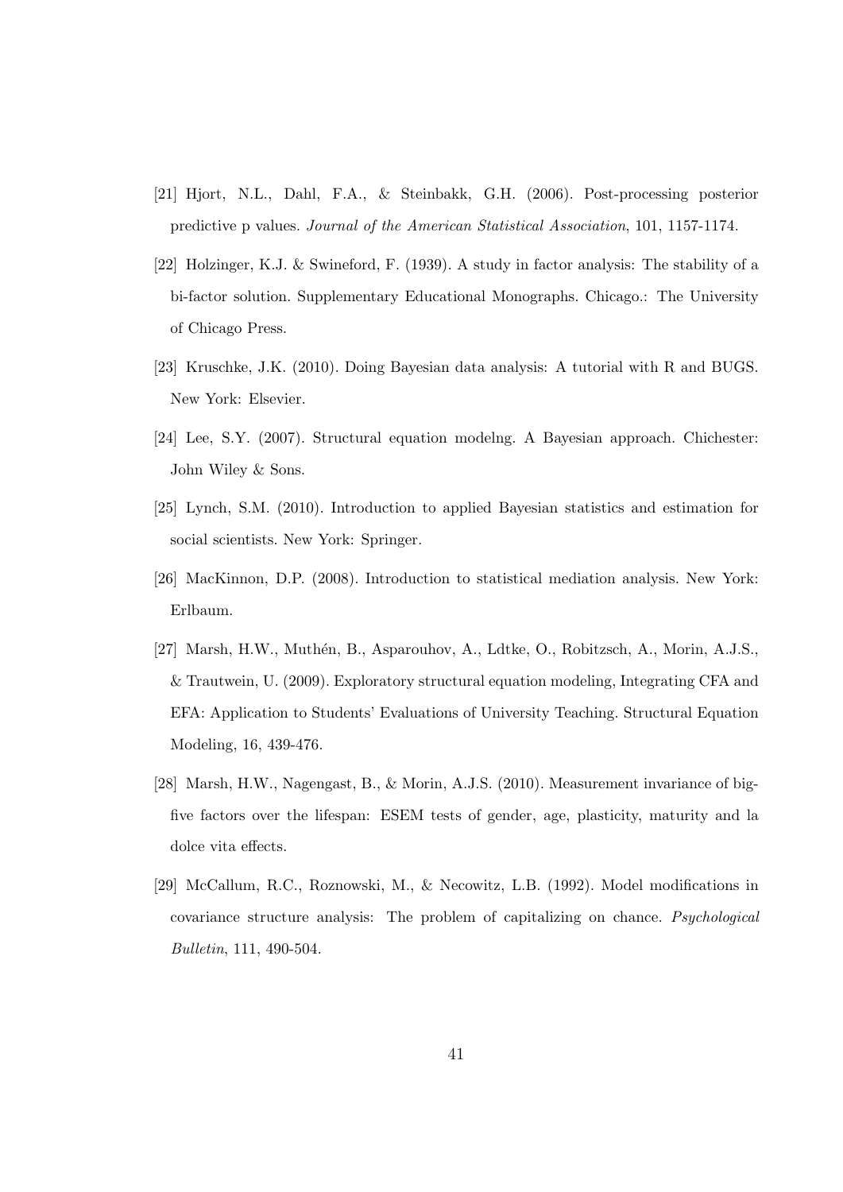[21] Hjort, N.L., Dahl, F.A., & Steinbakk, G.H. (2006). Post-processing posterior predictive p values. *Journal of the American Statistical Association*, 101, 1157-1174.

[22] Holzinger, K.J. & Swineford, F. (1939). A study in factor analysis: The stability of a bi-factor solution. Supplementary Educational Monographs. Chicago.: The University of Chicago Press.

[23] Kruschke, J.K. (2010). Doing Bayesian data analysis: A tutorial with R and BUGS. New York: Elsevier.

[24] Lee, S.Y. (2007). Structural equation modelng. A Bayesian approach. Chichester: John Wiley & Sons.

[25] Lynch, S.M. (2010). Introduction to applied Bayesian statistics and estimation for social scientists. New York: Springer.

[26] MacKinnon, D.P. (2008). Introduction to statistical mediation analysis. New York: Erlbaum.

[27] Marsh, H.W., Muthén, B., Asparouhov, A., Ldtke, O., Robitzsch, A., Morin, A.J.S., & Trautwein, U. (2009). Exploratory structural equation modeling, Integrating CFA and EFA: Application to Students' Evaluations of University Teaching. Structural Equation Modeling, 16, 439-476.

[28] Marsh, H.W., Nagengast, B., & Morin, A.J.S. (2010). Measurement invariance of big-five factors over the lifespan: ESEM tests of gender, age, plasticity, maturity and la dolce vita effects.

[29] McCallum, R.C., Roznowski, M., & Necowitz, L.B. (1992). Model modifications in covariance structure analysis: The problem of capitalizing on chance. *Psychological Bulletin*, 111, 490-504.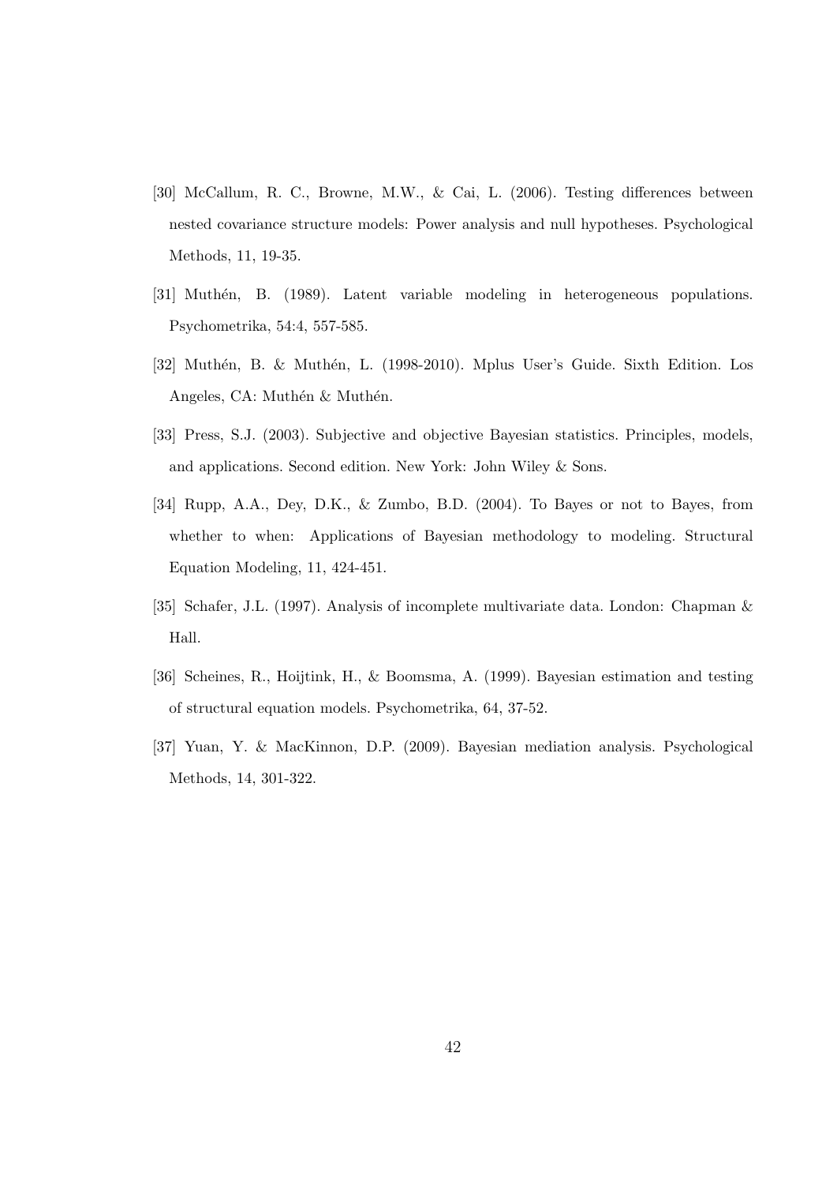[30] McCallum, R. C., Browne, M.W., & Cai, L. (2006). Testing differences between nested covariance structure models: Power analysis and null hypotheses. Psychological Methods, 11, 19-35.

[31] Muthén, B. (1989). Latent variable modeling in heterogeneous populations. Psychometrika, 54:4, 557-585.

[32] Muthén, B. & Muthén, L. (1998-2010). Mplus User's Guide. Sixth Edition. Los Angeles, CA: Muthén & Muthén.

[33] Press, S.J. (2003). Subjective and objective Bayesian statistics. Principles, models, and applications. Second edition. New York: John Wiley & Sons.

[34] Rupp, A.A., Dey, D.K., & Zumbo, B.D. (2004). To Bayes or not to Bayes, from whether to when: Applications of Bayesian methodology to modeling. Structural Equation Modeling, 11, 424-451.

[35] Schafer, J.L. (1997). Analysis of incomplete multivariate data. London: Chapman & Hall.

[36] Scheines, R., Hoijtink, H., & Boomsma, A. (1999). Bayesian estimation and testing of structural equation models. Psychometrika, 64, 37-52.

[37] Yuan, Y. & MacKinnon, D.P. (2009). Bayesian mediation analysis. Psychological Methods, 14, 301-322.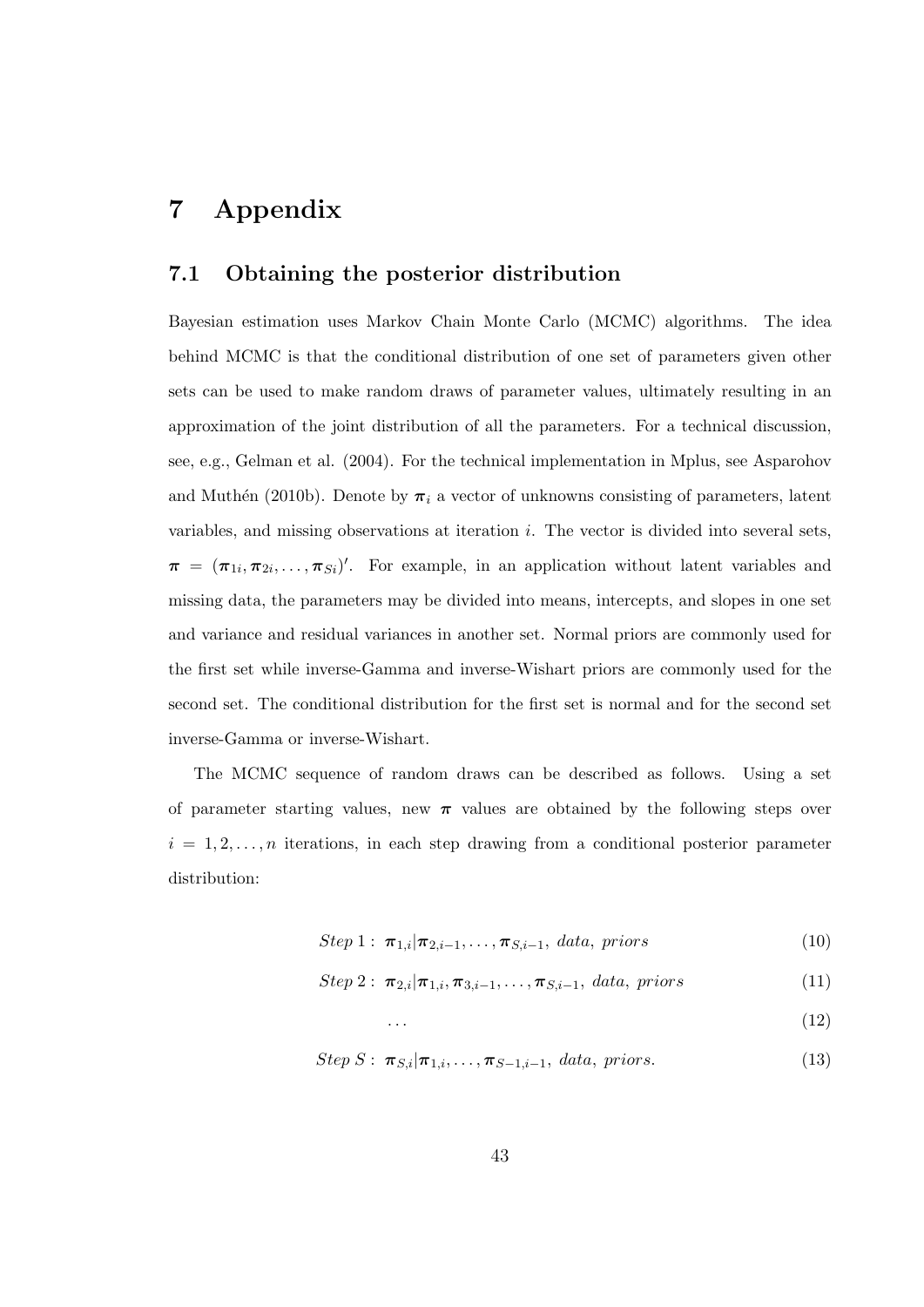# 7 Appendix

## 7.1 Obtaining the posterior distribution

Bayesian estimation uses Markov Chain Monte Carlo (MCMC) algorithms. The idea behind MCMC is that the conditional distribution of one set of parameters given other sets can be used to make random draws of parameter values, ultimately resulting in an approximation of the joint distribution of all the parameters. For a technical discussion, see, e.g., Gelman et al. (2004). For the technical implementation in Mplus, see Asparohov and Muthén (2010b). Denote by $\boldsymbol{\pi}_i$ a vector of unknowns consisting of parameters, latent variables, and missing observations at iteration $i$. The vector is divided into several sets, $\boldsymbol{\pi} = (\boldsymbol{\pi}_{1i}, \boldsymbol{\pi}_{2i}, \ldots, \boldsymbol{\pi}_{Si})'$. For example, in an application without latent variables and missing data, the parameters may be divided into means, intercepts, and slopes in one set and variance and residual variances in another set. Normal priors are commonly used for the first set while inverse-Gamma and inverse-Wishart priors are commonly used for the second set. The conditional distribution for the first set is normal and for the second set inverse-Gamma or inverse-Wishart.

The MCMC sequence of random draws can be described as follows. Using a set of parameter starting values, new $\boldsymbol{\pi}$ values are obtained by the following steps over $i = 1, 2, \ldots, n$ iterations, in each step drawing from a conditional posterior parameter distribution:

$$Step\ 1: \ \boldsymbol{\pi}_{1,i} | \boldsymbol{\pi}_{2,i-1}, \ldots, \boldsymbol{\pi}_{S,i-1},\ data,\ priors \tag{10}$$

$$Step\ 2: \ \boldsymbol{\pi}_{2,i} | \boldsymbol{\pi}_{1,i}, \boldsymbol{\pi}_{3,i-1}, \ldots, \boldsymbol{\pi}_{S,i-1},\ data,\ priors \tag{11}$$

$$\ldots \tag{12}$$

$$Step\ S: \ \boldsymbol{\pi}_{S,i} | \boldsymbol{\pi}_{1,i}, \ldots, \boldsymbol{\pi}_{S-1,i-1},\ data,\ priors. \tag{13}$$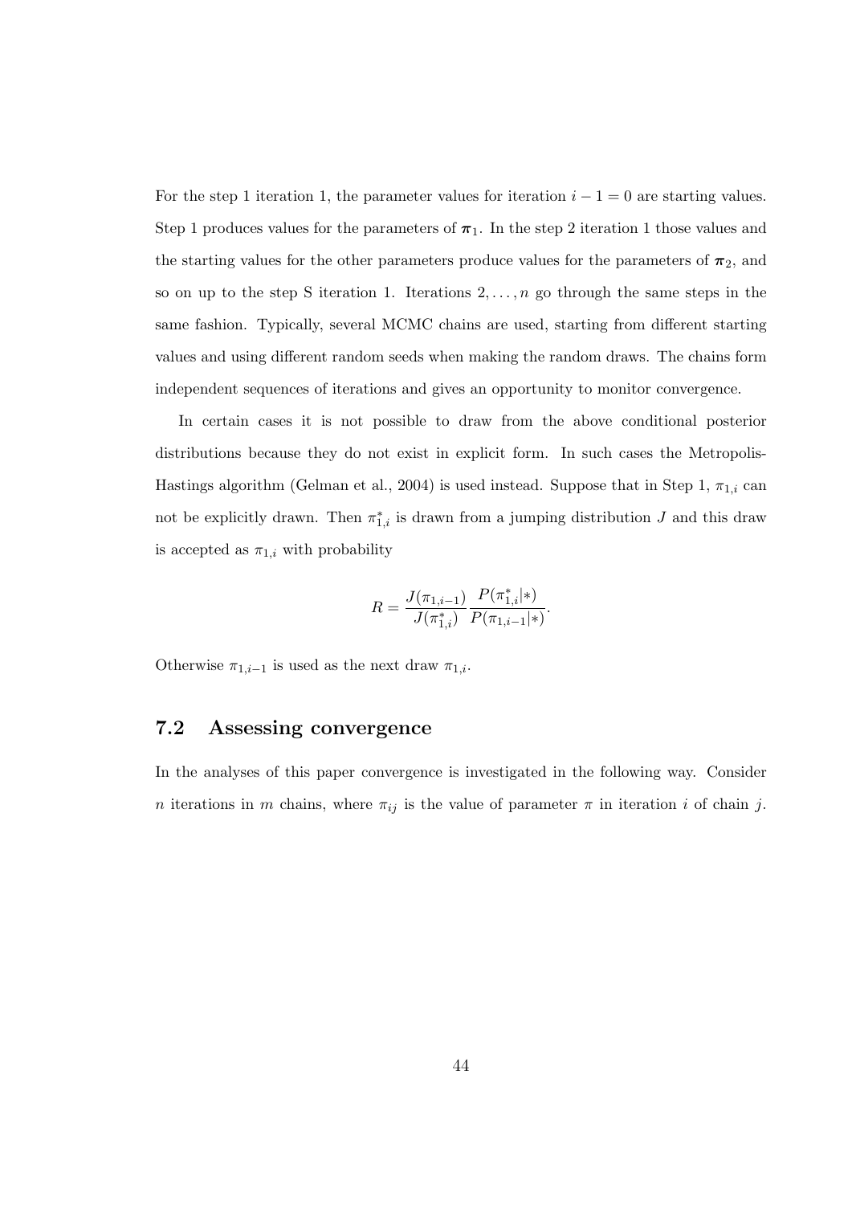For the step 1 iteration 1, the parameter values for iteration $i - 1 = 0$ are starting values. Step 1 produces values for the parameters of $\boldsymbol{\pi}_1$. In the step 2 iteration 1 those values and the starting values for the other parameters produce values for the parameters of $\boldsymbol{\pi}_2$, and so on up to the step S iteration 1. Iterations $2, \ldots, n$ go through the same steps in the same fashion. Typically, several MCMC chains are used, starting from different starting values and using different random seeds when making the random draws. The chains form independent sequences of iterations and gives an opportunity to monitor convergence.

In certain cases it is not possible to draw from the above conditional posterior distributions because they do not exist in explicit form. In such cases the Metropolis-Hastings algorithm (Gelman et al., 2004) is used instead. Suppose that in Step 1, $\pi_{1,i}$ can not be explicitly drawn. Then $\pi^*_{1,i}$ is drawn from a jumping distribution $J$ and this draw is accepted as $\pi_{1,i}$ with probability

$$R = \frac{J(\pi_{1,i-1})}{J(\pi^*_{1,i})} \frac{P(\pi^*_{1,i}|*)}{P(\pi_{1,i-1}|*)}.$$

Otherwise $\pi_{1,i-1}$ is used as the next draw $\pi_{1,i}$.

## 7.2 Assessing convergence

In the analyses of this paper convergence is investigated in the following way. Consider $n$ iterations in $m$ chains, where $\pi_{ij}$ is the value of parameter $\pi$ in iteration $i$ of chain $j$.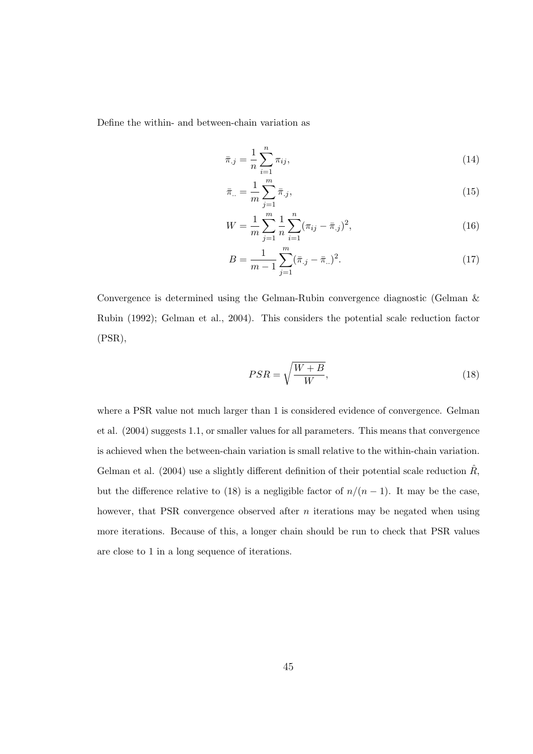Define the within- and between-chain variation as

$$\bar{\pi}_{.j} = \frac{1}{n}\sum_{i=1}^{n}\pi_{ij}, \tag{14}$$

$$\bar{\pi}_{..} = \frac{1}{m}\sum_{j=1}^{m}\bar{\pi}_{.j}, \tag{15}$$

$$W = \frac{1}{m}\sum_{j=1}^{m}\frac{1}{n}\sum_{i=1}^{n}(\pi_{ij} - \bar{\pi}_{.j})^2, \tag{16}$$

$$B = \frac{1}{m-1}\sum_{j=1}^{m}(\bar{\pi}_{.j} - \bar{\pi}_{..})^2. \tag{17}$$

Convergence is determined using the Gelman-Rubin convergence diagnostic (Gelman & Rubin (1992); Gelman et al., 2004). This considers the potential scale reduction factor (PSR),

$$PSR = \sqrt{\frac{W+B}{W}}, \tag{18}$$

where a PSR value not much larger than 1 is considered evidence of convergence. Gelman et al. (2004) suggests 1.1, or smaller values for all parameters. This means that convergence is achieved when the between-chain variation is small relative to the within-chain variation. Gelman et al. (2004) use a slightly different definition of their potential scale reduction $\hat{R}$, but the difference relative to (18) is a negligible factor of $n/(n-1)$. It may be the case, however, that PSR convergence observed after $n$ iterations may be negated when using more iterations. Because of this, a longer chain should be run to check that PSR values are close to 1 in a long sequence of iterations.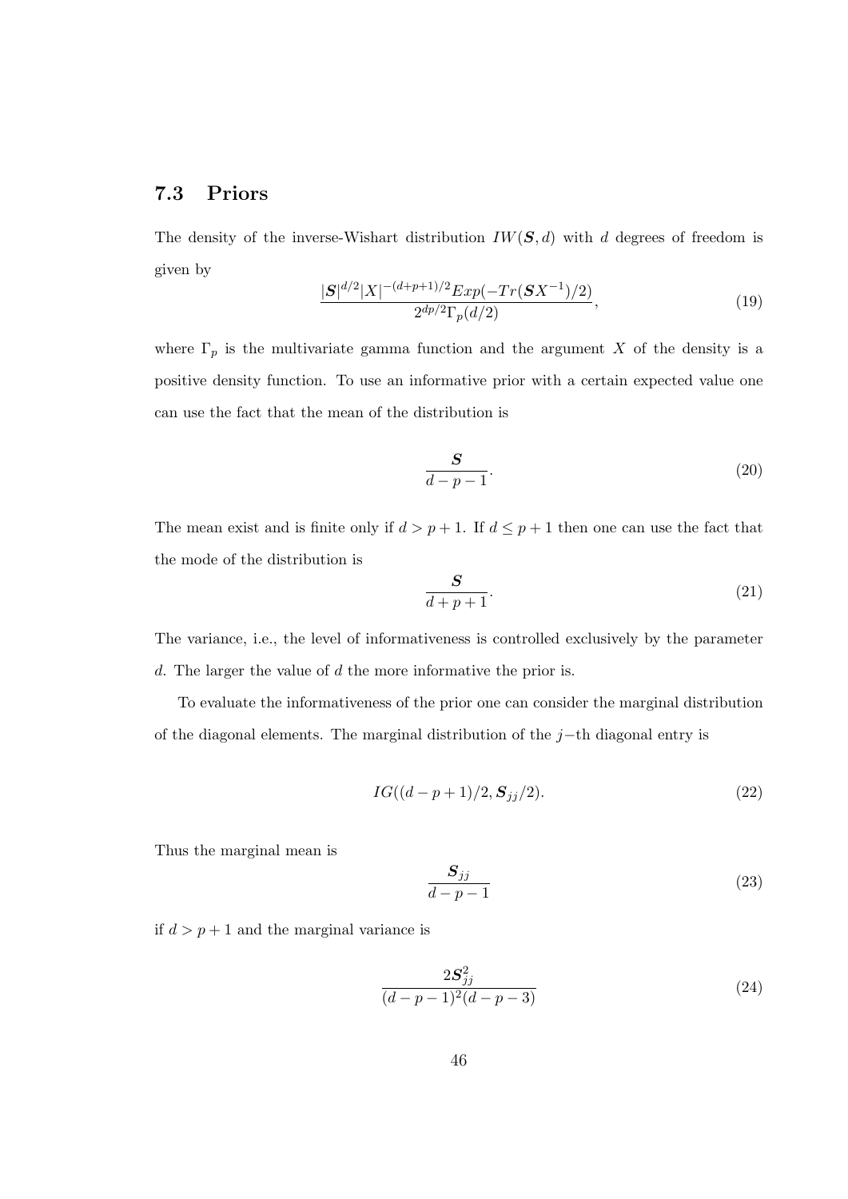### 7.3 Priors

The density of the inverse-Wishart distribution $IW(\boldsymbol{S}, d)$ with $d$ degrees of freedom is given by

$$\frac{|\boldsymbol{S}|^{d/2}|X|^{-(d+p+1)/2}Exp(-Tr(\boldsymbol{S}X^{-1})/2)}{2^{dp/2}\Gamma_p(d/2)}, \tag{19}$$

where $\Gamma_p$ is the multivariate gamma function and the argument $X$ of the density is a positive density function. To use an informative prior with a certain expected value one can use the fact that the mean of the distribution is

$$\frac{\boldsymbol{S}}{d-p-1}. \tag{20}$$

The mean exist and is finite only if $d > p+1$. If $d \leq p+1$ then one can use the fact that the mode of the distribution is

$$\frac{\boldsymbol{S}}{d+p+1}. \tag{21}$$

The variance, i.e., the level of informativeness is controlled exclusively by the parameter $d$. The larger the value of $d$ the more informative the prior is.

To evaluate the informativeness of the prior one can consider the marginal distribution of the diagonal elements. The marginal distribution of the $j-$th diagonal entry is

$$IG((d-p+1)/2, \boldsymbol{S}_{jj}/2). \tag{22}$$

Thus the marginal mean is

$$\frac{\boldsymbol{S}_{jj}}{d-p-1} \tag{23}$$

if $d > p+1$ and the marginal variance is

$$\frac{2\boldsymbol{S}_{jj}^2}{(d-p-1)^2(d-p-3)} \tag{24}$$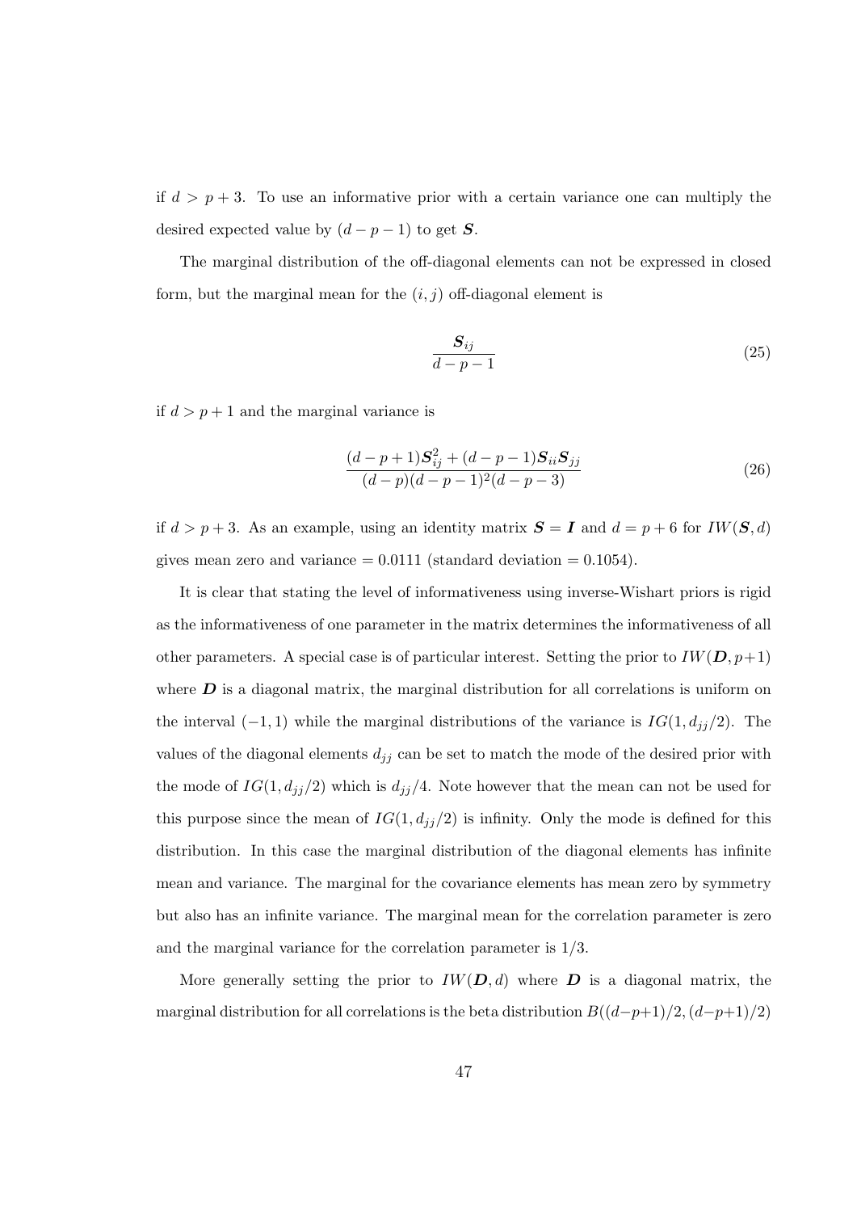if $d > p + 3$. To use an informative prior with a certain variance one can multiply the desired expected value by $(d - p - 1)$ to get $\boldsymbol{S}$.

The marginal distribution of the off-diagonal elements can not be expressed in closed form, but the marginal mean for the $(i, j)$ off-diagonal element is

$$\frac{\boldsymbol{S}_{ij}}{d - p - 1} \tag{25}$$

if $d > p + 1$ and the marginal variance is

$$\frac{(d - p + 1)\boldsymbol{S}_{ij}^2 + (d - p - 1)\boldsymbol{S}_{ii}\boldsymbol{S}_{jj}}{(d - p)(d - p - 1)^2(d - p - 3)} \tag{26}$$

if $d > p + 3$. As an example, using an identity matrix $\boldsymbol{S} = \boldsymbol{I}$ and $d = p + 6$ for $IW(\boldsymbol{S}, d)$ gives mean zero and variance $= 0.0111$ (standard deviation $= 0.1054$).

It is clear that stating the level of informativeness using inverse-Wishart priors is rigid as the informativeness of one parameter in the matrix determines the informativeness of all other parameters. A special case is of particular interest. Setting the prior to $IW(\boldsymbol{D}, p+1)$ where $\boldsymbol{D}$ is a diagonal matrix, the marginal distribution for all correlations is uniform on the interval $(-1, 1)$ while the marginal distributions of the variance is $IG(1, d_{jj}/2)$. The values of the diagonal elements $d_{jj}$ can be set to match the mode of the desired prior with the mode of $IG(1, d_{jj}/2)$ which is $d_{jj}/4$. Note however that the mean can not be used for this purpose since the mean of $IG(1, d_{jj}/2)$ is infinity. Only the mode is defined for this distribution. In this case the marginal distribution of the diagonal elements has infinite mean and variance. The marginal for the covariance elements has mean zero by symmetry but also has an infinite variance. The marginal mean for the correlation parameter is zero and the marginal variance for the correlation parameter is 1/3.

More generally setting the prior to $IW(\boldsymbol{D}, d)$ where $\boldsymbol{D}$ is a diagonal matrix, the marginal distribution for all correlations is the beta distribution $B((d-p+1)/2, (d-p+1)/2)$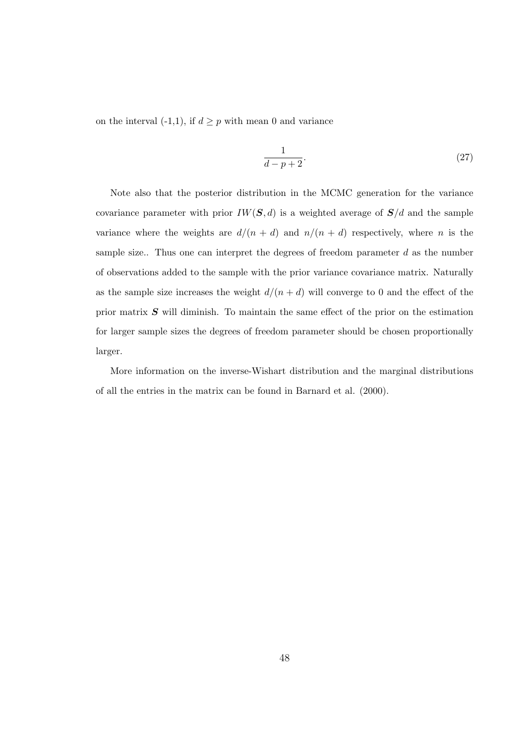on the interval (-1,1), if $d \geq p$ with mean 0 and variance

$$\frac{1}{d-p+2}. \tag{27}$$

Note also that the posterior distribution in the MCMC generation for the variance covariance parameter with prior $IW(\boldsymbol{S}, d)$ is a weighted average of $\boldsymbol{S}/d$ and the sample variance where the weights are $d/(n+d)$ and $n/(n+d)$ respectively, where $n$ is the sample size.. Thus one can interpret the degrees of freedom parameter $d$ as the number of observations added to the sample with the prior variance covariance matrix. Naturally as the sample size increases the weight $d/(n+d)$ will converge to 0 and the effect of the prior matrix $\boldsymbol{S}$ will diminish. To maintain the same effect of the prior on the estimation for larger sample sizes the degrees of freedom parameter should be chosen proportionally larger.

More information on the inverse-Wishart distribution and the marginal distributions of all the entries in the matrix can be found in Barnard et al. (2000).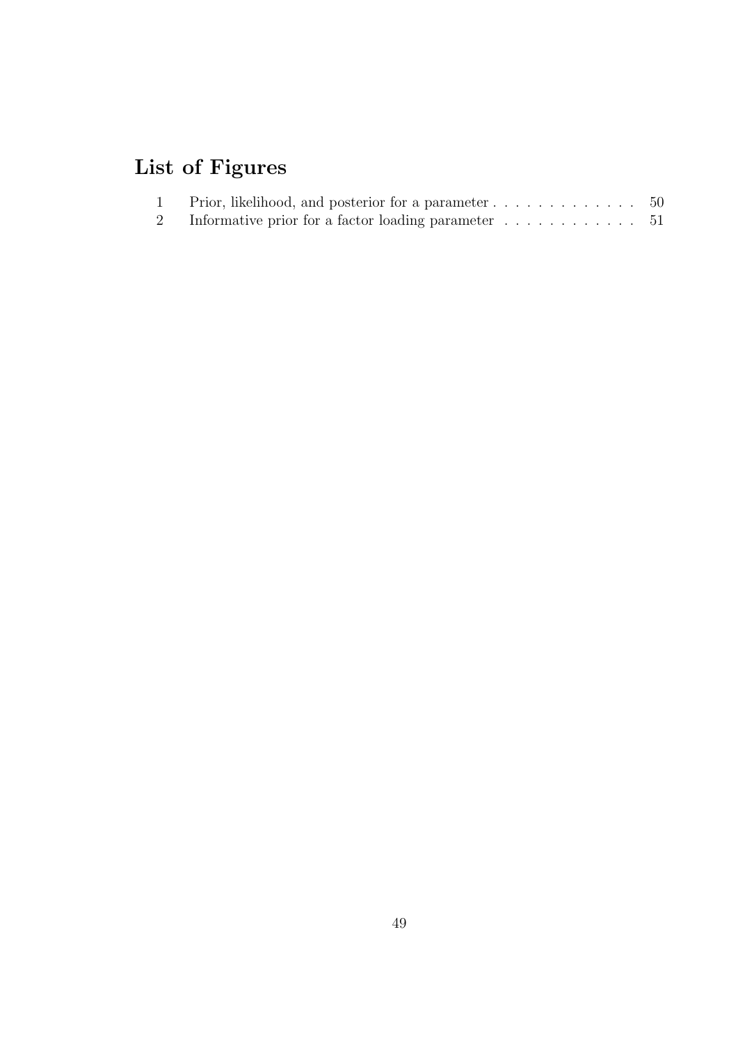# List of Figures

1 Prior, likelihood, and posterior for a parameter . . . . . . . . . . . . . 50

2 Informative prior for a factor loading parameter . . . . . . . . . . . . 51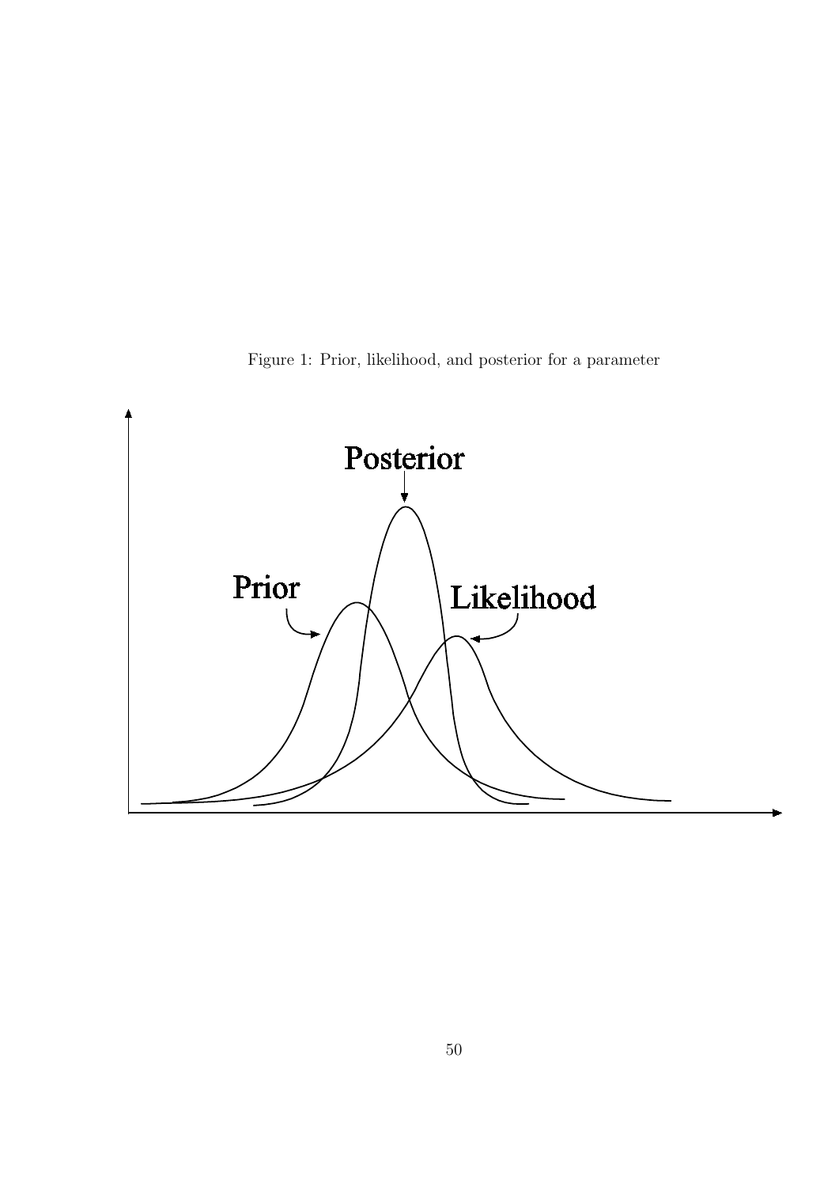Figure 1: Prior, likelihood, and posterior for a parameter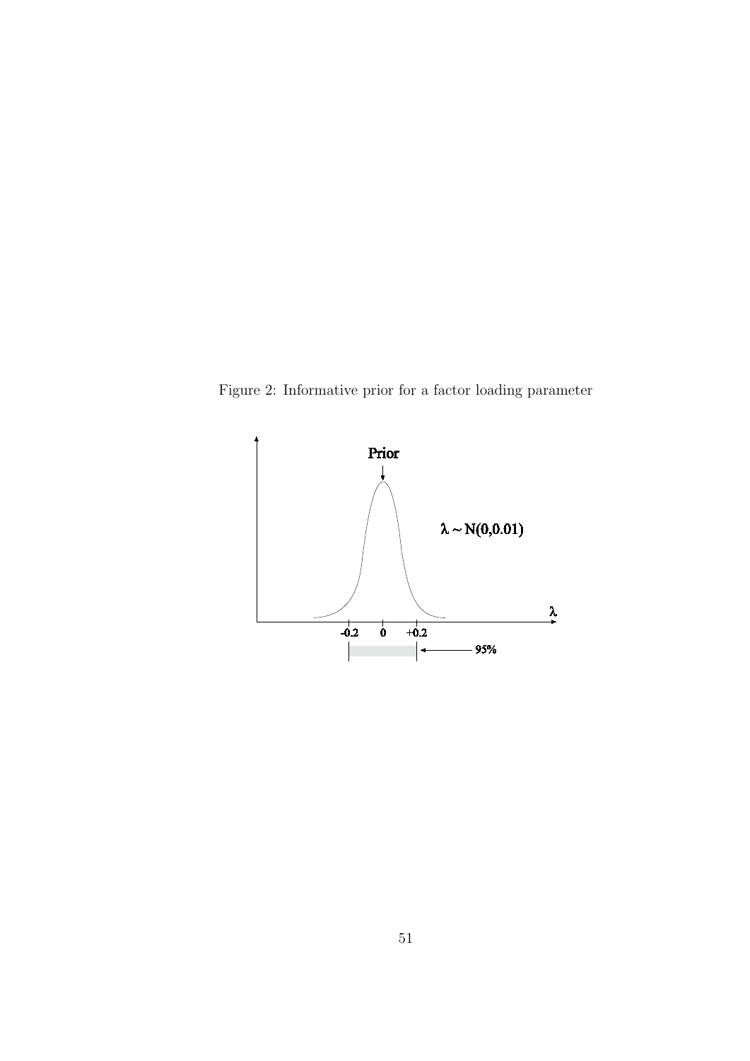Figure 2: Informative prior for a factor loading parameter

Prior

$\lambda \sim N(0,0.01)$

$\lambda$

-0.2 0 +0.2

95%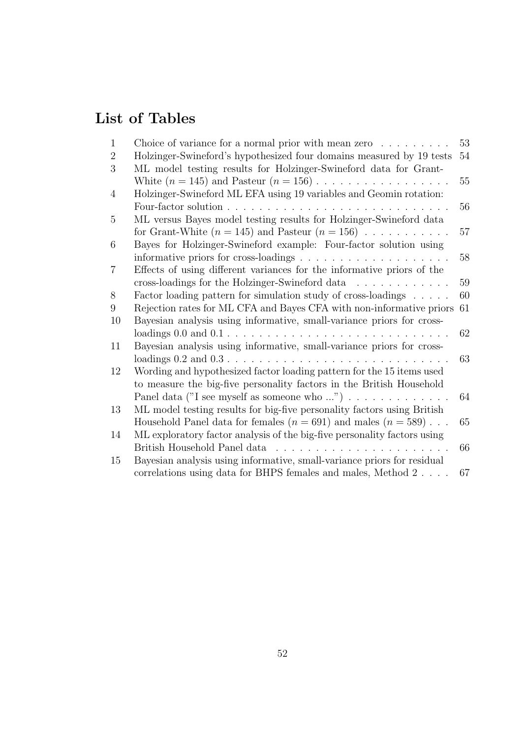# List of Tables

| | | |
|---|---|---|
| 1 | Choice of variance for a normal prior with mean zero | 53 |
| 2 | Holzinger-Swineford's hypothesized four domains measured by 19 tests | 54 |
| 3 | ML model testing results for Holzinger-Swineford data for Grant-White ($n = 145$) and Pasteur ($n = 156$) | 55 |
| 4 | Holzinger-Swineford ML EFA using 19 variables and Geomin rotation: Four-factor solution | 56 |
| 5 | ML versus Bayes model testing results for Holzinger-Swineford data for Grant-White ($n = 145$) and Pasteur ($n = 156$) | 57 |
| 6 | Bayes for Holzinger-Swineford example: Four-factor solution using informative priors for cross-loadings | 58 |
| 7 | Effects of using different variances for the informative priors of the cross-loadings for the Holzinger-Swineford data | 59 |
| 8 | Factor loading pattern for simulation study of cross-loadings | 60 |
| 9 | Rejection rates for ML CFA and Bayes CFA with non-informative priors | 61 |
| 10 | Bayesian analysis using informative, small-variance priors for cross-loadings 0.0 and 0.1 | 62 |
| 11 | Bayesian analysis using informative, small-variance priors for cross-loadings 0.2 and 0.3 | 63 |
| 12 | Wording and hypothesized factor loading pattern for the 15 items used to measure the big-five personality factors in the British Household Panel data ("I see myself as someone who ...") | 64 |
| 13 | ML model testing results for big-five personality factors using British Household Panel data for females ($n = 691$) and males ($n = 589$) | 65 |
| 14 | ML exploratory factor analysis of the big-five personality factors using British Household Panel data | 66 |
| 15 | Bayesian analysis using informative, small-variance priors for residual correlations using data for BHPS females and males, Method 2 | 67 |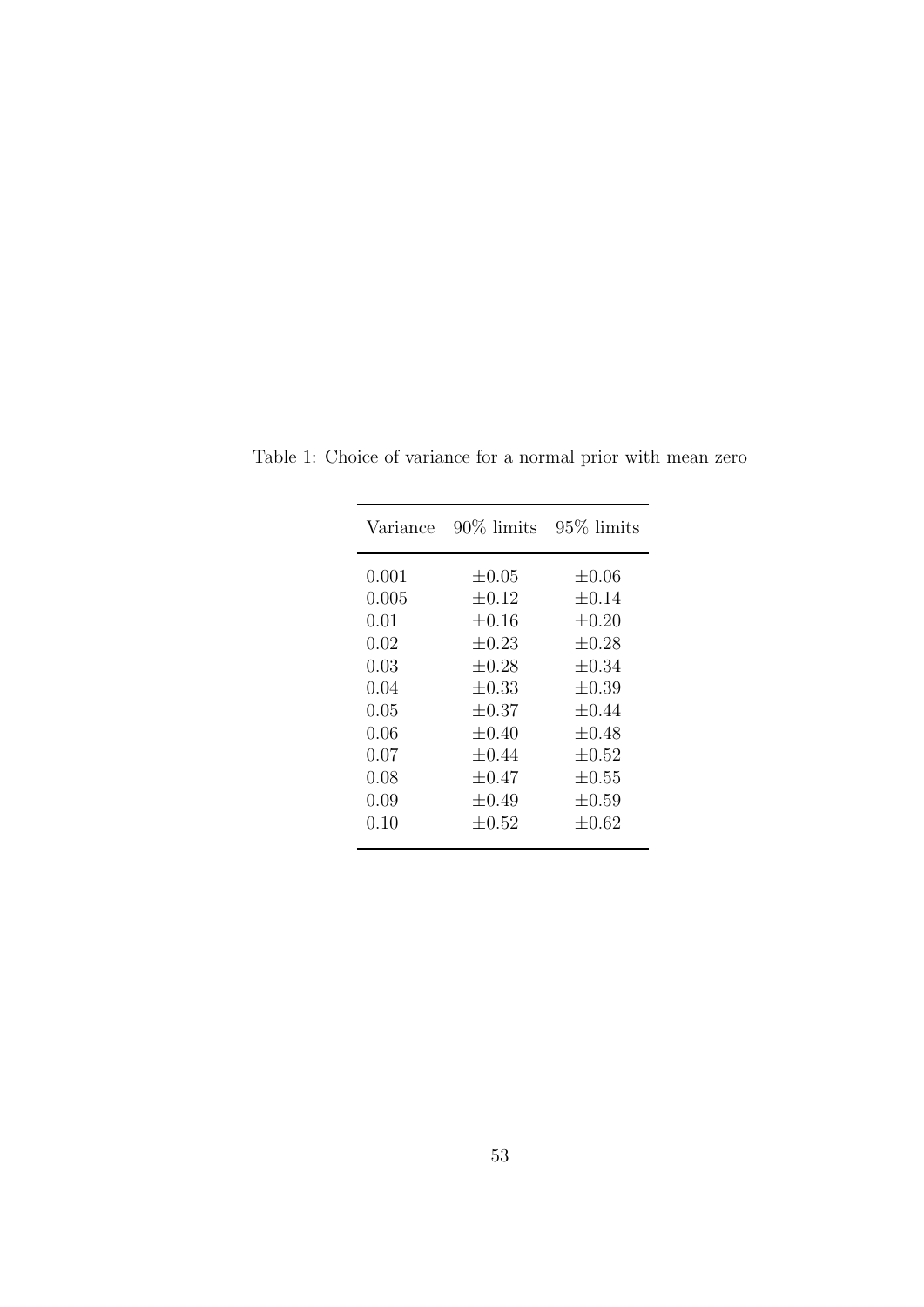Table 1: Choice of variance for a normal prior with mean zero

| Variance | 90% limits | 95% limits |
|---|---|---|
| 0.001 | $\pm0.05$ | $\pm0.06$ |
| 0.005 | $\pm0.12$ | $\pm0.14$ |
| 0.01 | $\pm0.16$ | $\pm0.20$ |
| 0.02 | $\pm0.23$ | $\pm0.28$ |
| 0.03 | $\pm0.28$ | $\pm0.34$ |
| 0.04 | $\pm0.33$ | $\pm0.39$ |
| 0.05 | $\pm0.37$ | $\pm0.44$ |
| 0.06 | $\pm0.40$ | $\pm0.48$ |
| 0.07 | $\pm0.44$ | $\pm0.52$ |
| 0.08 | $\pm0.47$ | $\pm0.55$ |
| 0.09 | $\pm0.49$ | $\pm0.59$ |
| 0.10 | $\pm0.52$ | $\pm0.62$ |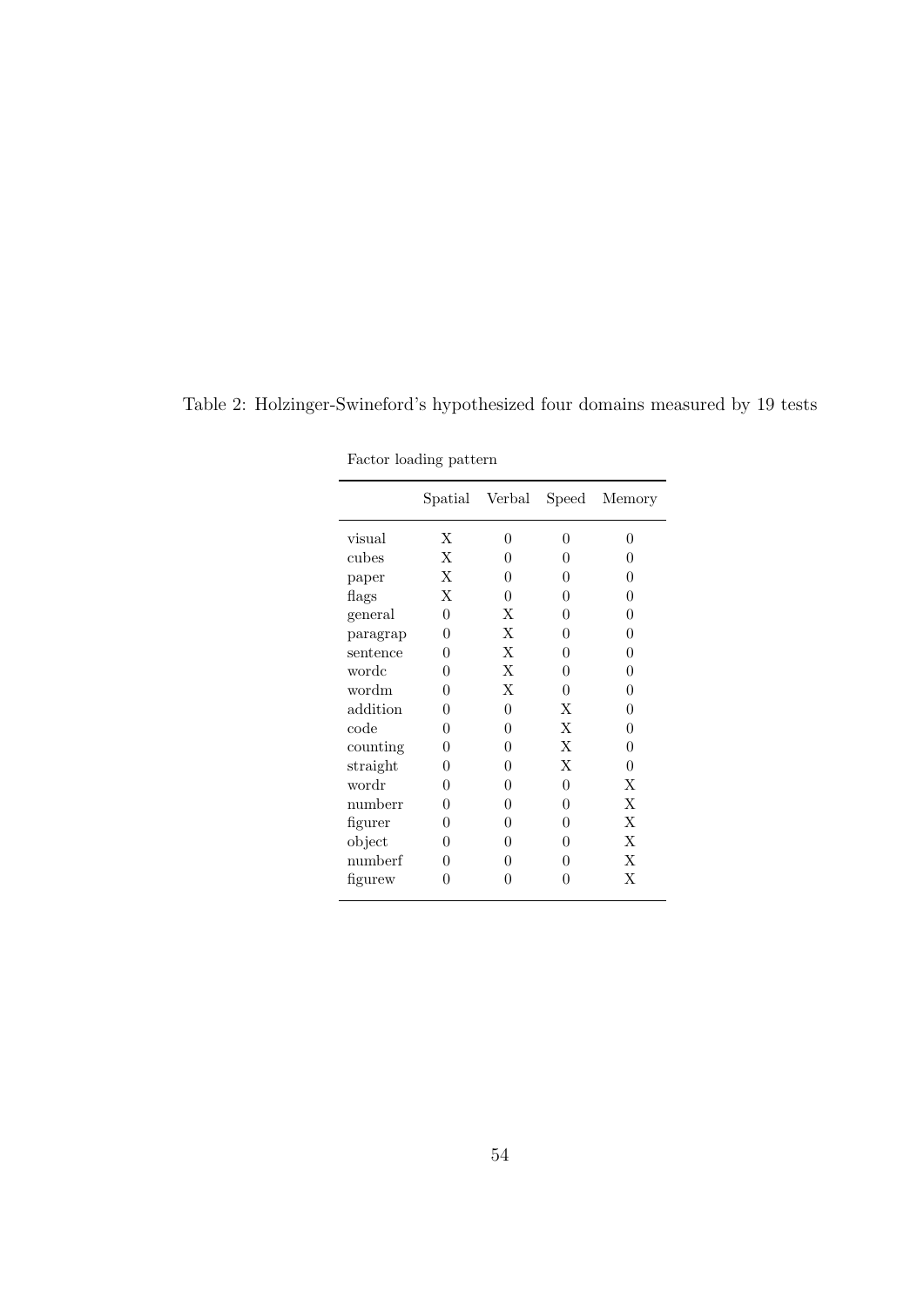Table 2: Holzinger-Swineford's hypothesized four domains measured by 19 tests

Factor loading pattern

| | Spatial | Verbal | Speed | Memory |
|---|---|---|---|---|
| visual | X | 0 | 0 | 0 |
| cubes | X | 0 | 0 | 0 |
| paper | X | 0 | 0 | 0 |
| flags | X | 0 | 0 | 0 |
| general | 0 | X | 0 | 0 |
| paragrap | 0 | X | 0 | 0 |
| sentence | 0 | X | 0 | 0 |
| wordc | 0 | X | 0 | 0 |
| wordm | 0 | X | 0 | 0 |
| addition | 0 | 0 | X | 0 |
| code | 0 | 0 | X | 0 |
| counting | 0 | 0 | X | 0 |
| straight | 0 | 0 | X | 0 |
| wordr | 0 | 0 | 0 | X |
| numberr | 0 | 0 | 0 | X |
| figurer | 0 | 0 | 0 | X |
| object | 0 | 0 | 0 | X |
| numberf | 0 | 0 | 0 | X |
| figurew | 0 | 0 | 0 | X |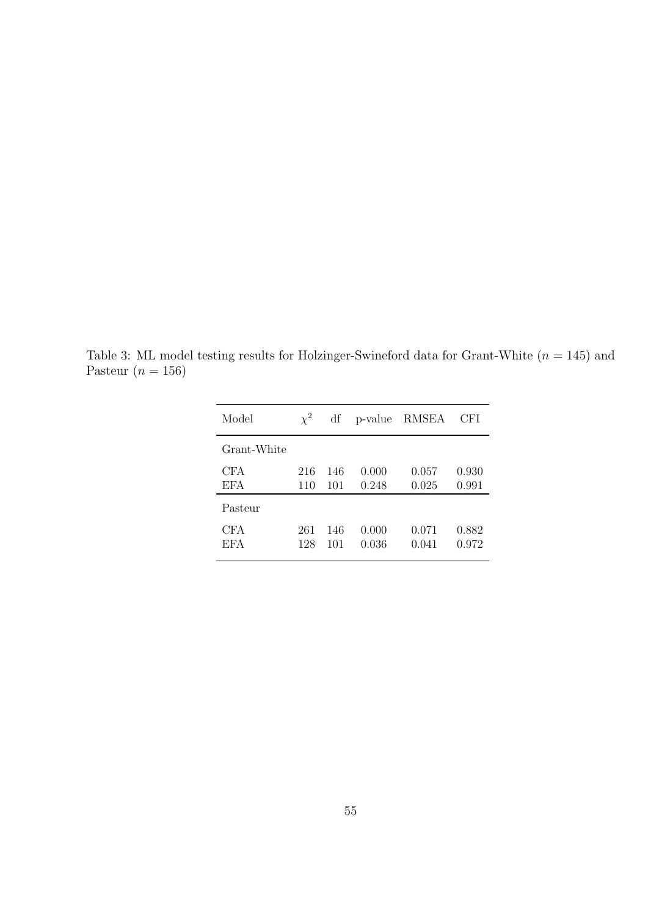Table 3: ML model testing results for Holzinger-Swineford data for Grant-White ($n = 145$) and Pasteur ($n = 156$)

| Model | $\chi^2$ | df | p-value | RMSEA | CFI |
|---|---|---|---|---|---|
| Grant-White | | | | | |
| CFA | 216 | 146 | 0.000 | 0.057 | 0.930 |
| EFA | 110 | 101 | 0.248 | 0.025 | 0.991 |
| Pasteur | | | | | |
| CFA | 261 | 146 | 0.000 | 0.071 | 0.882 |
| EFA | 128 | 101 | 0.036 | 0.041 | 0.972 |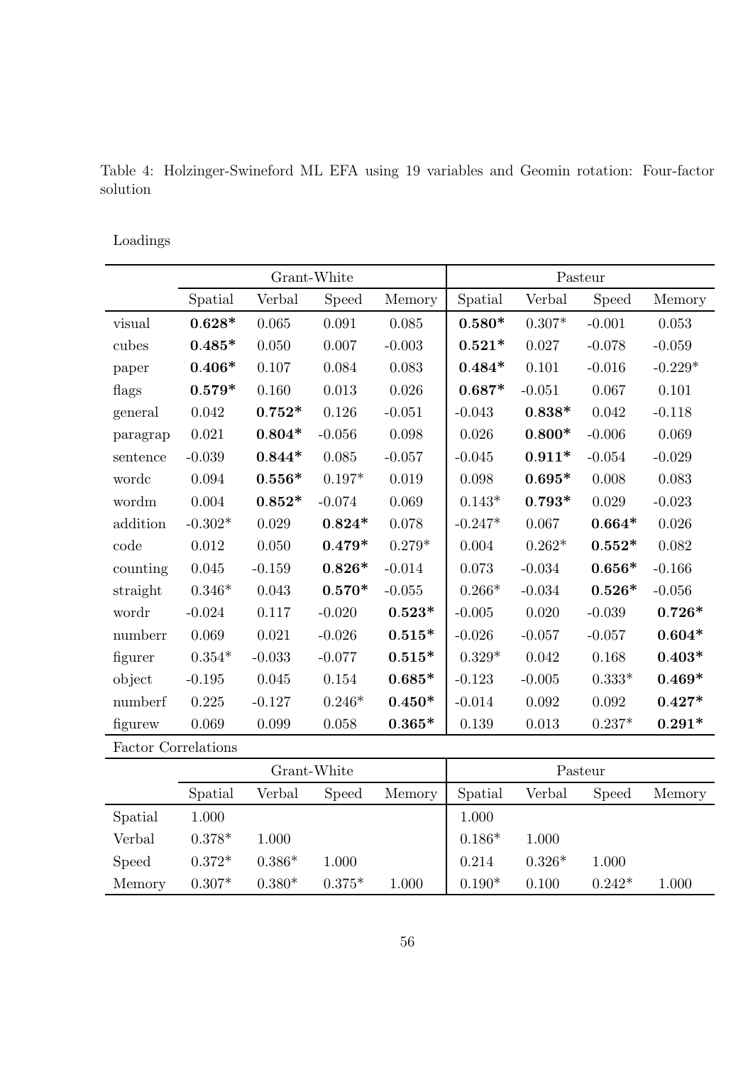Table 4: Holzinger-Swineford ML EFA using 19 variables and Geomin rotation: Four-factor solution

Loadings

| | Grant-White | | | | Pasteur | | | |
|---|---|---|---|---|---|---|---|---|
| | Spatial | Verbal | Speed | Memory | Spatial | Verbal | Speed | Memory |
| visual | **0.628*** | 0.065 | 0.091 | 0.085 | **0.580*** | 0.307* | -0.001 | 0.053 |
| cubes | **0.485*** | 0.050 | 0.007 | -0.003 | **0.521*** | 0.027 | -0.078 | -0.059 |
| paper | **0.406*** | 0.107 | 0.084 | 0.083 | **0.484*** | 0.101 | -0.016 | -0.229* |
| flags | **0.579*** | 0.160 | 0.013 | 0.026 | **0.687*** | -0.051 | 0.067 | 0.101 |
| general | 0.042 | **0.752*** | 0.126 | -0.051 | -0.043 | **0.838*** | 0.042 | -0.118 |
| paragrap | 0.021 | **0.804*** | -0.056 | 0.098 | 0.026 | **0.800*** | -0.006 | 0.069 |
| sentence | -0.039 | **0.844*** | 0.085 | -0.057 | -0.045 | **0.911*** | -0.054 | -0.029 |
| wordc | 0.094 | **0.556*** | 0.197* | 0.019 | 0.098 | **0.695*** | 0.008 | 0.083 |
| wordm | 0.004 | **0.852*** | -0.074 | 0.069 | 0.143* | **0.793*** | 0.029 | -0.023 |
| addition | -0.302* | 0.029 | **0.824*** | 0.078 | -0.247* | 0.067 | **0.664*** | 0.026 |
| code | 0.012 | 0.050 | **0.479*** | 0.279* | 0.004 | 0.262* | **0.552*** | 0.082 |
| counting | 0.045 | -0.159 | **0.826*** | -0.014 | 0.073 | -0.034 | **0.656*** | -0.166 |
| straight | 0.346* | 0.043 | **0.570*** | -0.055 | 0.266* | -0.034 | **0.526*** | -0.056 |
| wordr | -0.024 | 0.117 | -0.020 | **0.523*** | -0.005 | 0.020 | -0.039 | **0.726*** |
| numberr | 0.069 | 0.021 | -0.026 | **0.515*** | -0.026 | -0.057 | -0.057 | **0.604*** |
| figurer | 0.354* | -0.033 | -0.077 | **0.515*** | 0.329* | 0.042 | 0.168 | **0.403*** |
| object | -0.195 | 0.045 | 0.154 | **0.685*** | -0.123 | -0.005 | 0.333* | **0.469*** |
| numberf | 0.225 | -0.127 | 0.246* | **0.450*** | -0.014 | 0.092 | 0.092 | **0.427*** |
| figurew | 0.069 | 0.099 | 0.058 | **0.365*** | 0.139 | 0.013 | 0.237* | **0.291*** |

Factor Correlations

| | Grant-White | | | | Pasteur | | | |
|---|---|---|---|---|---|---|---|---|
| | Spatial | Verbal | Speed | Memory | Spatial | Verbal | Speed | Memory |
| Spatial | 1.000 | | | | 1.000 | | | |
| Verbal | 0.378* | 1.000 | | | 0.186* | 1.000 | | |
| Speed | 0.372* | 0.386* | 1.000 | | 0.214 | 0.326* | 1.000 | |
| Memory | 0.307* | 0.380* | 0.375* | 1.000 | 0.190* | 0.100 | 0.242* | 1.000 |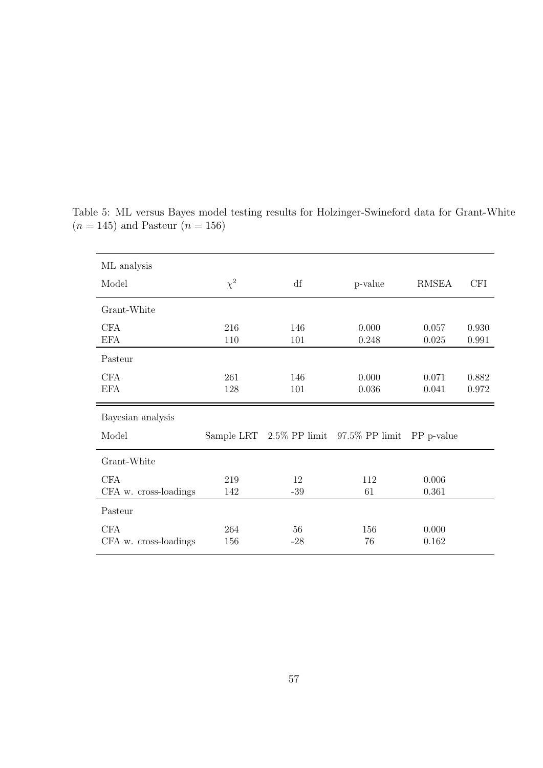Table 5: ML versus Bayes model testing results for Holzinger-Swineford data for Grant-White ($n = 145$) and Pasteur ($n = 156$)

| ML analysis | | | | | |
|---|---|---|---|---|---|
| Model | $\chi^2$ | df | p-value | RMSEA | CFI |
| Grant-White | | | | | |
| CFA | 216 | 146 | 0.000 | 0.057 | 0.930 |
| EFA | 110 | 101 | 0.248 | 0.025 | 0.991 |
| Pasteur | | | | | |
| CFA | 261 | 146 | 0.000 | 0.071 | 0.882 |
| EFA | 128 | 101 | 0.036 | 0.041 | 0.972 |

| Bayesian analysis | | | | |
|---|---|---|---|---|
| Model | Sample LRT | 2.5% PP limit | 97.5% PP limit | PP p-value |
| Grant-White | | | | |
| CFA | 219 | 12 | 112 | 0.006 |
| CFA w. cross-loadings | 142 | -39 | 61 | 0.361 |
| Pasteur | | | | |
| CFA | 264 | 56 | 156 | 0.000 |
| CFA w. cross-loadings | 156 | -28 | 76 | 0.162 |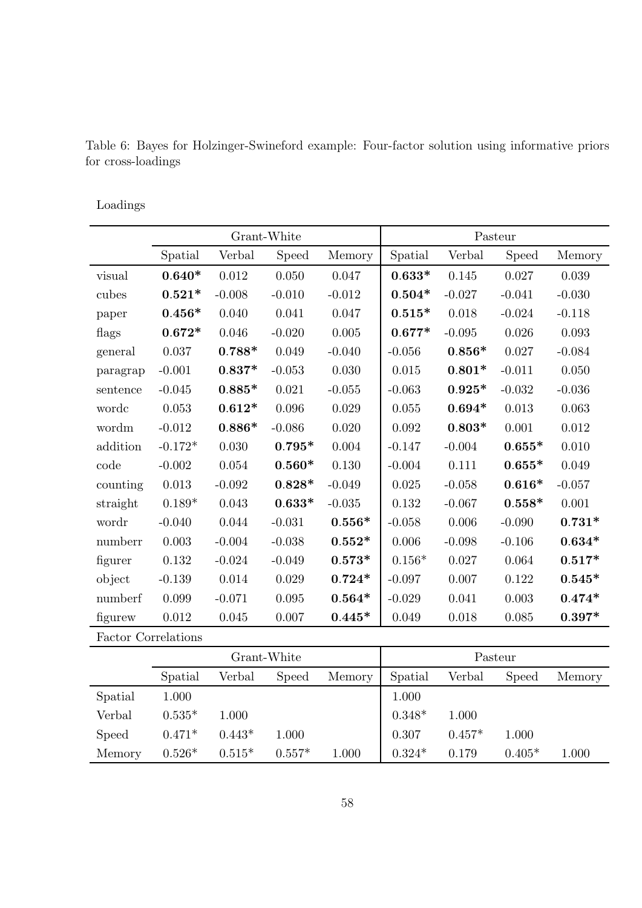Table 6: Bayes for Holzinger-Swineford example: Four-factor solution using informative priors for cross-loadings

Loadings

| | Grant-White | | | | Pasteur | | | |
|---|---|---|---|---|---|---|---|---|
| | Spatial | Verbal | Speed | Memory | Spatial | Verbal | Speed | Memory |
| visual | **0.640*** | 0.012 | 0.050 | 0.047 | **0.633*** | 0.145 | 0.027 | 0.039 |
| cubes | **0.521*** | -0.008 | -0.010 | -0.012 | **0.504*** | -0.027 | -0.041 | -0.030 |
| paper | **0.456*** | 0.040 | 0.041 | 0.047 | **0.515*** | 0.018 | -0.024 | -0.118 |
| flags | **0.672*** | 0.046 | -0.020 | 0.005 | **0.677*** | -0.095 | 0.026 | 0.093 |
| general | 0.037 | **0.788*** | 0.049 | -0.040 | -0.056 | **0.856*** | 0.027 | -0.084 |
| paragrap | -0.001 | **0.837*** | -0.053 | 0.030 | 0.015 | **0.801*** | -0.011 | 0.050 |
| sentence | -0.045 | **0.885*** | 0.021 | -0.055 | -0.063 | **0.925*** | -0.032 | -0.036 |
| wordc | 0.053 | **0.612*** | 0.096 | 0.029 | 0.055 | **0.694*** | 0.013 | 0.063 |
| wordm | -0.012 | **0.886*** | -0.086 | 0.020 | 0.092 | **0.803*** | 0.001 | 0.012 |
| addition | -0.172* | 0.030 | **0.795*** | 0.004 | -0.147 | -0.004 | **0.655*** | 0.010 |
| code | -0.002 | 0.054 | **0.560*** | 0.130 | -0.004 | 0.111 | **0.655*** | 0.049 |
| counting | 0.013 | -0.092 | **0.828*** | -0.049 | 0.025 | -0.058 | **0.616*** | -0.057 |
| straight | 0.189* | 0.043 | **0.633*** | -0.035 | 0.132 | -0.067 | **0.558*** | 0.001 |
| wordr | -0.040 | 0.044 | -0.031 | **0.556*** | -0.058 | 0.006 | -0.090 | **0.731*** |
| numberr | 0.003 | -0.004 | -0.038 | **0.552*** | 0.006 | -0.098 | -0.106 | **0.634*** |
| figurer | 0.132 | -0.024 | -0.049 | **0.573*** | 0.156* | 0.027 | 0.064 | **0.517*** |
| object | -0.139 | 0.014 | 0.029 | **0.724*** | -0.097 | 0.007 | 0.122 | **0.545*** |
| numberf | 0.099 | -0.071 | 0.095 | **0.564*** | -0.029 | 0.041 | 0.003 | **0.474*** |
| figurew | 0.012 | 0.045 | 0.007 | **0.445*** | 0.049 | 0.018 | 0.085 | **0.397*** |

Factor Correlations

| | Grant-White | | | | Pasteur | | | |
|---|---|---|---|---|---|---|---|---|
| | Spatial | Verbal | Speed | Memory | Spatial | Verbal | Speed | Memory |
| Spatial | 1.000 | | | | 1.000 | | | |
| Verbal | 0.535* | 1.000 | | | 0.348* | 1.000 | | |
| Speed | 0.471* | 0.443* | 1.000 | | 0.307 | 0.457* | 1.000 | |
| Memory | 0.526* | 0.515* | 0.557* | 1.000 | 0.324* | 0.179 | 0.405* | 1.000 |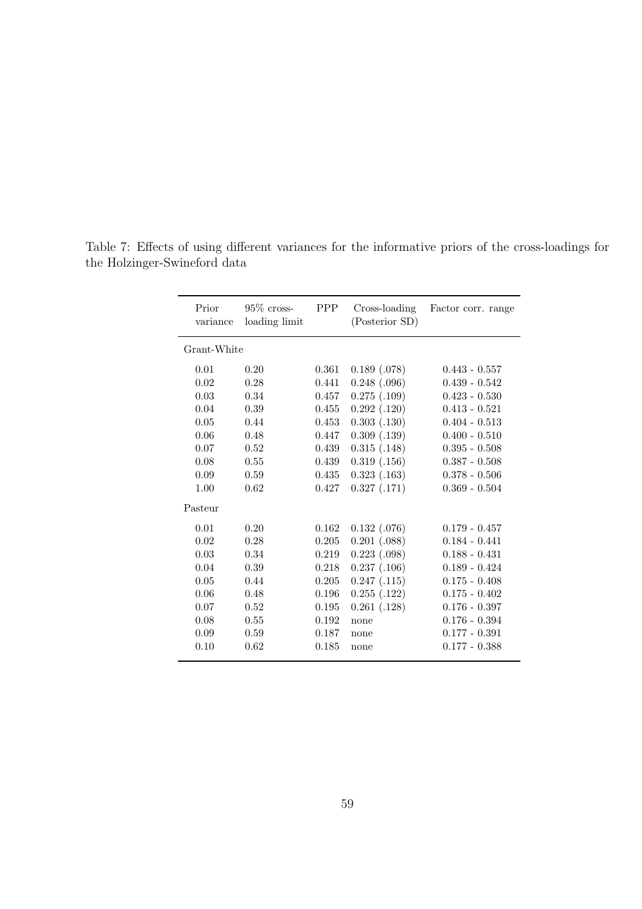Table 7: Effects of using different variances for the informative priors of the cross-loadings for the Holzinger-Swineford data

| Prior variance | 95% cross-loading limit | PPP | Cross-loading (Posterior SD) | Factor corr. range |
|---|---|---|---|---|
| Grant-White | | | | |
| 0.01 | 0.20 | 0.361 | 0.189 (.078) | 0.443 - 0.557 |
| 0.02 | 0.28 | 0.441 | 0.248 (.096) | 0.439 - 0.542 |
| 0.03 | 0.34 | 0.457 | 0.275 (.109) | 0.423 - 0.530 |
| 0.04 | 0.39 | 0.455 | 0.292 (.120) | 0.413 - 0.521 |
| 0.05 | 0.44 | 0.453 | 0.303 (.130) | 0.404 - 0.513 |
| 0.06 | 0.48 | 0.447 | 0.309 (.139) | 0.400 - 0.510 |
| 0.07 | 0.52 | 0.439 | 0.315 (.148) | 0.395 - 0.508 |
| 0.08 | 0.55 | 0.439 | 0.319 (.156) | 0.387 - 0.508 |
| 0.09 | 0.59 | 0.435 | 0.323 (.163) | 0.378 - 0.506 |
| 1.00 | 0.62 | 0.427 | 0.327 (.171) | 0.369 - 0.504 |
| Pasteur | | | | |
| 0.01 | 0.20 | 0.162 | 0.132 (.076) | 0.179 - 0.457 |
| 0.02 | 0.28 | 0.205 | 0.201 (.088) | 0.184 - 0.441 |
| 0.03 | 0.34 | 0.219 | 0.223 (.098) | 0.188 - 0.431 |
| 0.04 | 0.39 | 0.218 | 0.237 (.106) | 0.189 - 0.424 |
| 0.05 | 0.44 | 0.205 | 0.247 (.115) | 0.175 - 0.408 |
| 0.06 | 0.48 | 0.196 | 0.255 (.122) | 0.175 - 0.402 |
| 0.07 | 0.52 | 0.195 | 0.261 (.128) | 0.176 - 0.397 |
| 0.08 | 0.55 | 0.192 | none | 0.176 - 0.394 |
| 0.09 | 0.59 | 0.187 | none | 0.177 - 0.391 |
| 0.10 | 0.62 | 0.185 | none | 0.177 - 0.388 |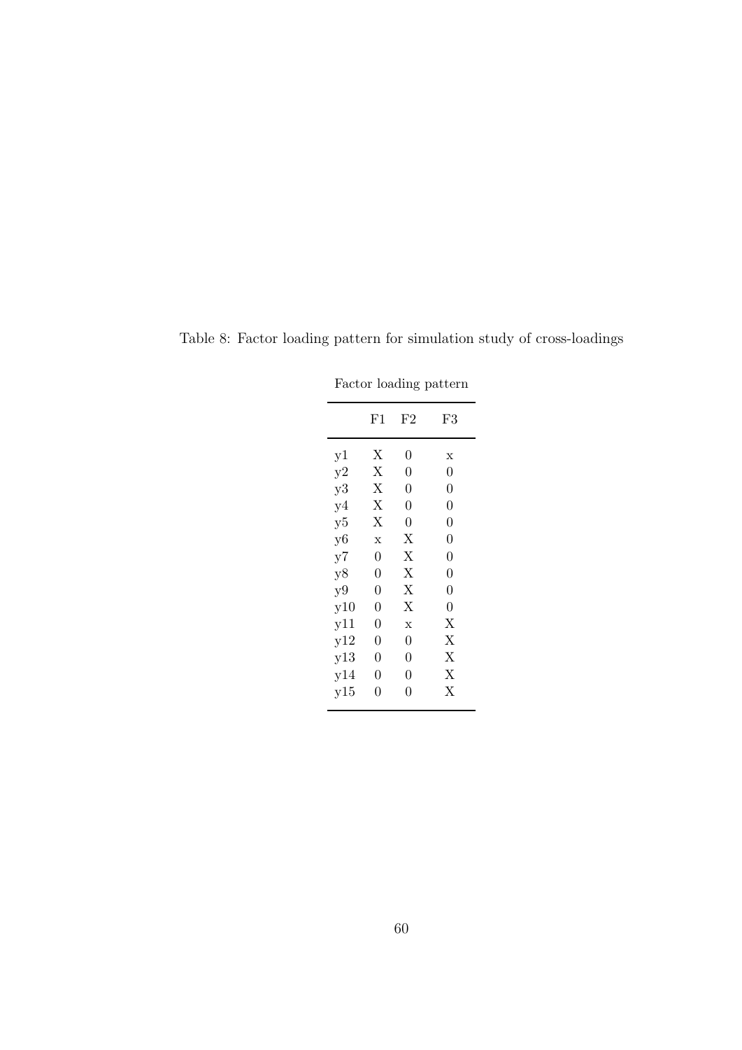Table 8: Factor loading pattern for simulation study of cross-loadings

Factor loading pattern

| | F1 | F2 | F3 |
|---|---|---|---|
| y1 | X | 0 | x |
| y2 | X | 0 | 0 |
| y3 | X | 0 | 0 |
| y4 | X | 0 | 0 |
| y5 | X | 0 | 0 |
| y6 | x | X | 0 |
| y7 | 0 | X | 0 |
| y8 | 0 | X | 0 |
| y9 | 0 | X | 0 |
| y10 | 0 | X | 0 |
| y11 | 0 | x | X |
| y12 | 0 | 0 | X |
| y13 | 0 | 0 | X |
| y14 | 0 | 0 | X |
| y15 | 0 | 0 | X |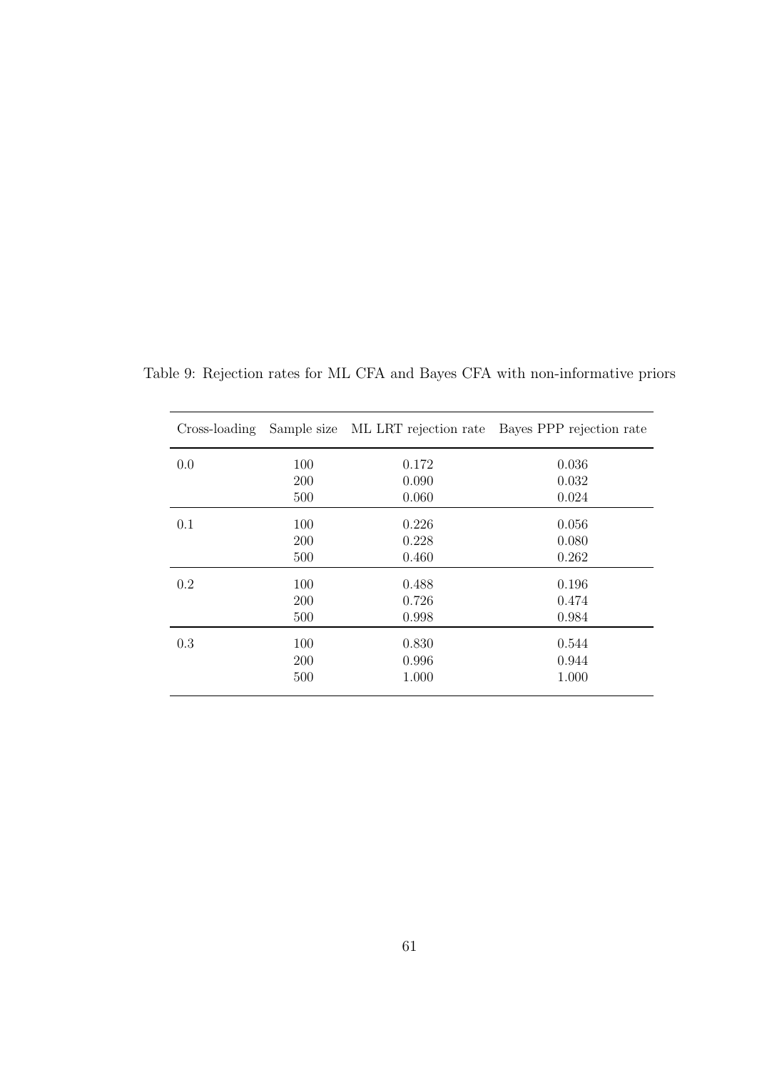Table 9: Rejection rates for ML CFA and Bayes CFA with non-informative priors

| Cross-loading | Sample size | ML LRT rejection rate | Bayes PPP rejection rate |
|---|---|---|---|
| 0.0 | 100 | 0.172 | 0.036 |
| | 200 | 0.090 | 0.032 |
| | 500 | 0.060 | 0.024 |
| 0.1 | 100 | 0.226 | 0.056 |
| | 200 | 0.228 | 0.080 |
| | 500 | 0.460 | 0.262 |
| 0.2 | 100 | 0.488 | 0.196 |
| | 200 | 0.726 | 0.474 |
| | 500 | 0.998 | 0.984 |
| 0.3 | 100 | 0.830 | 0.544 |
| | 200 | 0.996 | 0.944 |
| | 500 | 1.000 | 1.000 |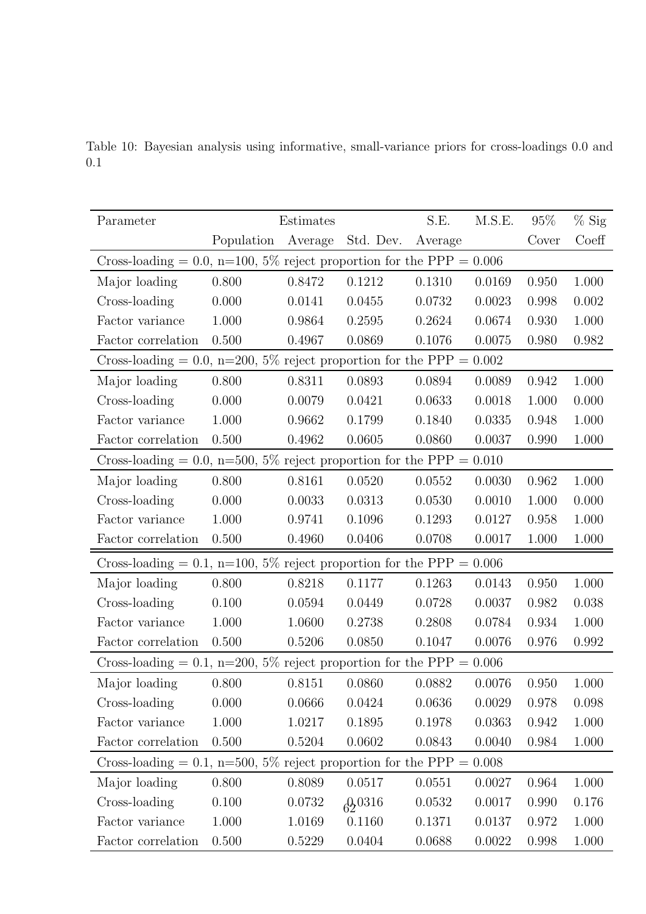Table 10: Bayesian analysis using informative, small-variance priors for cross-loadings 0.0 and 0.1

| Parameter | Estimates | | | S.E. | M.S.E. | 95% | % Sig |
|---|---|---|---|---|---|---|---|
| | Population | Average | Std. Dev. | Average | | Cover | Coeff |
| Cross-loading = 0.0, n=100, 5% reject proportion for the PPP = 0.006 | | | | | | | |
| Major loading | 0.800 | 0.8472 | 0.1212 | 0.1310 | 0.0169 | 0.950 | 1.000 |
| Cross-loading | 0.000 | 0.0141 | 0.0455 | 0.0732 | 0.0023 | 0.998 | 0.002 |
| Factor variance | 1.000 | 0.9864 | 0.2595 | 0.2624 | 0.0674 | 0.930 | 1.000 |
| Factor correlation | 0.500 | 0.4967 | 0.0869 | 0.1076 | 0.0075 | 0.980 | 0.982 |
| Cross-loading = 0.0, n=200, 5% reject proportion for the PPP = 0.002 | | | | | | | |
| Major loading | 0.800 | 0.8311 | 0.0893 | 0.0894 | 0.0089 | 0.942 | 1.000 |
| Cross-loading | 0.000 | 0.0079 | 0.0421 | 0.0633 | 0.0018 | 1.000 | 0.000 |
| Factor variance | 1.000 | 0.9662 | 0.1799 | 0.1840 | 0.0335 | 0.948 | 1.000 |
| Factor correlation | 0.500 | 0.4962 | 0.0605 | 0.0860 | 0.0037 | 0.990 | 1.000 |
| Cross-loading = 0.0, n=500, 5% reject proportion for the PPP = 0.010 | | | | | | | |
| Major loading | 0.800 | 0.8161 | 0.0520 | 0.0552 | 0.0030 | 0.962 | 1.000 |
| Cross-loading | 0.000 | 0.0033 | 0.0313 | 0.0530 | 0.0010 | 1.000 | 0.000 |
| Factor variance | 1.000 | 0.9741 | 0.1096 | 0.1293 | 0.0127 | 0.958 | 1.000 |
| Factor correlation | 0.500 | 0.4960 | 0.0406 | 0.0708 | 0.0017 | 1.000 | 1.000 |
| Cross-loading = 0.1, n=100, 5% reject proportion for the PPP = 0.006 | | | | | | | |
| Major loading | 0.800 | 0.8218 | 0.1177 | 0.1263 | 0.0143 | 0.950 | 1.000 |
| Cross-loading | 0.100 | 0.0594 | 0.0449 | 0.0728 | 0.0037 | 0.982 | 0.038 |
| Factor variance | 1.000 | 1.0600 | 0.2738 | 0.2808 | 0.0784 | 0.934 | 1.000 |
| Factor correlation | 0.500 | 0.5206 | 0.0850 | 0.1047 | 0.0076 | 0.976 | 0.992 |
| Cross-loading = 0.1, n=200, 5% reject proportion for the PPP = 0.006 | | | | | | | |
| Major loading | 0.800 | 0.8151 | 0.0860 | 0.0882 | 0.0076 | 0.950 | 1.000 |
| Cross-loading | 0.000 | 0.0666 | 0.0424 | 0.0636 | 0.0029 | 0.978 | 0.098 |
| Factor variance | 1.000 | 1.0217 | 0.1895 | 0.1978 | 0.0363 | 0.942 | 1.000 |
| Factor correlation | 0.500 | 0.5204 | 0.0602 | 0.0843 | 0.0040 | 0.984 | 1.000 |
| Cross-loading = 0.1, n=500, 5% reject proportion for the PPP = 0.008 | | | | | | | |
| Major loading | 0.800 | 0.8089 | 0.0517 | 0.0551 | 0.0027 | 0.964 | 1.000 |
| Cross-loading | 0.100 | 0.0732 | 0.0316 | 0.0532 | 0.0017 | 0.990 | 0.176 |
| Factor variance | 1.000 | 1.0169 | 0.1160 | 0.1371 | 0.0137 | 0.972 | 1.000 |
| Factor correlation | 0.500 | 0.5229 | 0.0404 | 0.0688 | 0.0022 | 0.998 | 1.000 |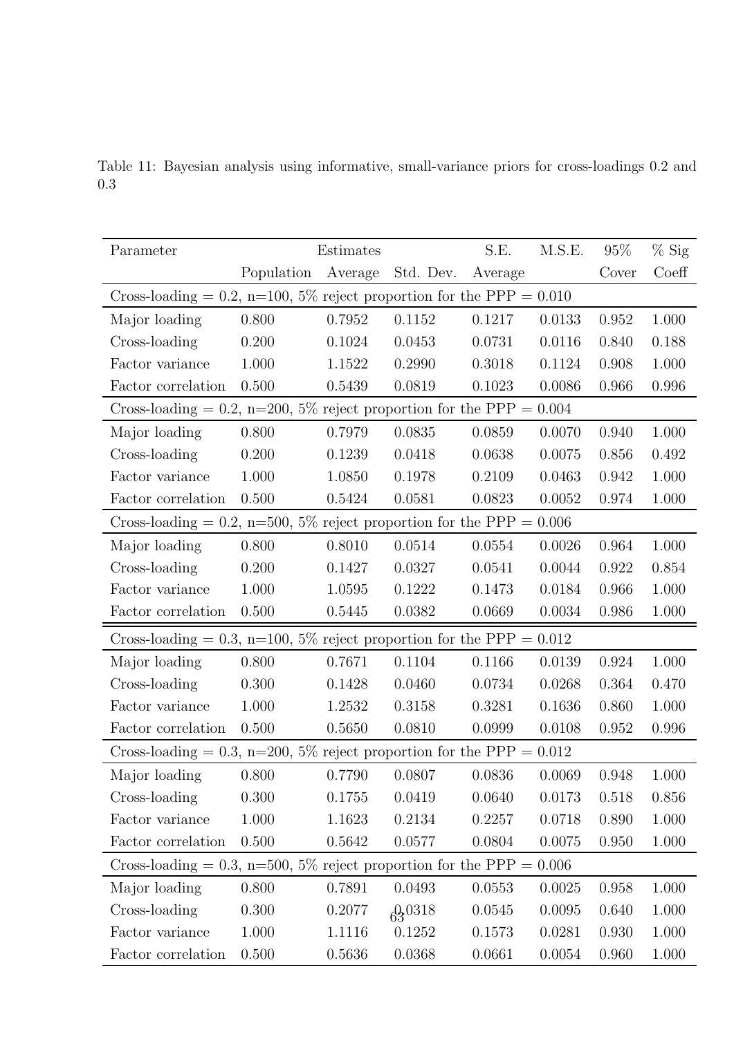Table 11: Bayesian analysis using informative, small-variance priors for cross-loadings 0.2 and 0.3

| Parameter | Estimates | | | S.E. | M.S.E. | 95% | % Sig |
|---|---|---|---|---|---|---|---|
| | Population | Average | Std. Dev. | Average | | Cover | Coeff |
| Cross-loading = 0.2, n=100, 5% reject proportion for the PPP = 0.010 | | | | | | | |
| Major loading | 0.800 | 0.7952 | 0.1152 | 0.1217 | 0.0133 | 0.952 | 1.000 |
| Cross-loading | 0.200 | 0.1024 | 0.0453 | 0.0731 | 0.0116 | 0.840 | 0.188 |
| Factor variance | 1.000 | 1.1522 | 0.2990 | 0.3018 | 0.1124 | 0.908 | 1.000 |
| Factor correlation | 0.500 | 0.5439 | 0.0819 | 0.1023 | 0.0086 | 0.966 | 0.996 |
| Cross-loading = 0.2, n=200, 5% reject proportion for the PPP = 0.004 | | | | | | | |
| Major loading | 0.800 | 0.7979 | 0.0835 | 0.0859 | 0.0070 | 0.940 | 1.000 |
| Cross-loading | 0.200 | 0.1239 | 0.0418 | 0.0638 | 0.0075 | 0.856 | 0.492 |
| Factor variance | 1.000 | 1.0850 | 0.1978 | 0.2109 | 0.0463 | 0.942 | 1.000 |
| Factor correlation | 0.500 | 0.5424 | 0.0581 | 0.0823 | 0.0052 | 0.974 | 1.000 |
| Cross-loading = 0.2, n=500, 5% reject proportion for the PPP = 0.006 | | | | | | | |
| Major loading | 0.800 | 0.8010 | 0.0514 | 0.0554 | 0.0026 | 0.964 | 1.000 |
| Cross-loading | 0.200 | 0.1427 | 0.0327 | 0.0541 | 0.0044 | 0.922 | 0.854 |
| Factor variance | 1.000 | 1.0595 | 0.1222 | 0.1473 | 0.0184 | 0.966 | 1.000 |
| Factor correlation | 0.500 | 0.5445 | 0.0382 | 0.0669 | 0.0034 | 0.986 | 1.000 |
| Cross-loading = 0.3, n=100, 5% reject proportion for the PPP = 0.012 | | | | | | | |
| Major loading | 0.800 | 0.7671 | 0.1104 | 0.1166 | 0.0139 | 0.924 | 1.000 |
| Cross-loading | 0.300 | 0.1428 | 0.0460 | 0.0734 | 0.0268 | 0.364 | 0.470 |
| Factor variance | 1.000 | 1.2532 | 0.3158 | 0.3281 | 0.1636 | 0.860 | 1.000 |
| Factor correlation | 0.500 | 0.5650 | 0.0810 | 0.0999 | 0.0108 | 0.952 | 0.996 |
| Cross-loading = 0.3, n=200, 5% reject proportion for the PPP = 0.012 | | | | | | | |
| Major loading | 0.800 | 0.7790 | 0.0807 | 0.0836 | 0.0069 | 0.948 | 1.000 |
| Cross-loading | 0.300 | 0.1755 | 0.0419 | 0.0640 | 0.0173 | 0.518 | 0.856 |
| Factor variance | 1.000 | 1.1623 | 0.2134 | 0.2257 | 0.0718 | 0.890 | 1.000 |
| Factor correlation | 0.500 | 0.5642 | 0.0577 | 0.0804 | 0.0075 | 0.950 | 1.000 |
| Cross-loading = 0.3, n=500, 5% reject proportion for the PPP = 0.006 | | | | | | | |
| Major loading | 0.800 | 0.7891 | 0.0493 | 0.0553 | 0.0025 | 0.958 | 1.000 |
| Cross-loading | 0.300 | 0.2077 | 0.0318 | 0.0545 | 0.0095 | 0.640 | 1.000 |
| Factor variance | 1.000 | 1.1116 | 0.1252 | 0.1573 | 0.0281 | 0.930 | 1.000 |
| Factor correlation | 0.500 | 0.5636 | 0.0368 | 0.0661 | 0.0054 | 0.960 | 1.000 |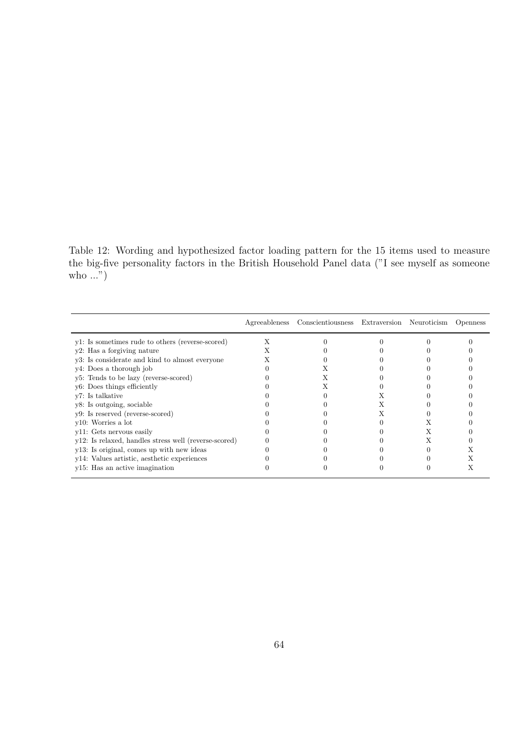Table 12: Wording and hypothesized factor loading pattern for the 15 items used to measure the big-five personality factors in the British Household Panel data ("I see myself as someone who ...")

| | Agreeableness | Conscientiousness | Extraversion | Neuroticism | Openness |
|---|---|---|---|---|---|
| y1: Is sometimes rude to others (reverse-scored) | X | 0 | 0 | 0 | 0 |
| y2: Has a forgiving nature | X | 0 | 0 | 0 | 0 |
| y3: Is considerate and kind to almost everyone | X | 0 | 0 | 0 | 0 |
| y4: Does a thorough job | 0 | X | 0 | 0 | 0 |
| y5: Tends to be lazy (reverse-scored) | 0 | X | 0 | 0 | 0 |
| y6: Does things efficiently | 0 | X | 0 | 0 | 0 |
| y7: Is talkative | 0 | 0 | X | 0 | 0 |
| y8: Is outgoing, sociable | 0 | 0 | X | 0 | 0 |
| y9: Is reserved (reverse-scored) | 0 | 0 | X | 0 | 0 |
| y10: Worries a lot | 0 | 0 | 0 | X | 0 |
| y11: Gets nervous easily | 0 | 0 | 0 | X | 0 |
| y12: Is relaxed, handles stress well (reverse-scored) | 0 | 0 | 0 | X | 0 |
| y13: Is original, comes up with new ideas | 0 | 0 | 0 | 0 | X |
| y14: Values artistic, aesthetic experiences | 0 | 0 | 0 | 0 | X |
| y15: Has an active imagination | 0 | 0 | 0 | 0 | X |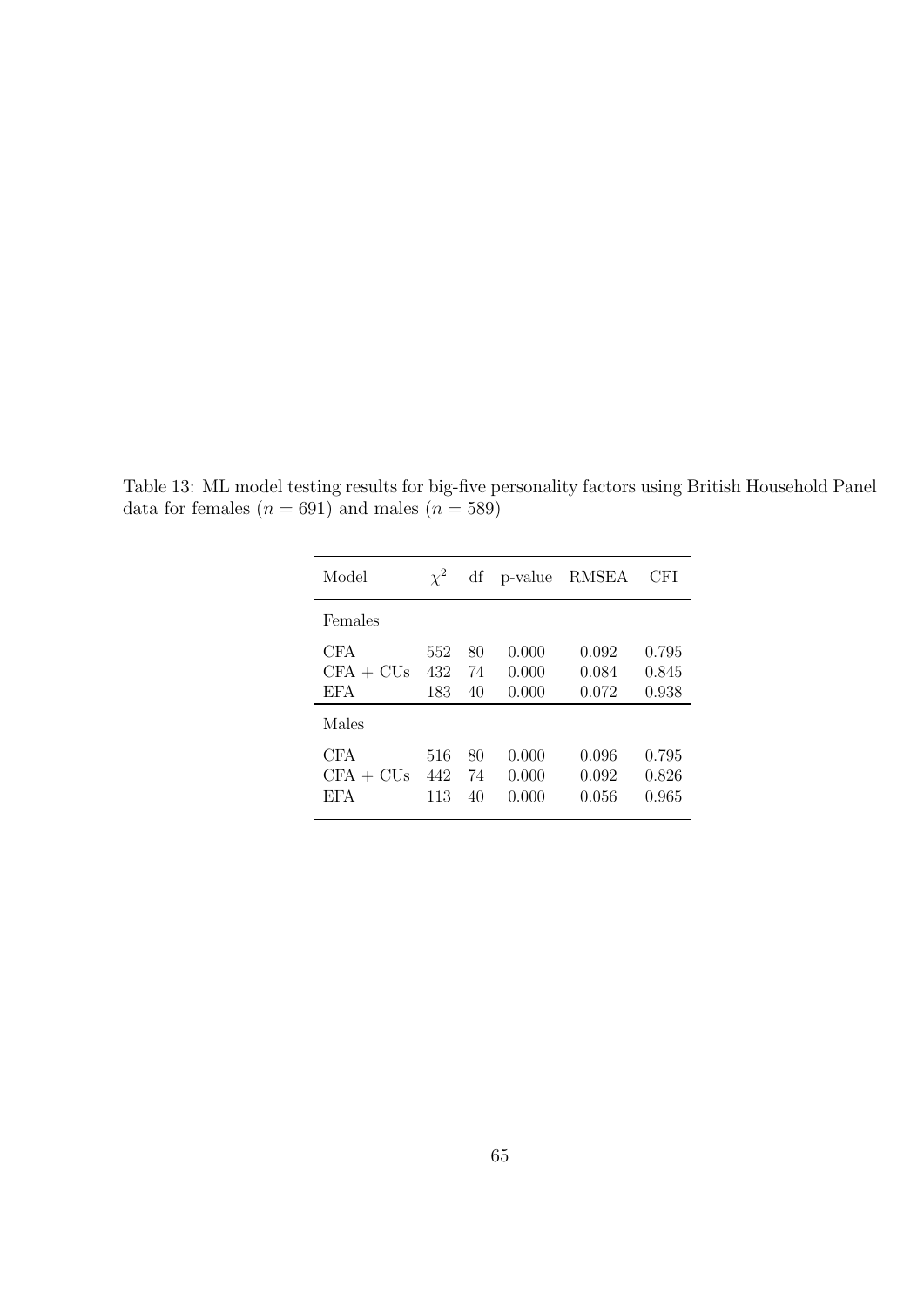Table 13: ML model testing results for big-five personality factors using British Household Panel data for females ($n = 691$) and males ($n = 589$)

| Model | $\chi^2$ | df | p-value | RMSEA | CFI |
|---|---|---|---|---|---|
| Females | | | | | |
| CFA | 552 | 80 | 0.000 | 0.092 | 0.795 |
| CFA + CUs | 432 | 74 | 0.000 | 0.084 | 0.845 |
| EFA | 183 | 40 | 0.000 | 0.072 | 0.938 |
| Males | | | | | |
| CFA | 516 | 80 | 0.000 | 0.096 | 0.795 |
| CFA + CUs | 442 | 74 | 0.000 | 0.092 | 0.826 |
| EFA | 113 | 40 | 0.000 | 0.056 | 0.965 |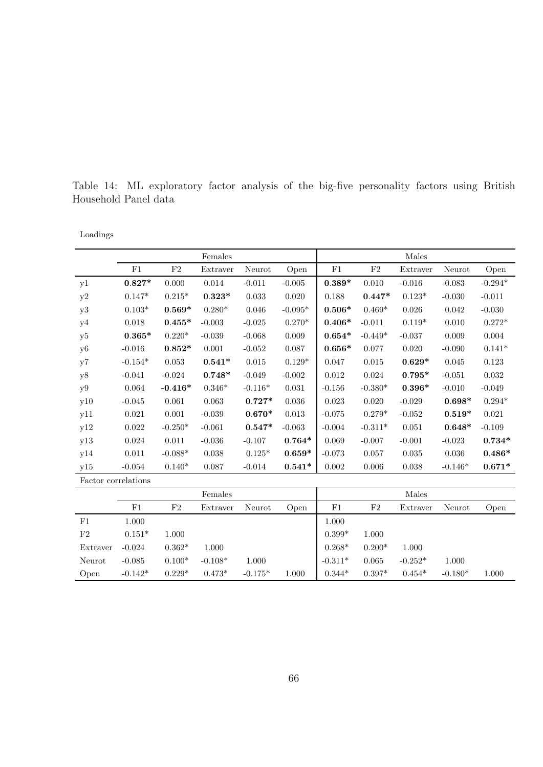Table 14: ML exploratory factor analysis of the big-five personality factors using British Household Panel data

Loadings

| | Females | | | | | Males | | | | |
|---|---|---|---|---|---|---|---|---|---|---|
| | F1 | F2 | Extraver | Neurot | Open | F1 | F2 | Extraver | Neurot | Open |
| y1 | **0.827*** | 0.000 | 0.014 | -0.011 | -0.005 | **0.389*** | 0.010 | -0.016 | -0.083 | -0.294* |
| y2 | 0.147* | 0.215* | **0.323*** | 0.033 | 0.020 | 0.188 | **0.447*** | 0.123* | -0.030 | -0.011 |
| y3 | 0.103* | **0.569*** | 0.280* | 0.046 | -0.095* | **0.506*** | 0.469* | 0.026 | 0.042 | -0.030 |
| y4 | 0.018 | **0.455*** | -0.003 | -0.025 | 0.270* | **0.406*** | -0.011 | 0.119* | 0.010 | 0.272* |
| y5 | **0.365*** | 0.220* | -0.039 | -0.068 | 0.009 | **0.654*** | -0.449* | -0.037 | 0.009 | 0.004 |
| y6 | -0.016 | **0.852*** | 0.001 | -0.052 | 0.087 | **0.656*** | 0.077 | 0.020 | -0.090 | 0.141* |
| y7 | -0.154* | 0.053 | **0.541*** | 0.015 | 0.129* | 0.047 | 0.015 | **0.629*** | 0.045 | 0.123 |
| y8 | -0.041 | -0.024 | **0.748*** | -0.049 | -0.002 | 0.012 | 0.024 | **0.795*** | -0.051 | 0.032 |
| y9 | 0.064 | **-0.416*** | 0.346* | -0.116* | 0.031 | -0.156 | -0.380* | **0.396*** | -0.010 | -0.049 |
| y10 | -0.045 | 0.061 | 0.063 | **0.727*** | 0.036 | 0.023 | 0.020 | -0.029 | **0.698*** | 0.294* |
| y11 | 0.021 | 0.001 | -0.039 | **0.670*** | 0.013 | -0.075 | 0.279* | -0.052 | **0.519*** | 0.021 |
| y12 | 0.022 | -0.250* | -0.061 | **0.547*** | -0.063 | -0.004 | -0.311* | 0.051 | **0.648*** | -0.109 |
| y13 | 0.024 | 0.011 | -0.036 | -0.107 | **0.764*** | 0.069 | -0.007 | -0.001 | -0.023 | **0.734*** |
| y14 | 0.011 | -0.088* | 0.038 | 0.125* | **0.659*** | -0.073 | 0.057 | 0.035 | 0.036 | **0.486*** |
| y15 | -0.054 | 0.140* | 0.087 | -0.014 | **0.541*** | 0.002 | 0.006 | 0.038 | -0.146* | **0.671*** |

Factor correlations

| | Females | | | | | Males | | | | |
|---|---|---|---|---|---|---|---|---|---|---|
| | F1 | F2 | Extraver | Neurot | Open | F1 | F2 | Extraver | Neurot | Open |
| F1 | 1.000 | | | | | 1.000 | | | | |
| F2 | 0.151* | 1.000 | | | | 0.399* | 1.000 | | | |
| Extraver | -0.024 | 0.362* | 1.000 | | | 0.268* | 0.200* | 1.000 | | |
| Neurot | -0.085 | 0.100* | -0.108* | 1.000 | | -0.311* | 0.065 | -0.252* | 1.000 | |
| Open | -0.142* | 0.229* | 0.473* | -0.175* | 1.000 | 0.344* | 0.397* | 0.454* | -0.180* | 1.000 |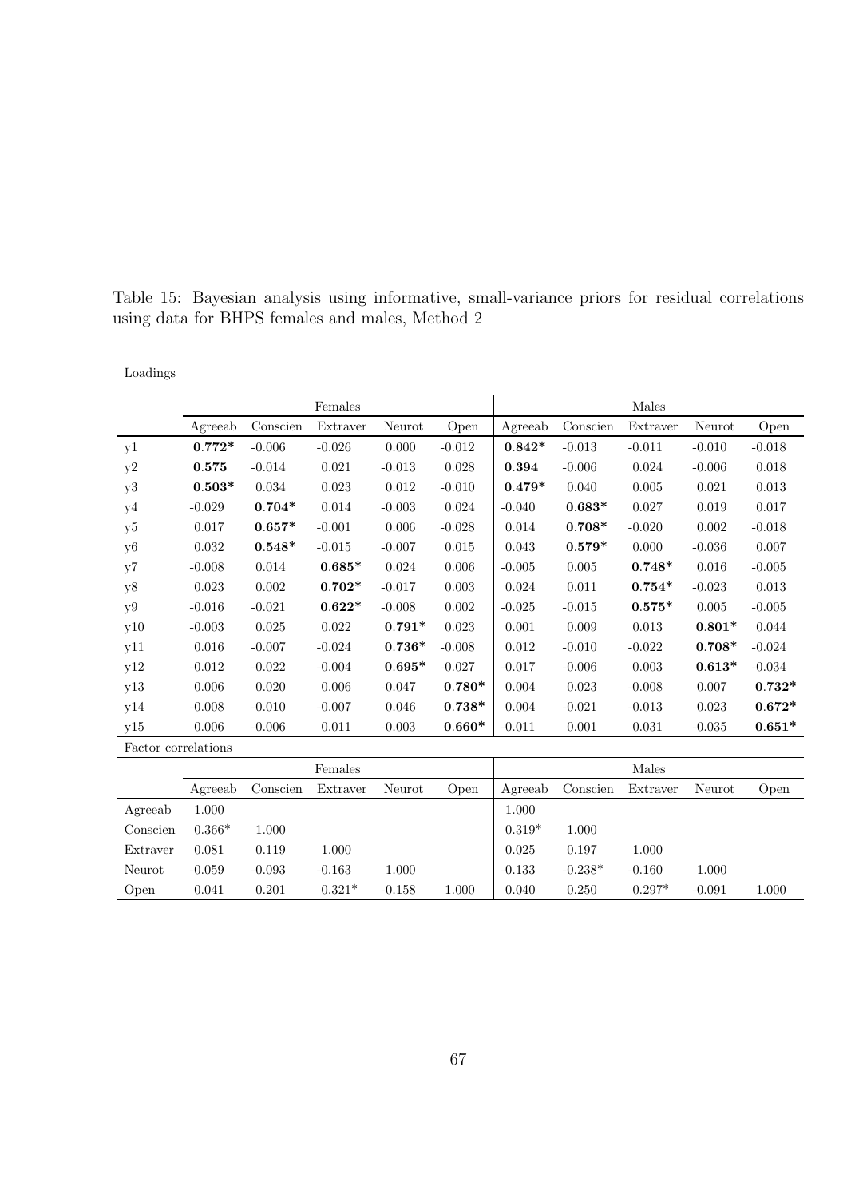Table 15: Bayesian analysis using informative, small-variance priors for residual correlations using data for BHPS females and males, Method 2

Loadings

| | Females | | | | | Males | | | | |
|---|---|---|---|---|---|---|---|---|---|---|
| | Agreeab | Conscien | Extraver | Neurot | Open | Agreeab | Conscien | Extraver | Neurot | Open |
| y1 | **0.772*** | -0.006 | -0.026 | 0.000 | -0.012 | **0.842*** | -0.013 | -0.011 | -0.010 | -0.018 |
| y2 | **0.575** | -0.014 | 0.021 | -0.013 | 0.028 | **0.394** | -0.006 | 0.024 | -0.006 | 0.018 |
| y3 | **0.503*** | 0.034 | 0.023 | 0.012 | -0.010 | **0.479*** | 0.040 | 0.005 | 0.021 | 0.013 |
| y4 | -0.029 | **0.704*** | 0.014 | -0.003 | 0.024 | -0.040 | **0.683*** | 0.027 | 0.019 | 0.017 |
| y5 | 0.017 | **0.657*** | -0.001 | 0.006 | -0.028 | 0.014 | **0.708*** | -0.020 | 0.002 | -0.018 |
| y6 | 0.032 | **0.548*** | -0.015 | -0.007 | 0.015 | 0.043 | **0.579*** | 0.000 | -0.036 | 0.007 |
| y7 | -0.008 | 0.014 | **0.685*** | 0.024 | 0.006 | -0.005 | 0.005 | **0.748*** | 0.016 | -0.005 |
| y8 | 0.023 | 0.002 | **0.702*** | -0.017 | 0.003 | 0.024 | 0.011 | **0.754*** | -0.023 | 0.013 |
| y9 | -0.016 | -0.021 | **0.622*** | -0.008 | 0.002 | -0.025 | -0.015 | **0.575*** | 0.005 | -0.005 |
| y10 | -0.003 | 0.025 | 0.022 | **0.791*** | 0.023 | 0.001 | 0.009 | 0.013 | **0.801*** | 0.044 |
| y11 | 0.016 | -0.007 | -0.024 | **0.736*** | -0.008 | 0.012 | -0.010 | -0.022 | **0.708*** | -0.024 |
| y12 | -0.012 | -0.022 | -0.004 | **0.695*** | -0.027 | -0.017 | -0.006 | 0.003 | **0.613*** | -0.034 |
| y13 | 0.006 | 0.020 | 0.006 | -0.047 | **0.780*** | 0.004 | 0.023 | -0.008 | 0.007 | **0.732*** |
| y14 | -0.008 | -0.010 | -0.007 | 0.046 | **0.738*** | 0.004 | -0.021 | -0.013 | 0.023 | **0.672*** |
| y15 | 0.006 | -0.006 | 0.011 | -0.003 | **0.660*** | -0.011 | 0.001 | 0.031 | -0.035 | **0.651*** |

Factor correlations

| | Females | | | | | Males | | | | |
|---|---|---|---|---|---|---|---|---|---|---|
| | Agreeab | Conscien | Extraver | Neurot | Open | Agreeab | Conscien | Extraver | Neurot | Open |
| Agreeab | 1.000 | | | | | 1.000 | | | | |
| Conscien | 0.366* | 1.000 | | | | 0.319* | 1.000 | | | |
| Extraver | 0.081 | 0.119 | 1.000 | | | 0.025 | 0.197 | 1.000 | | |
| Neurot | -0.059 | -0.093 | -0.163 | 1.000 | | -0.133 | -0.238* | -0.160 | 1.000 | |
| Open | 0.041 | 0.201 | 0.321* | -0.158 | 1.000 | 0.040 | 0.250 | 0.297* | -0.091 | 1.000 |